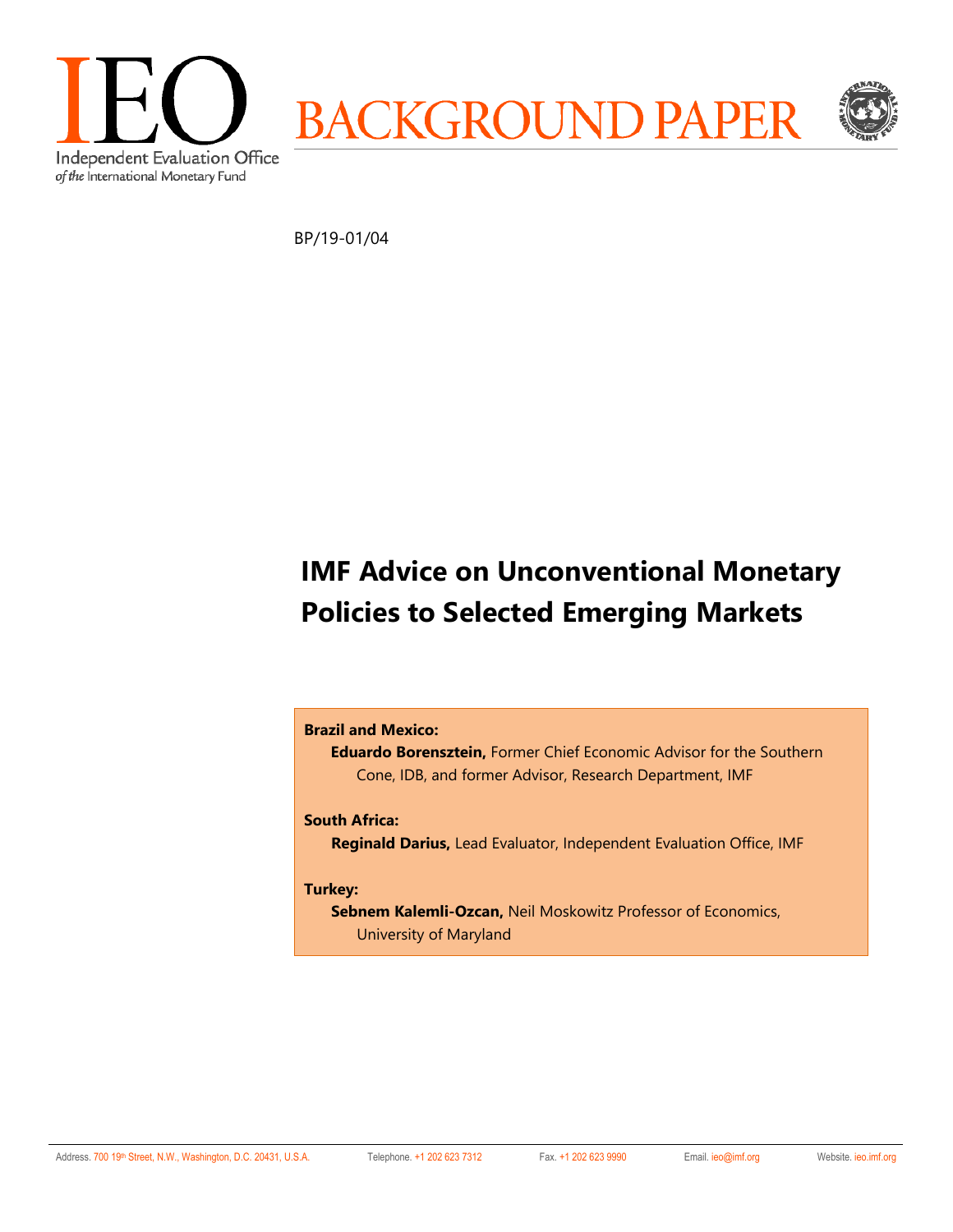IEO

Independent Evaluation Office
*of the* International Monetary Fund

BACKGROUND PAPER

BP/19-01/04

# IMF Advice on Unconventional Monetary Policies to Selected Emerging Markets

**Brazil and Mexico:**

**Eduardo Borensztein,** Former Chief Economic Advisor for the Southern Cone, IDB, and former Advisor, Research Department, IMF

**South Africa:**

**Reginald Darius,** Lead Evaluator, Independent Evaluation Office, IMF

**Turkey:**

**Sebnem Kalemli-Ozcan,** Neil Moskowitz Professor of Economics, University of Maryland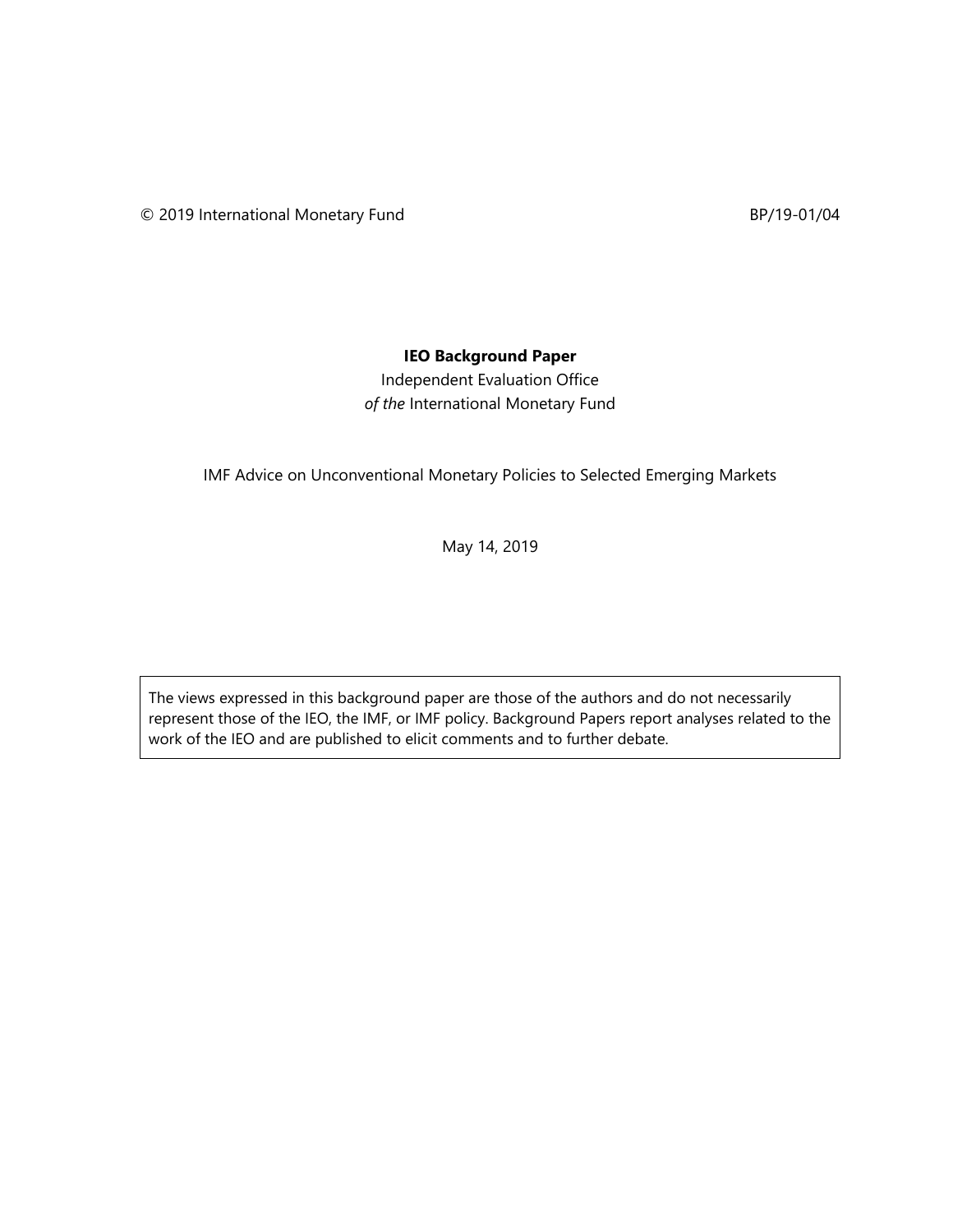© 2019 International Monetary Fund BP/19-01/04

**IEO Background Paper**

Independent Evaluation Office
*of the* International Monetary Fund

IMF Advice on Unconventional Monetary Policies to Selected Emerging Markets

May 14, 2019

The views expressed in this background paper are those of the authors and do not necessarily represent those of the IEO, the IMF, or IMF policy. Background Papers report analyses related to the work of the IEO and are published to elicit comments and to further debate.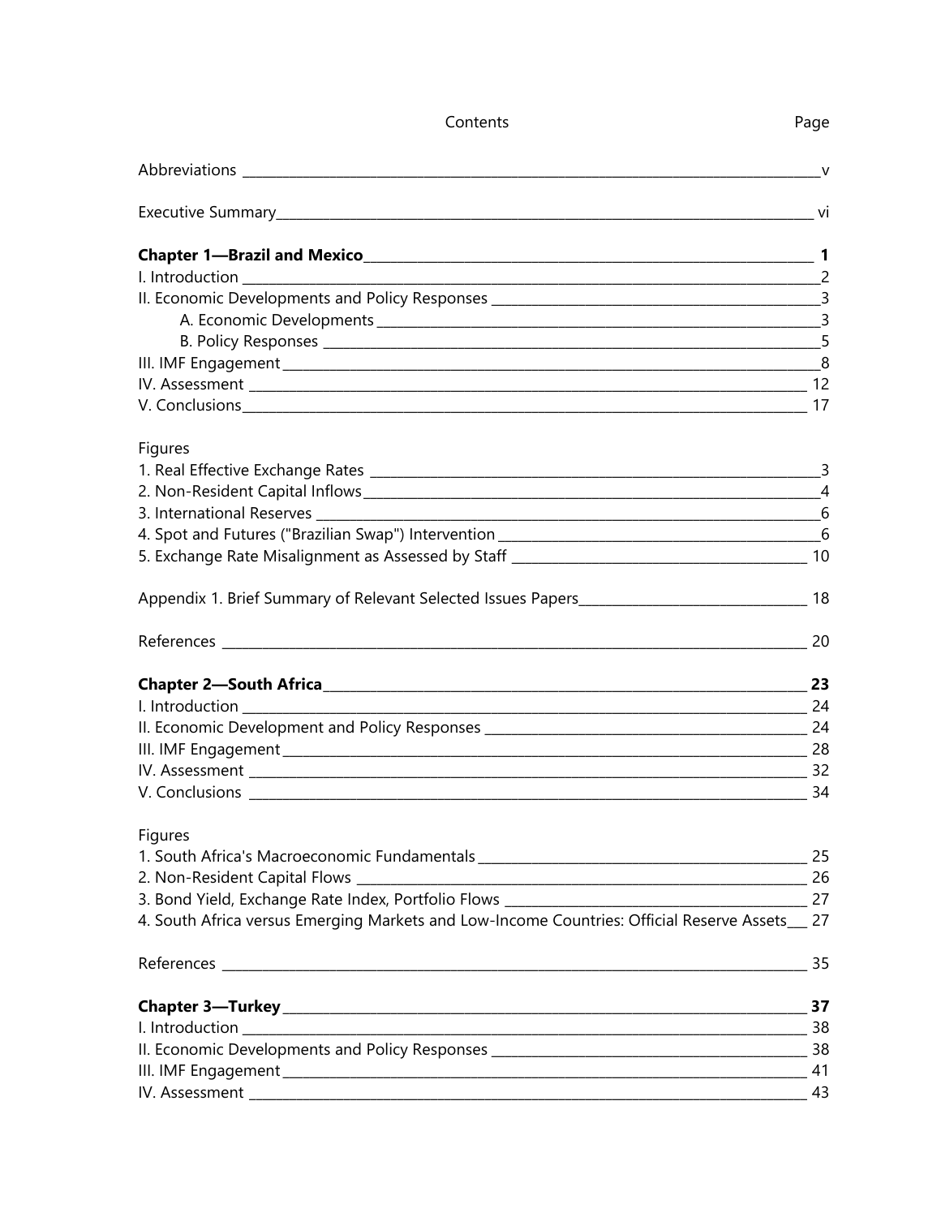# Contents

| | Page |
|---|---|
| Abbreviations | v |
| Executive Summary | vi |
| **Chapter 1—Brazil and Mexico** | **1** |
| I. Introduction | 2 |
| II. Economic Developments and Policy Responses | 3 |
| A. Economic Developments | 3 |
| B. Policy Responses | 5 |
| III. IMF Engagement | 8 |
| IV. Assessment | 12 |
| V. Conclusions | 17 |
| Figures | |
| 1. Real Effective Exchange Rates | 3 |
| 2. Non-Resident Capital Inflows | 4 |
| 3. International Reserves | 6 |
| 4. Spot and Futures ("Brazilian Swap") Intervention | 6 |
| 5. Exchange Rate Misalignment as Assessed by Staff | 10 |
| Appendix 1. Brief Summary of Relevant Selected Issues Papers | 18 |
| References | 20 |
| **Chapter 2—South Africa** | **23** |
| I. Introduction | 24 |
| II. Economic Development and Policy Responses | 24 |
| III. IMF Engagement | 28 |
| IV. Assessment | 32 |
| V. Conclusions | 34 |
| Figures | |
| 1. South Africa's Macroeconomic Fundamentals | 25 |
| 2. Non-Resident Capital Flows | 26 |
| 3. Bond Yield, Exchange Rate Index, Portfolio Flows | 27 |
| 4. South Africa versus Emerging Markets and Low-Income Countries: Official Reserve Assets | 27 |
| References | 35 |
| **Chapter 3—Turkey** | **37** |
| I. Introduction | 38 |
| II. Economic Developments and Policy Responses | 38 |
| III. IMF Engagement | 41 |
| IV. Assessment | 43 |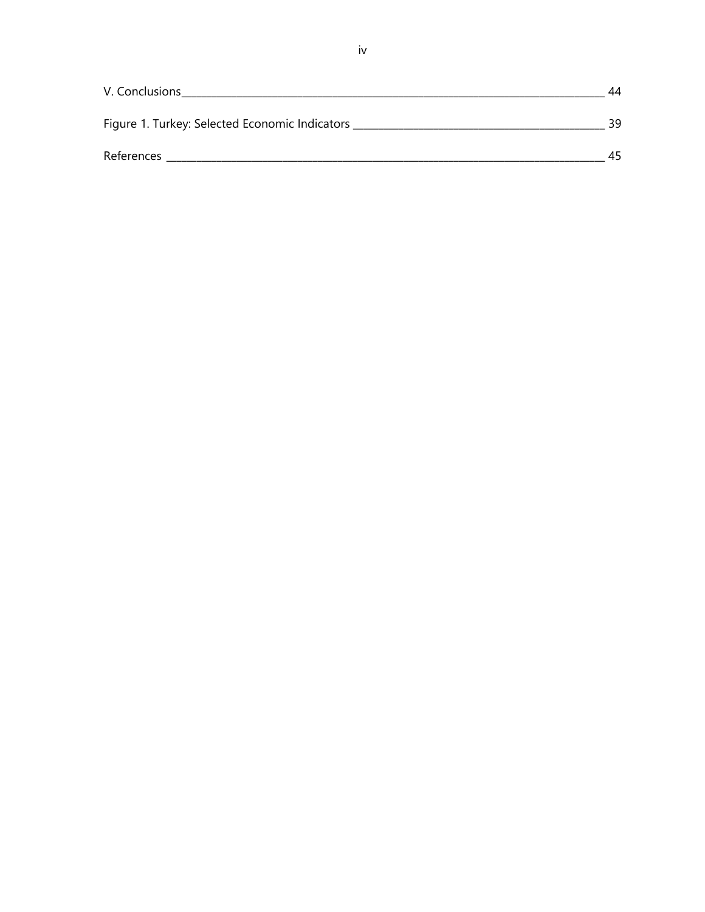V. Conclusions \_\_\_\_\_\_\_\_\_\_\_\_\_\_\_\_\_\_\_\_\_\_\_\_\_\_\_\_\_\_\_\_\_\_\_\_\_\_\_\_\_\_\_\_\_\_\_\_\_\_\_\_\_\_\_\_\_\_\_\_ 44

Figure 1. Turkey: Selected Economic Indicators \_\_\_\_\_\_\_\_\_\_\_\_\_\_\_\_\_\_\_\_\_\_\_\_\_\_\_\_\_\_\_\_\_\_\_\_ 39

References \_\_\_\_\_\_\_\_\_\_\_\_\_\_\_\_\_\_\_\_\_\_\_\_\_\_\_\_\_\_\_\_\_\_\_\_\_\_\_\_\_\_\_\_\_\_\_\_\_\_\_\_\_\_\_\_\_\_\_\_\_ 45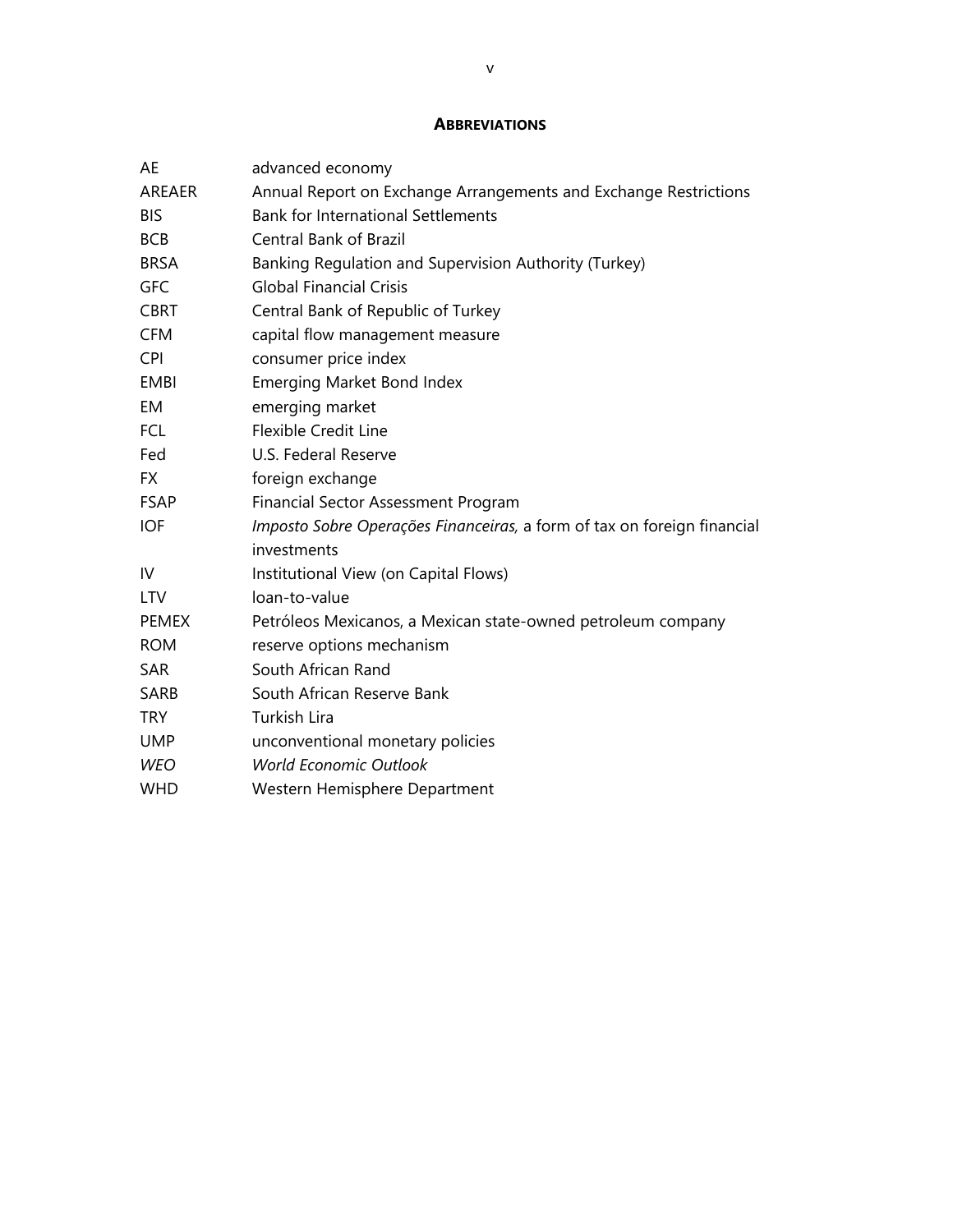## ABBREVIATIONS

| | |
|---|---|
| AE | advanced economy |
| AREAER | Annual Report on Exchange Arrangements and Exchange Restrictions |
| BIS | Bank for International Settlements |
| BCB | Central Bank of Brazil |
| BRSA | Banking Regulation and Supervision Authority (Turkey) |
| GFC | Global Financial Crisis |
| CBRT | Central Bank of Republic of Turkey |
| CFM | capital flow management measure |
| CPI | consumer price index |
| EMBI | Emerging Market Bond Index |
| EM | emerging market |
| FCL | Flexible Credit Line |
| Fed | U.S. Federal Reserve |
| FX | foreign exchange |
| FSAP | Financial Sector Assessment Program |
| IOF | *Imposto Sobre Operações Financeiras,* a form of tax on foreign financial investments |
| IV | Institutional View (on Capital Flows) |
| LTV | loan-to-value |
| PEMEX | Petróleos Mexicanos, a Mexican state-owned petroleum company |
| ROM | reserve options mechanism |
| SAR | South African Rand |
| SARB | South African Reserve Bank |
| TRY | Turkish Lira |
| UMP | unconventional monetary policies |
| *WEO* | *World Economic Outlook* |
| WHD | Western Hemisphere Department |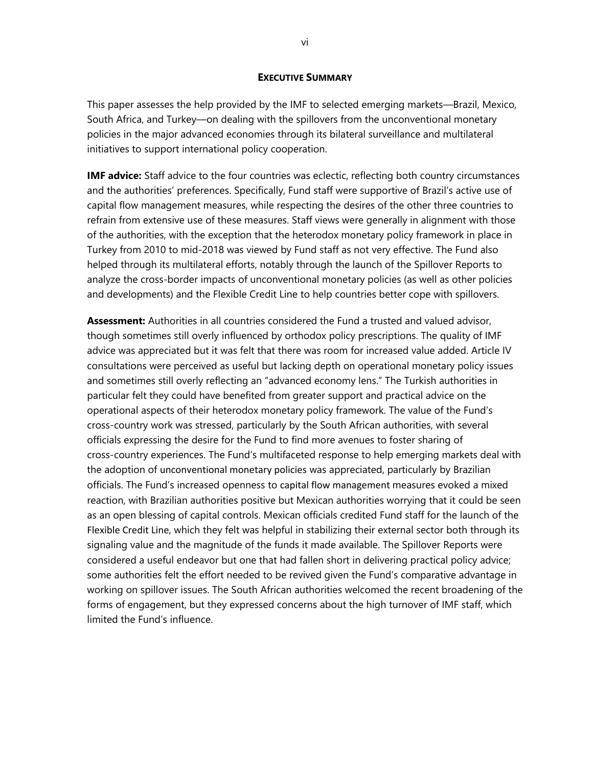## EXECUTIVE SUMMARY

This paper assesses the help provided by the IMF to selected emerging markets—Brazil, Mexico, South Africa, and Turkey—on dealing with the spillovers from the unconventional monetary policies in the major advanced economies through its bilateral surveillance and multilateral initiatives to support international policy cooperation.

**IMF advice:** Staff advice to the four countries was eclectic, reflecting both country circumstances and the authorities' preferences. Specifically, Fund staff were supportive of Brazil's active use of capital flow management measures, while respecting the desires of the other three countries to refrain from extensive use of these measures. Staff views were generally in alignment with those of the authorities, with the exception that the heterodox monetary policy framework in place in Turkey from 2010 to mid-2018 was viewed by Fund staff as not very effective. The Fund also helped through its multilateral efforts, notably through the launch of the Spillover Reports to analyze the cross-border impacts of unconventional monetary policies (as well as other policies and developments) and the Flexible Credit Line to help countries better cope with spillovers.

**Assessment:** Authorities in all countries considered the Fund a trusted and valued advisor, though sometimes still overly influenced by orthodox policy prescriptions. The quality of IMF advice was appreciated but it was felt that there was room for increased value added. Article IV consultations were perceived as useful but lacking depth on operational monetary policy issues and sometimes still overly reflecting an "advanced economy lens." The Turkish authorities in particular felt they could have benefited from greater support and practical advice on the operational aspects of their heterodox monetary policy framework. The value of the Fund's cross-country work was stressed, particularly by the South African authorities, with several officials expressing the desire for the Fund to find more avenues to foster sharing of cross-country experiences. The Fund's multifaceted response to help emerging markets deal with the adoption of unconventional monetary policies was appreciated, particularly by Brazilian officials. The Fund's increased openness to capital flow management measures evoked a mixed reaction, with Brazilian authorities positive but Mexican authorities worrying that it could be seen as an open blessing of capital controls. Mexican officials credited Fund staff for the launch of the Flexible Credit Line, which they felt was helpful in stabilizing their external sector both through its signaling value and the magnitude of the funds it made available. The Spillover Reports were considered a useful endeavor but one that had fallen short in delivering practical policy advice; some authorities felt the effort needed to be revived given the Fund's comparative advantage in working on spillover issues. The South African authorities welcomed the recent broadening of the forms of engagement, but they expressed concerns about the high turnover of IMF staff, which limited the Fund's influence.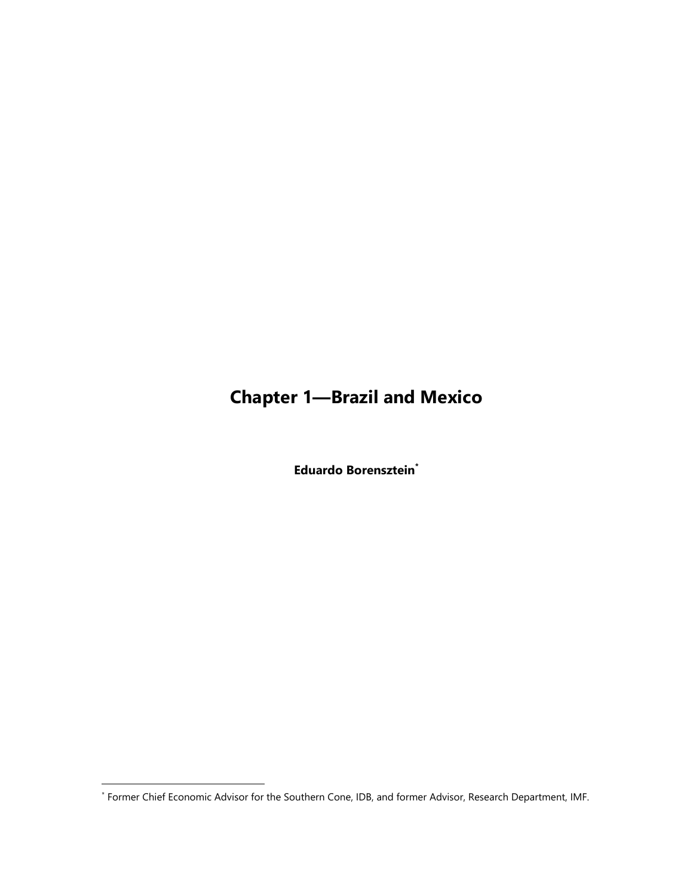# Chapter 1—Brazil and Mexico

**Eduardo Borensztein**[*]

[*] Former Chief Economic Advisor for the Southern Cone, IDB, and former Advisor, Research Department, IMF.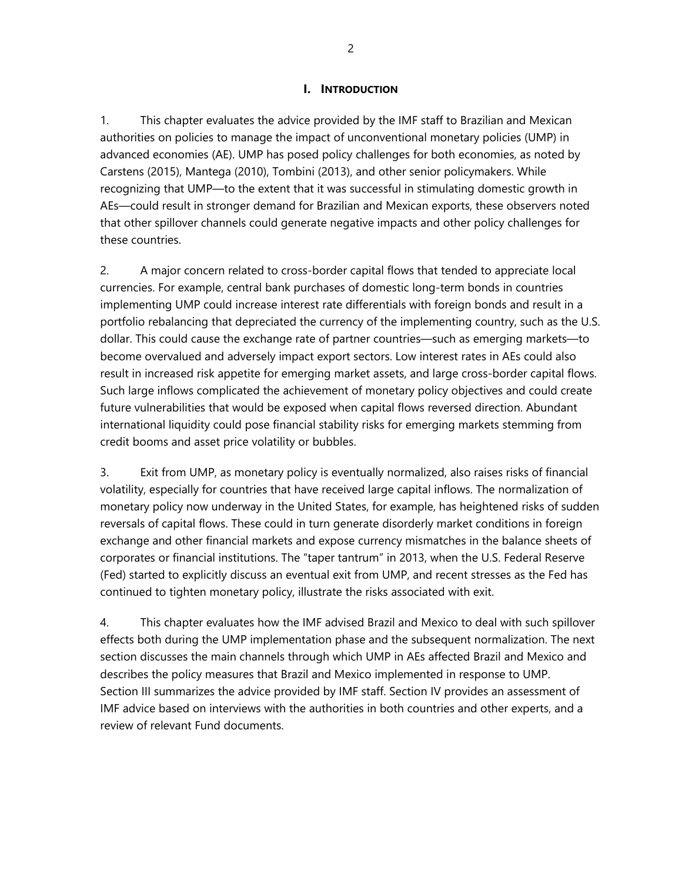## I. INTRODUCTION

1. This chapter evaluates the advice provided by the IMF staff to Brazilian and Mexican authorities on policies to manage the impact of unconventional monetary policies (UMP) in advanced economies (AE). UMP has posed policy challenges for both economies, as noted by Carstens (2015), Mantega (2010), Tombini (2013), and other senior policymakers. While recognizing that UMP—to the extent that it was successful in stimulating domestic growth in AEs—could result in stronger demand for Brazilian and Mexican exports, these observers noted that other spillover channels could generate negative impacts and other policy challenges for these countries.

2. A major concern related to cross-border capital flows that tended to appreciate local currencies. For example, central bank purchases of domestic long-term bonds in countries implementing UMP could increase interest rate differentials with foreign bonds and result in a portfolio rebalancing that depreciated the currency of the implementing country, such as the U.S. dollar. This could cause the exchange rate of partner countries—such as emerging markets—to become overvalued and adversely impact export sectors. Low interest rates in AEs could also result in increased risk appetite for emerging market assets, and large cross-border capital flows. Such large inflows complicated the achievement of monetary policy objectives and could create future vulnerabilities that would be exposed when capital flows reversed direction. Abundant international liquidity could pose financial stability risks for emerging markets stemming from credit booms and asset price volatility or bubbles.

3. Exit from UMP, as monetary policy is eventually normalized, also raises risks of financial volatility, especially for countries that have received large capital inflows. The normalization of monetary policy now underway in the United States, for example, has heightened risks of sudden reversals of capital flows. These could in turn generate disorderly market conditions in foreign exchange and other financial markets and expose currency mismatches in the balance sheets of corporates or financial institutions. The "taper tantrum" in 2013, when the U.S. Federal Reserve (Fed) started to explicitly discuss an eventual exit from UMP, and recent stresses as the Fed has continued to tighten monetary policy, illustrate the risks associated with exit.

4. This chapter evaluates how the IMF advised Brazil and Mexico to deal with such spillover effects both during the UMP implementation phase and the subsequent normalization. The next section discusses the main channels through which UMP in AEs affected Brazil and Mexico and describes the policy measures that Brazil and Mexico implemented in response to UMP. Section III summarizes the advice provided by IMF staff. Section IV provides an assessment of IMF advice based on interviews with the authorities in both countries and other experts, and a review of relevant Fund documents.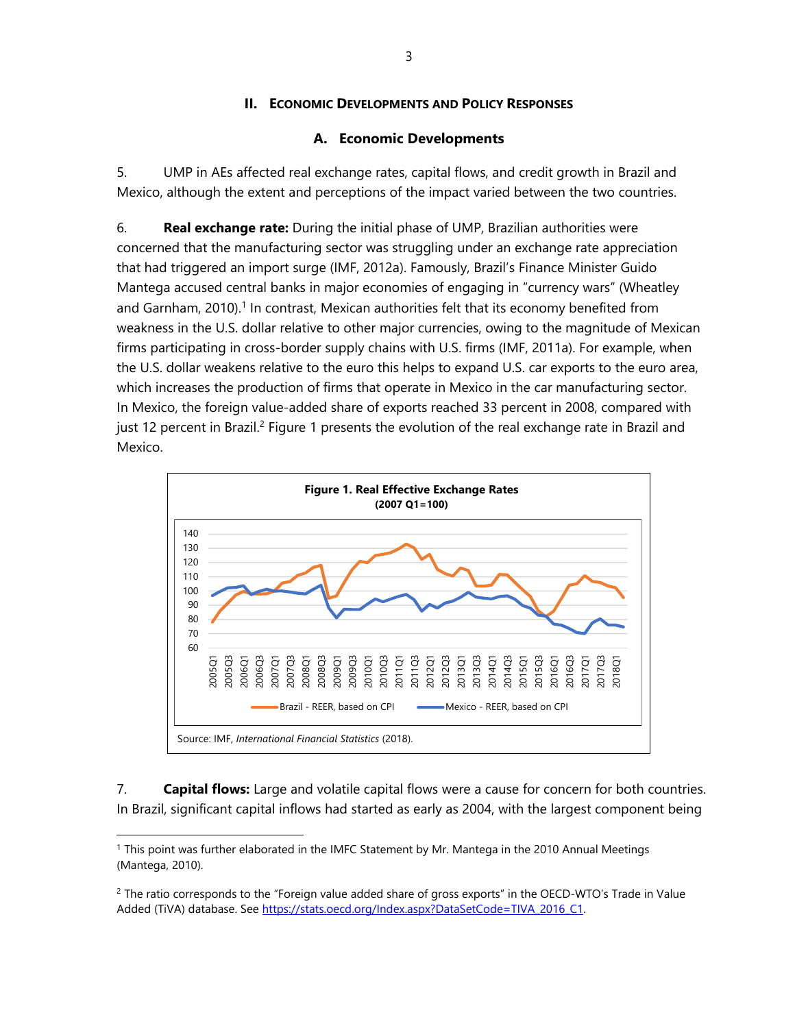## II. Economic Developments and Policy Responses

### A. Economic Developments

5. UMP in AEs affected real exchange rates, capital flows, and credit growth in Brazil and Mexico, although the extent and perceptions of the impact varied between the two countries.

6. **Real exchange rate:** During the initial phase of UMP, Brazilian authorities were concerned that the manufacturing sector was struggling under an exchange rate appreciation that had triggered an import surge (IMF, 2012a). Famously, Brazil's Finance Minister Guido Mantega accused central banks in major economies of engaging in "currency wars" (Wheatley and Garnham, 2010).[1] In contrast, Mexican authorities felt that its economy benefited from weakness in the U.S. dollar relative to other major currencies, owing to the magnitude of Mexican firms participating in cross-border supply chains with U.S. firms (IMF, 2011a). For example, when the U.S. dollar weakens relative to the euro this helps to expand U.S. car exports to the euro area, which increases the production of firms that operate in Mexico in the car manufacturing sector. In Mexico, the foreign value-added share of exports reached 33 percent in 2008, compared with just 12 percent in Brazil.[2] Figure 1 presents the evolution of the real exchange rate in Brazil and Mexico.

**Figure 1. Real Effective Exchange Rates**
**(2007 Q1=100)**

Source: IMF, *International Financial Statistics* (2018).

7. **Capital flows:** Large and volatile capital flows were a cause for concern for both countries. In Brazil, significant capital inflows had started as early as 2004, with the largest component being

---

[1] This point was further elaborated in the IMFC Statement by Mr. Mantega in the 2010 Annual Meetings (Mantega, 2010).

[2] The ratio corresponds to the "Foreign value added share of gross exports" in the OECD-WTO's Trade in Value Added (TiVA) database. See https://stats.oecd.org/Index.aspx?DataSetCode=TIVA_2016_C1.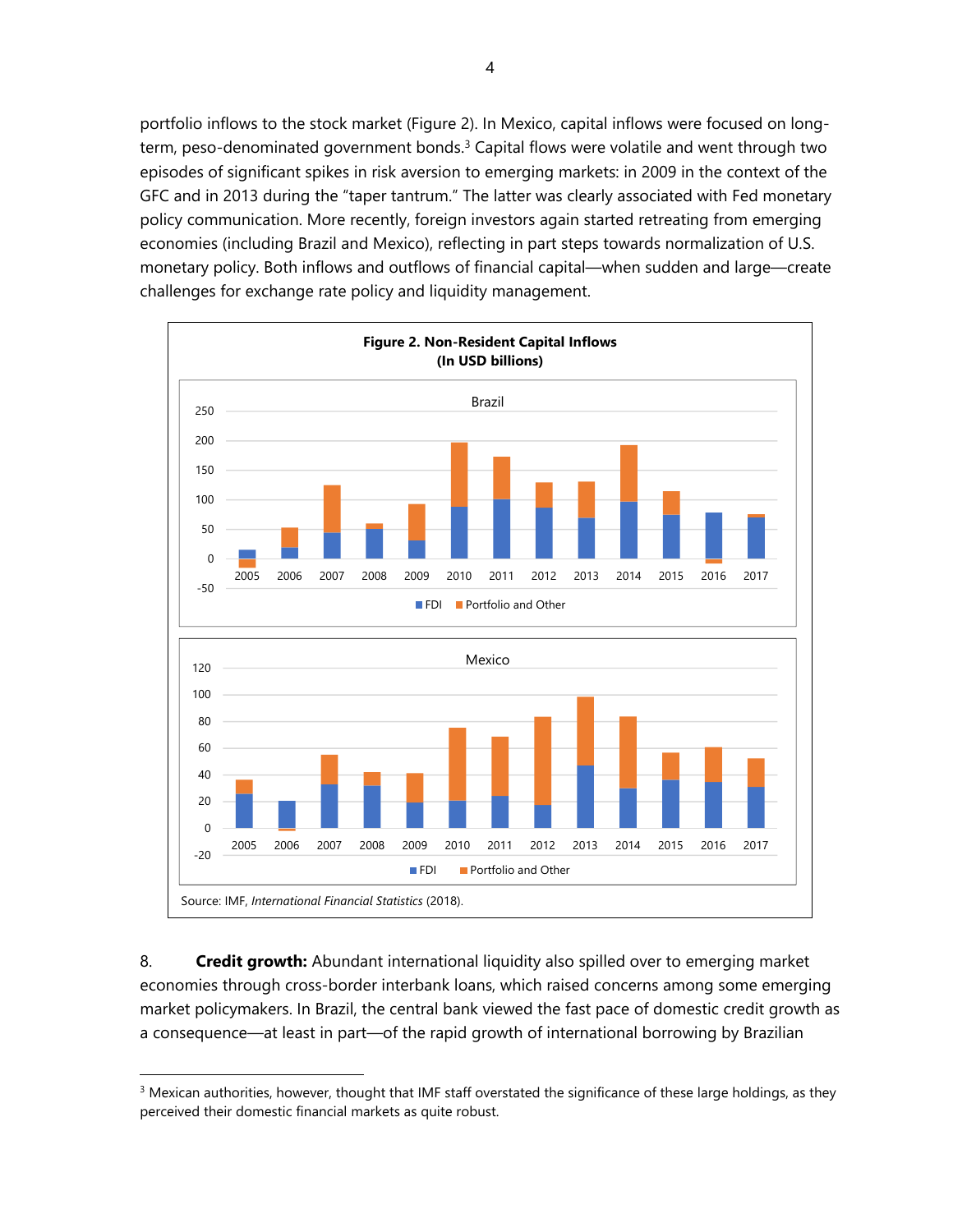portfolio inflows to the stock market (Figure 2). In Mexico, capital inflows were focused on long-term, peso-denominated government bonds.[3] Capital flows were volatile and went through two episodes of significant spikes in risk aversion to emerging markets: in 2009 in the context of the GFC and in 2013 during the "taper tantrum." The latter was clearly associated with Fed monetary policy communication. More recently, foreign investors again started retreating from emerging economies (including Brazil and Mexico), reflecting in part steps towards normalization of U.S. monetary policy. Both inflows and outflows of financial capital—when sudden and large—create challenges for exchange rate policy and liquidity management.

**Figure 2. Non-Resident Capital Inflows**
**(In USD billions)**

Source: IMF, *International Financial Statistics* (2018).

8. **Credit growth:** Abundant international liquidity also spilled over to emerging market economies through cross-border interbank loans, which raised concerns among some emerging market policymakers. In Brazil, the central bank viewed the fast pace of domestic credit growth as a consequence—at least in part—of the rapid growth of international borrowing by Brazilian

---

[3] Mexican authorities, however, thought that IMF staff overstated the significance of these large holdings, as they perceived their domestic financial markets as quite robust.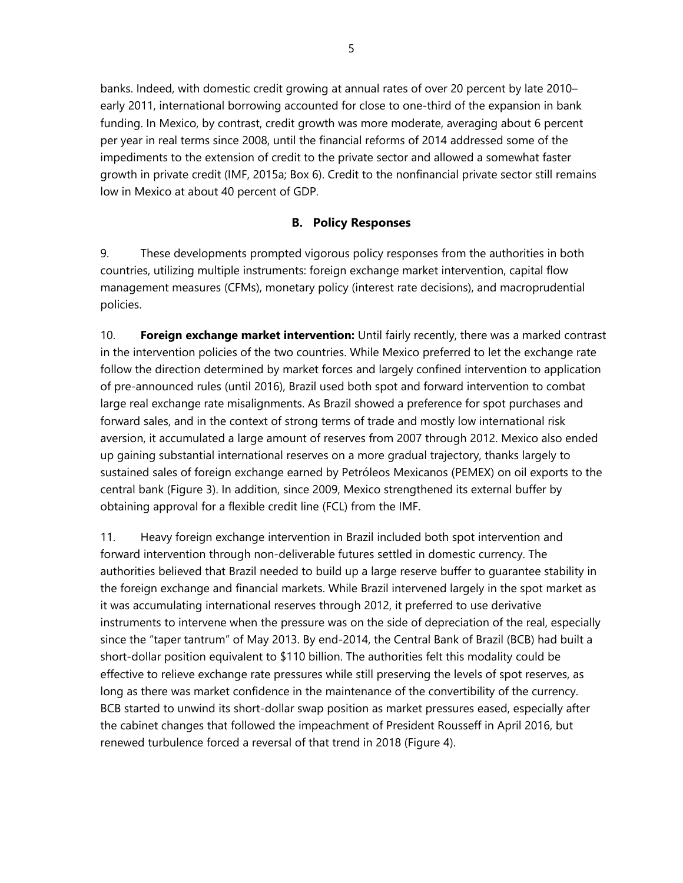banks. Indeed, with domestic credit growing at annual rates of over 20 percent by late 2010–early 2011, international borrowing accounted for close to one-third of the expansion in bank funding. In Mexico, by contrast, credit growth was more moderate, averaging about 6 percent per year in real terms since 2008, until the financial reforms of 2014 addressed some of the impediments to the extension of credit to the private sector and allowed a somewhat faster growth in private credit (IMF, 2015a; Box 6). Credit to the nonfinancial private sector still remains low in Mexico at about 40 percent of GDP.

## B. Policy Responses

9. These developments prompted vigorous policy responses from the authorities in both countries, utilizing multiple instruments: foreign exchange market intervention, capital flow management measures (CFMs), monetary policy (interest rate decisions), and macroprudential policies.

10. **Foreign exchange market intervention:** Until fairly recently, there was a marked contrast in the intervention policies of the two countries. While Mexico preferred to let the exchange rate follow the direction determined by market forces and largely confined intervention to application of pre-announced rules (until 2016), Brazil used both spot and forward intervention to combat large real exchange rate misalignments. As Brazil showed a preference for spot purchases and forward sales, and in the context of strong terms of trade and mostly low international risk aversion, it accumulated a large amount of reserves from 2007 through 2012. Mexico also ended up gaining substantial international reserves on a more gradual trajectory, thanks largely to sustained sales of foreign exchange earned by Petróleos Mexicanos (PEMEX) on oil exports to the central bank (Figure 3). In addition, since 2009, Mexico strengthened its external buffer by obtaining approval for a flexible credit line (FCL) from the IMF.

11. Heavy foreign exchange intervention in Brazil included both spot intervention and forward intervention through non-deliverable futures settled in domestic currency. The authorities believed that Brazil needed to build up a large reserve buffer to guarantee stability in the foreign exchange and financial markets. While Brazil intervened largely in the spot market as it was accumulating international reserves through 2012, it preferred to use derivative instruments to intervene when the pressure was on the side of depreciation of the real, especially since the "taper tantrum" of May 2013. By end-2014, the Central Bank of Brazil (BCB) had built a short-dollar position equivalent to $110 billion. The authorities felt this modality could be effective to relieve exchange rate pressures while still preserving the levels of spot reserves, as long as there was market confidence in the maintenance of the convertibility of the currency. BCB started to unwind its short-dollar swap position as market pressures eased, especially after the cabinet changes that followed the impeachment of President Rousseff in April 2016, but renewed turbulence forced a reversal of that trend in 2018 (Figure 4).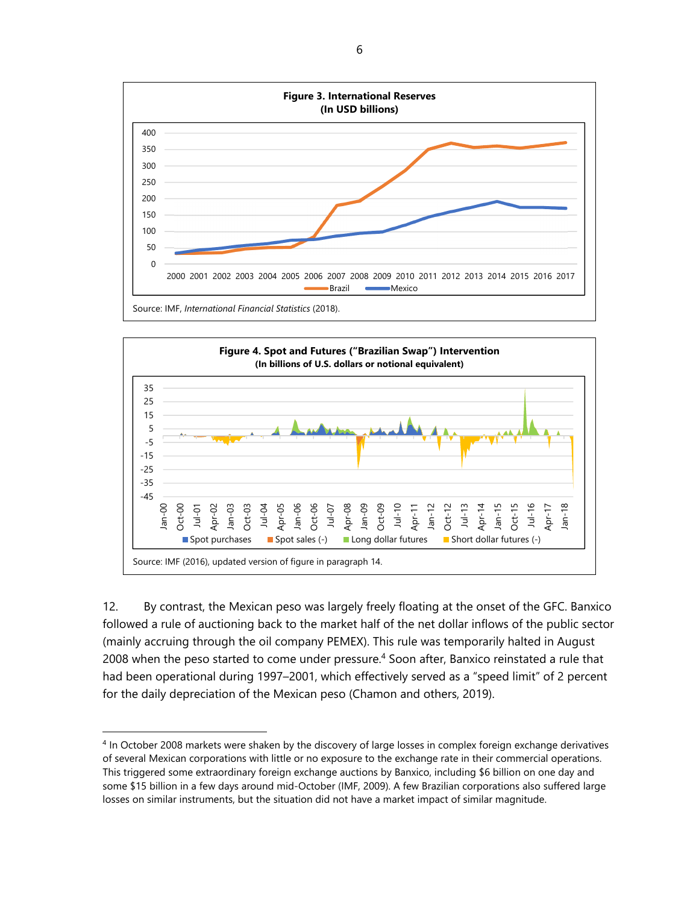**Figure 3. International Reserves**
**(In USD billions)**

Source: IMF, *International Financial Statistics* (2018).

**Figure 4. Spot and Futures ("Brazilian Swap") Intervention**
**(In billions of U.S. dollars or notional equivalent)**

Source: IMF (2016), updated version of figure in paragraph 14.

12. By contrast, the Mexican peso was largely freely floating at the onset of the GFC. Banxico followed a rule of auctioning back to the market half of the net dollar inflows of the public sector (mainly accruing through the oil company PEMEX). This rule was temporarily halted in August 2008 when the peso started to come under pressure.[4] Soon after, Banxico reinstated a rule that had been operational during 1997–2001, which effectively served as a "speed limit" of 2 percent for the daily depreciation of the Mexican peso (Chamon and others, 2019).

[4] In October 2008 markets were shaken by the discovery of large losses in complex foreign exchange derivatives of several Mexican corporations with little or no exposure to the exchange rate in their commercial operations. This triggered some extraordinary foreign exchange auctions by Banxico, including $6 billion on one day and some $15 billion in a few days around mid-October (IMF, 2009). A few Brazilian corporations also suffered large losses on similar instruments, but the situation did not have a market impact of similar magnitude.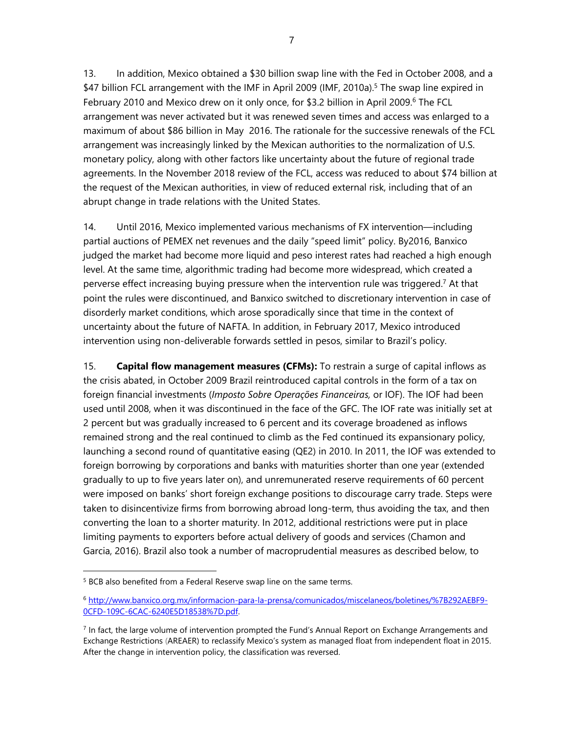13. In addition, Mexico obtained a $30 billion swap line with the Fed in October 2008, and a $47 billion FCL arrangement with the IMF in April 2009 (IMF, 2010a).[5] The swap line expired in February 2010 and Mexico drew on it only once, for $3.2 billion in April 2009.[6] The FCL arrangement was never activated but it was renewed seven times and access was enlarged to a maximum of about $86 billion in May 2016. The rationale for the successive renewals of the FCL arrangement was increasingly linked by the Mexican authorities to the normalization of U.S. monetary policy, along with other factors like uncertainty about the future of regional trade agreements. In the November 2018 review of the FCL, access was reduced to about $74 billion at the request of the Mexican authorities, in view of reduced external risk, including that of an abrupt change in trade relations with the United States.

14. Until 2016, Mexico implemented various mechanisms of FX intervention—including partial auctions of PEMEX net revenues and the daily "speed limit" policy. By2016, Banxico judged the market had become more liquid and peso interest rates had reached a high enough level. At the same time, algorithmic trading had become more widespread, which created a perverse effect increasing buying pressure when the intervention rule was triggered.[7] At that point the rules were discontinued, and Banxico switched to discretionary intervention in case of disorderly market conditions, which arose sporadically since that time in the context of uncertainty about the future of NAFTA. In addition, in February 2017, Mexico introduced intervention using non-deliverable forwards settled in pesos, similar to Brazil's policy.

15. **Capital flow management measures (CFMs):** To restrain a surge of capital inflows as the crisis abated, in October 2009 Brazil reintroduced capital controls in the form of a tax on foreign financial investments (*Imposto Sobre Operações Financeiras,* or IOF). The IOF had been used until 2008, when it was discontinued in the face of the GFC. The IOF rate was initially set at 2 percent but was gradually increased to 6 percent and its coverage broadened as inflows remained strong and the real continued to climb as the Fed continued its expansionary policy, launching a second round of quantitative easing (QE2) in 2010. In 2011, the IOF was extended to foreign borrowing by corporations and banks with maturities shorter than one year (extended gradually to up to five years later on), and unremunerated reserve requirements of 60 percent were imposed on banks' short foreign exchange positions to discourage carry trade. Steps were taken to disincentivize firms from borrowing abroad long-term, thus avoiding the tax, and then converting the loan to a shorter maturity. In 2012, additional restrictions were put in place limiting payments to exporters before actual delivery of goods and services (Chamon and Garcia, 2016). Brazil also took a number of macroprudential measures as described below, to

[5] BCB also benefited from a Federal Reserve swap line on the same terms.

[6] http://www.banxico.org.mx/informacion-para-la-prensa/comunicados/miscelaneos/boletines/%7B292AEBF9-0CFD-109C-6CAC-6240E5D18538%7D.pdf.

[7] In fact, the large volume of intervention prompted the Fund's Annual Report on Exchange Arrangements and Exchange Restrictions (AREAER) to reclassify Mexico's system as managed float from independent float in 2015. After the change in intervention policy, the classification was reversed.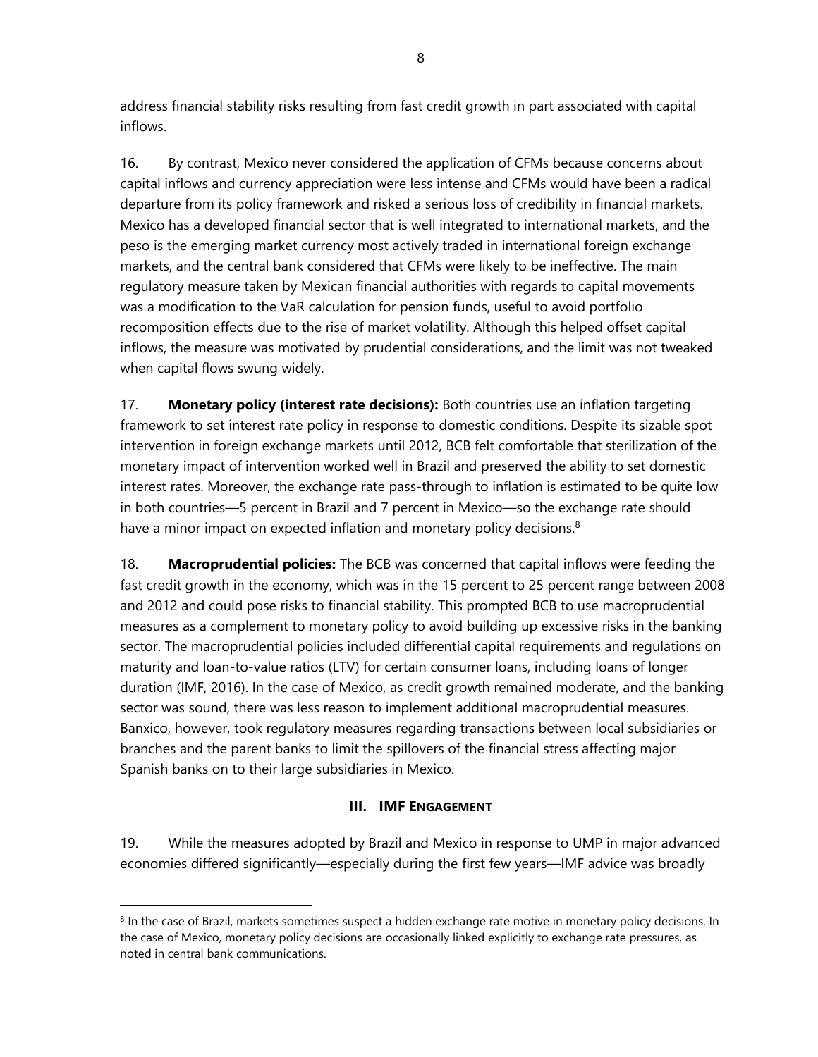address financial stability risks resulting from fast credit growth in part associated with capital inflows.

16. By contrast, Mexico never considered the application of CFMs because concerns about capital inflows and currency appreciation were less intense and CFMs would have been a radical departure from its policy framework and risked a serious loss of credibility in financial markets. Mexico has a developed financial sector that is well integrated to international markets, and the peso is the emerging market currency most actively traded in international foreign exchange markets, and the central bank considered that CFMs were likely to be ineffective. The main regulatory measure taken by Mexican financial authorities with regards to capital movements was a modification to the VaR calculation for pension funds, useful to avoid portfolio recomposition effects due to the rise of market volatility. Although this helped offset capital inflows, the measure was motivated by prudential considerations, and the limit was not tweaked when capital flows swung widely.

17. **Monetary policy (interest rate decisions):** Both countries use an inflation targeting framework to set interest rate policy in response to domestic conditions. Despite its sizable spot intervention in foreign exchange markets until 2012, BCB felt comfortable that sterilization of the monetary impact of intervention worked well in Brazil and preserved the ability to set domestic interest rates. Moreover, the exchange rate pass-through to inflation is estimated to be quite low in both countries—5 percent in Brazil and 7 percent in Mexico—so the exchange rate should have a minor impact on expected inflation and monetary policy decisions.[8]

18. **Macroprudential policies:** The BCB was concerned that capital inflows were feeding the fast credit growth in the economy, which was in the 15 percent to 25 percent range between 2008 and 2012 and could pose risks to financial stability. This prompted BCB to use macroprudential measures as a complement to monetary policy to avoid building up excessive risks in the banking sector. The macroprudential policies included differential capital requirements and regulations on maturity and loan-to-value ratios (LTV) for certain consumer loans, including loans of longer duration (IMF, 2016). In the case of Mexico, as credit growth remained moderate, and the banking sector was sound, there was less reason to implement additional macroprudential measures. Banxico, however, took regulatory measures regarding transactions between local subsidiaries or branches and the parent banks to limit the spillovers of the financial stress affecting major Spanish banks on to their large subsidiaries in Mexico.

## III. IMF ENGAGEMENT

19. While the measures adopted by Brazil and Mexico in response to UMP in major advanced economies differed significantly—especially during the first few years—IMF advice was broadly

[8] In the case of Brazil, markets sometimes suspect a hidden exchange rate motive in monetary policy decisions. In the case of Mexico, monetary policy decisions are occasionally linked explicitly to exchange rate pressures, as noted in central bank communications.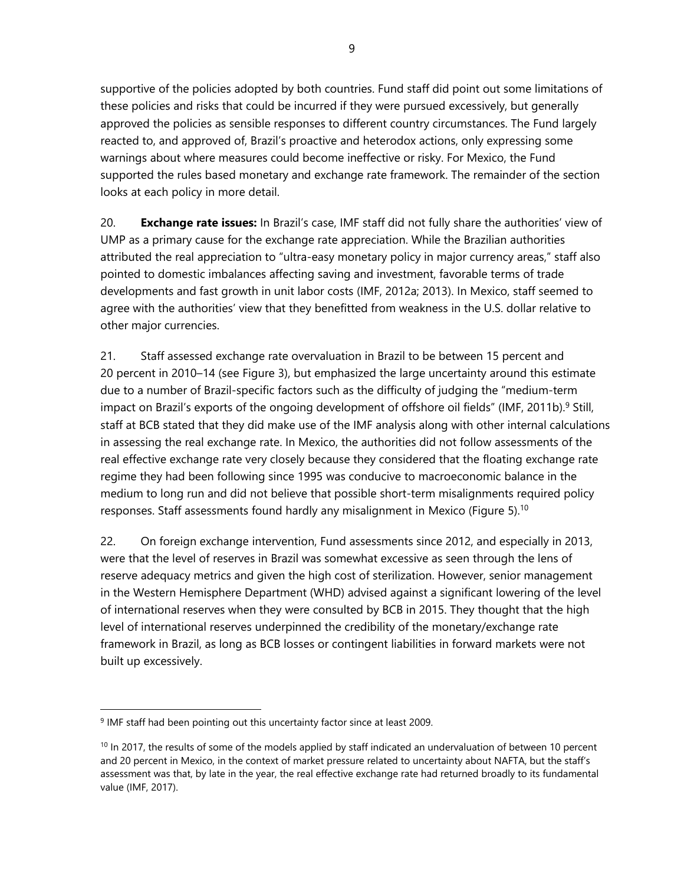supportive of the policies adopted by both countries. Fund staff did point out some limitations of these policies and risks that could be incurred if they were pursued excessively, but generally approved the policies as sensible responses to different country circumstances. The Fund largely reacted to, and approved of, Brazil's proactive and heterodox actions, only expressing some warnings about where measures could become ineffective or risky. For Mexico, the Fund supported the rules based monetary and exchange rate framework. The remainder of the section looks at each policy in more detail.

20. **Exchange rate issues:** In Brazil's case, IMF staff did not fully share the authorities' view of UMP as a primary cause for the exchange rate appreciation. While the Brazilian authorities attributed the real appreciation to "ultra-easy monetary policy in major currency areas," staff also pointed to domestic imbalances affecting saving and investment, favorable terms of trade developments and fast growth in unit labor costs (IMF, 2012a; 2013). In Mexico, staff seemed to agree with the authorities' view that they benefitted from weakness in the U.S. dollar relative to other major currencies.

21. Staff assessed exchange rate overvaluation in Brazil to be between 15 percent and 20 percent in 2010–14 (see Figure 3), but emphasized the large uncertainty around this estimate due to a number of Brazil-specific factors such as the difficulty of judging the "medium-term impact on Brazil's exports of the ongoing development of offshore oil fields" (IMF, 2011b).[9] Still, staff at BCB stated that they did make use of the IMF analysis along with other internal calculations in assessing the real exchange rate. In Mexico, the authorities did not follow assessments of the real effective exchange rate very closely because they considered that the floating exchange rate regime they had been following since 1995 was conducive to macroeconomic balance in the medium to long run and did not believe that possible short-term misalignments required policy responses. Staff assessments found hardly any misalignment in Mexico (Figure 5).[10]

22. On foreign exchange intervention, Fund assessments since 2012, and especially in 2013, were that the level of reserves in Brazil was somewhat excessive as seen through the lens of reserve adequacy metrics and given the high cost of sterilization. However, senior management in the Western Hemisphere Department (WHD) advised against a significant lowering of the level of international reserves when they were consulted by BCB in 2015. They thought that the high level of international reserves underpinned the credibility of the monetary/exchange rate framework in Brazil, as long as BCB losses or contingent liabilities in forward markets were not built up excessively.

---

[9] IMF staff had been pointing out this uncertainty factor since at least 2009.

[10] In 2017, the results of some of the models applied by staff indicated an undervaluation of between 10 percent and 20 percent in Mexico, in the context of market pressure related to uncertainty about NAFTA, but the staff's assessment was that, by late in the year, the real effective exchange rate had returned broadly to its fundamental value (IMF, 2017).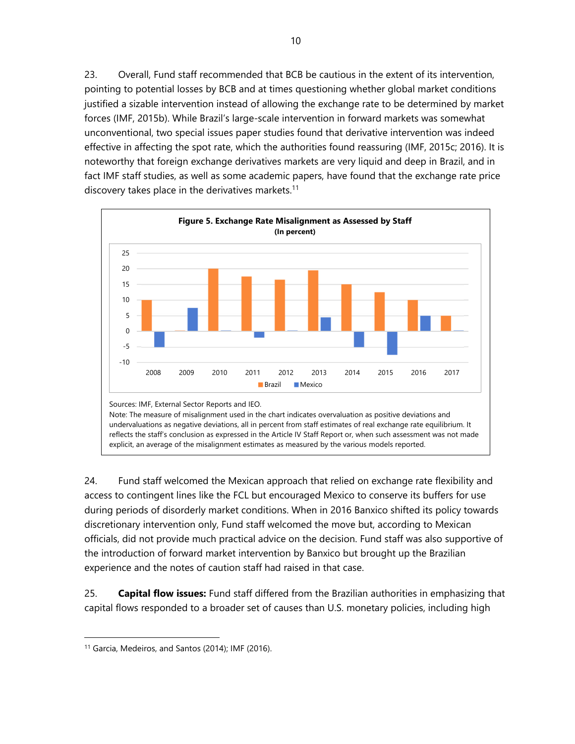23. Overall, Fund staff recommended that BCB be cautious in the extent of its intervention, pointing to potential losses by BCB and at times questioning whether global market conditions justified a sizable intervention instead of allowing the exchange rate to be determined by market forces (IMF, 2015b). While Brazil's large-scale intervention in forward markets was somewhat unconventional, two special issues paper studies found that derivative intervention was indeed effective in affecting the spot rate, which the authorities found reassuring (IMF, 2015c; 2016). It is noteworthy that foreign exchange derivatives markets are very liquid and deep in Brazil, and in fact IMF staff studies, as well as some academic papers, have found that the exchange rate price discovery takes place in the derivatives markets.[11]

**Figure 5. Exchange Rate Misalignment as Assessed by Staff**
**(In percent)**

Sources: IMF, External Sector Reports and IEO.
Note: The measure of misalignment used in the chart indicates overvaluation as positive deviations and undervaluations as negative deviations, all in percent from staff estimates of real exchange rate equilibrium. It reflects the staff's conclusion as expressed in the Article IV Staff Report or, when such assessment was not made explicit, an average of the misalignment estimates as measured by the various models reported.

24. Fund staff welcomed the Mexican approach that relied on exchange rate flexibility and access to contingent lines like the FCL but encouraged Mexico to conserve its buffers for use during periods of disorderly market conditions. When in 2016 Banxico shifted its policy towards discretionary intervention only, Fund staff welcomed the move but, according to Mexican officials, did not provide much practical advice on the decision. Fund staff was also supportive of the introduction of forward market intervention by Banxico but brought up the Brazilian experience and the notes of caution staff had raised in that case.

25. **Capital flow issues:** Fund staff differed from the Brazilian authorities in emphasizing that capital flows responded to a broader set of causes than U.S. monetary policies, including high

[11] Garcia, Medeiros, and Santos (2014); IMF (2016).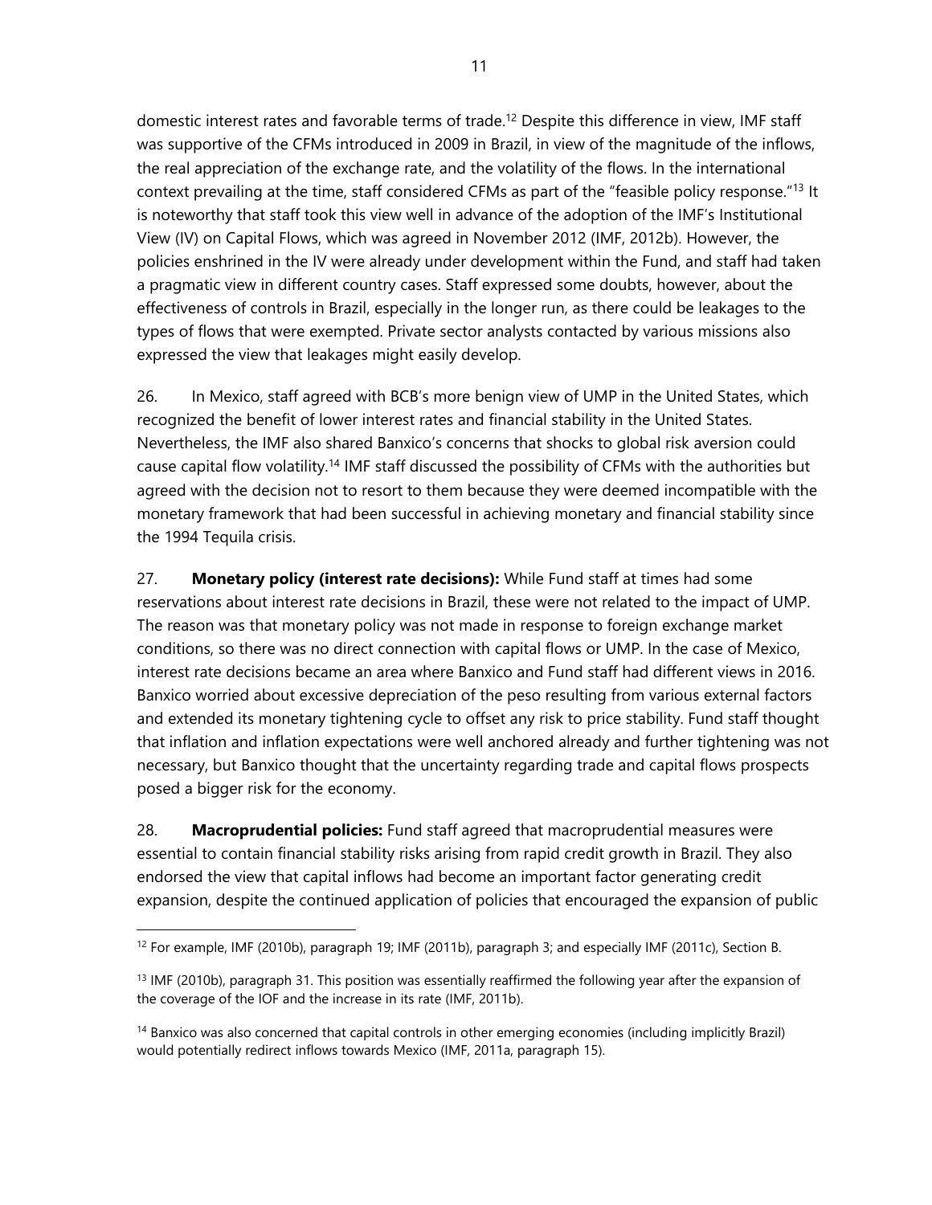domestic interest rates and favorable terms of trade.[12] Despite this difference in view, IMF staff was supportive of the CFMs introduced in 2009 in Brazil, in view of the magnitude of the inflows, the real appreciation of the exchange rate, and the volatility of the flows. In the international context prevailing at the time, staff considered CFMs as part of the "feasible policy response."[13] It is noteworthy that staff took this view well in advance of the adoption of the IMF's Institutional View (IV) on Capital Flows, which was agreed in November 2012 (IMF, 2012b). However, the policies enshrined in the IV were already under development within the Fund, and staff had taken a pragmatic view in different country cases. Staff expressed some doubts, however, about the effectiveness of controls in Brazil, especially in the longer run, as there could be leakages to the types of flows that were exempted. Private sector analysts contacted by various missions also expressed the view that leakages might easily develop.

26. In Mexico, staff agreed with BCB's more benign view of UMP in the United States, which recognized the benefit of lower interest rates and financial stability in the United States. Nevertheless, the IMF also shared Banxico's concerns that shocks to global risk aversion could cause capital flow volatility.[14] IMF staff discussed the possibility of CFMs with the authorities but agreed with the decision not to resort to them because they were deemed incompatible with the monetary framework that had been successful in achieving monetary and financial stability since the 1994 Tequila crisis.

27. **Monetary policy (interest rate decisions):** While Fund staff at times had some reservations about interest rate decisions in Brazil, these were not related to the impact of UMP. The reason was that monetary policy was not made in response to foreign exchange market conditions, so there was no direct connection with capital flows or UMP. In the case of Mexico, interest rate decisions became an area where Banxico and Fund staff had different views in 2016. Banxico worried about excessive depreciation of the peso resulting from various external factors and extended its monetary tightening cycle to offset any risk to price stability. Fund staff thought that inflation and inflation expectations were well anchored already and further tightening was not necessary, but Banxico thought that the uncertainty regarding trade and capital flows prospects posed a bigger risk for the economy.

28. **Macroprudential policies:** Fund staff agreed that macroprudential measures were essential to contain financial stability risks arising from rapid credit growth in Brazil. They also endorsed the view that capital inflows had become an important factor generating credit expansion, despite the continued application of policies that encouraged the expansion of public

---

[12] For example, IMF (2010b), paragraph 19; IMF (2011b), paragraph 3; and especially IMF (2011c), Section B.

[13] IMF (2010b), paragraph 31. This position was essentially reaffirmed the following year after the expansion of the coverage of the IOF and the increase in its rate (IMF, 2011b).

[14] Banxico was also concerned that capital controls in other emerging economies (including implicitly Brazil) would potentially redirect inflows towards Mexico (IMF, 2011a, paragraph 15).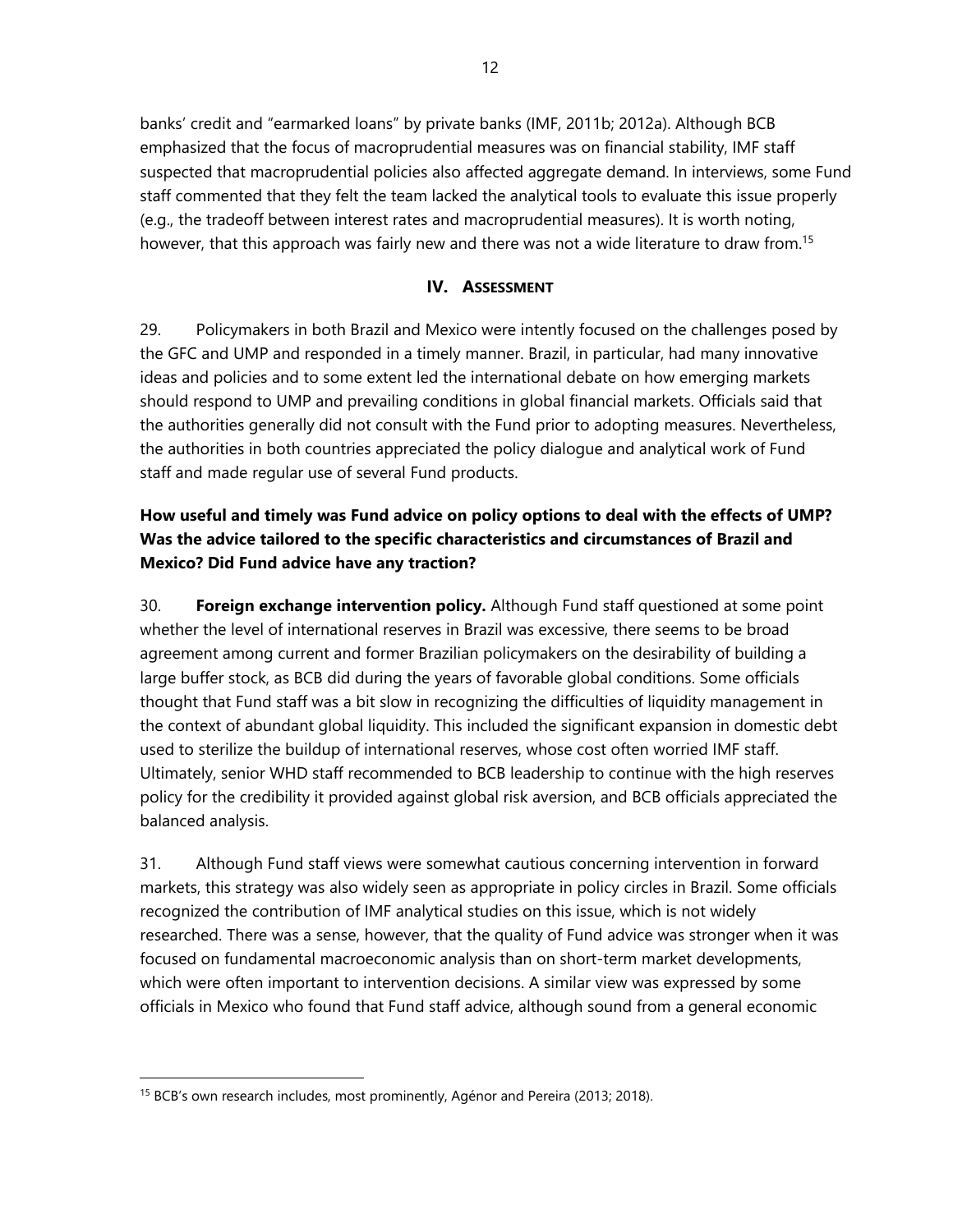banks' credit and "earmarked loans" by private banks (IMF, 2011b; 2012a). Although BCB emphasized that the focus of macroprudential measures was on financial stability, IMF staff suspected that macroprudential policies also affected aggregate demand. In interviews, some Fund staff commented that they felt the team lacked the analytical tools to evaluate this issue properly (e.g., the tradeoff between interest rates and macroprudential measures). It is worth noting, however, that this approach was fairly new and there was not a wide literature to draw from.[15]

## IV. ASSESSMENT

29. Policymakers in both Brazil and Mexico were intently focused on the challenges posed by the GFC and UMP and responded in a timely manner. Brazil, in particular, had many innovative ideas and policies and to some extent led the international debate on how emerging markets should respond to UMP and prevailing conditions in global financial markets. Officials said that the authorities generally did not consult with the Fund prior to adopting measures. Nevertheless, the authorities in both countries appreciated the policy dialogue and analytical work of Fund staff and made regular use of several Fund products.

### How useful and timely was Fund advice on policy options to deal with the effects of UMP? Was the advice tailored to the specific characteristics and circumstances of Brazil and Mexico? Did Fund advice have any traction?

30. **Foreign exchange intervention policy.** Although Fund staff questioned at some point whether the level of international reserves in Brazil was excessive, there seems to be broad agreement among current and former Brazilian policymakers on the desirability of building a large buffer stock, as BCB did during the years of favorable global conditions. Some officials thought that Fund staff was a bit slow in recognizing the difficulties of liquidity management in the context of abundant global liquidity. This included the significant expansion in domestic debt used to sterilize the buildup of international reserves, whose cost often worried IMF staff. Ultimately, senior WHD staff recommended to BCB leadership to continue with the high reserves policy for the credibility it provided against global risk aversion, and BCB officials appreciated the balanced analysis.

31. Although Fund staff views were somewhat cautious concerning intervention in forward markets, this strategy was also widely seen as appropriate in policy circles in Brazil. Some officials recognized the contribution of IMF analytical studies on this issue, which is not widely researched. There was a sense, however, that the quality of Fund advice was stronger when it was focused on fundamental macroeconomic analysis than on short-term market developments, which were often important to intervention decisions. A similar view was expressed by some officials in Mexico who found that Fund staff advice, although sound from a general economic

[15] BCB's own research includes, most prominently, Agénor and Pereira (2013; 2018).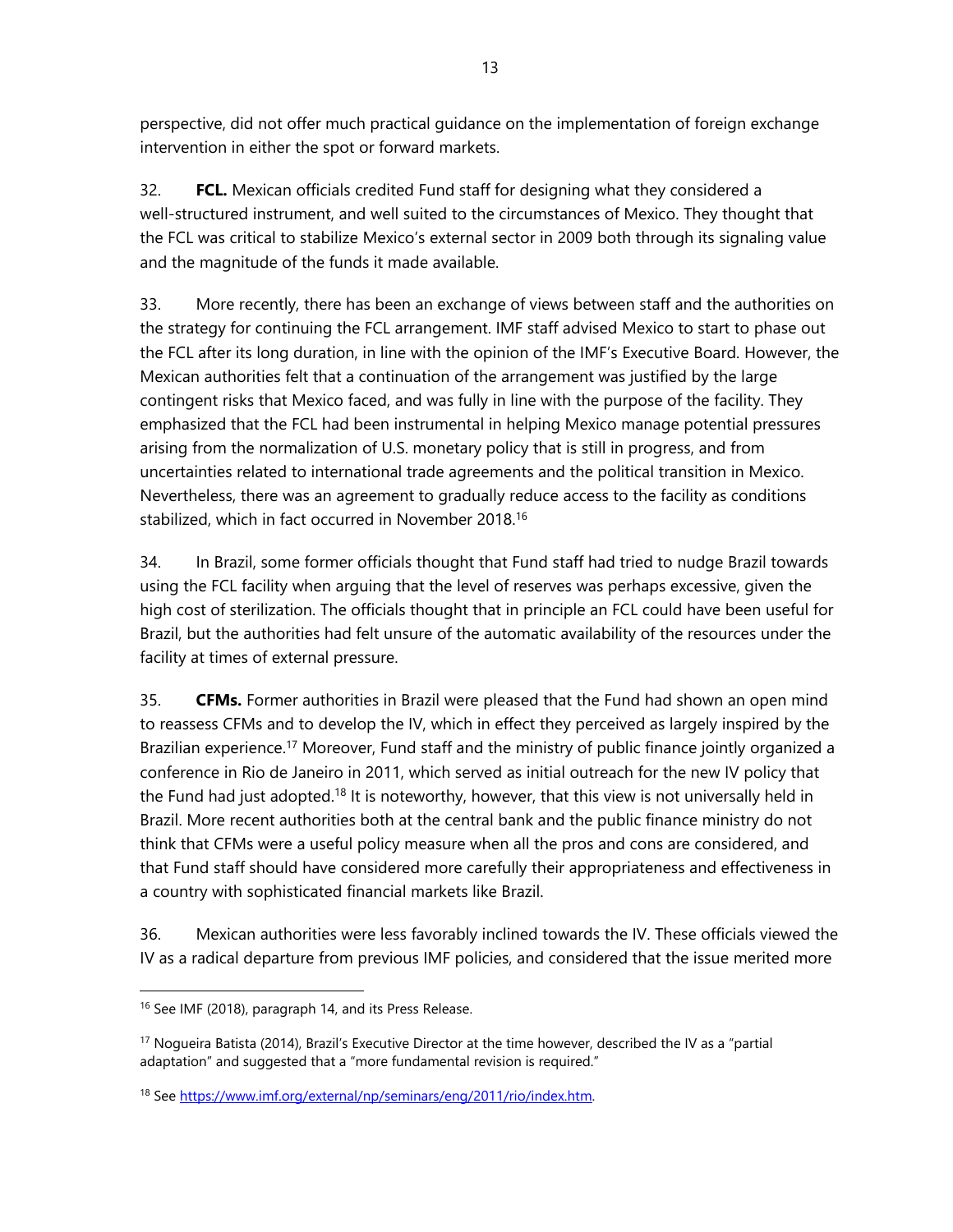perspective, did not offer much practical guidance on the implementation of foreign exchange intervention in either the spot or forward markets.

32. **FCL.** Mexican officials credited Fund staff for designing what they considered a well-structured instrument, and well suited to the circumstances of Mexico. They thought that the FCL was critical to stabilize Mexico's external sector in 2009 both through its signaling value and the magnitude of the funds it made available.

33. More recently, there has been an exchange of views between staff and the authorities on the strategy for continuing the FCL arrangement. IMF staff advised Mexico to start to phase out the FCL after its long duration, in line with the opinion of the IMF's Executive Board. However, the Mexican authorities felt that a continuation of the arrangement was justified by the large contingent risks that Mexico faced, and was fully in line with the purpose of the facility. They emphasized that the FCL had been instrumental in helping Mexico manage potential pressures arising from the normalization of U.S. monetary policy that is still in progress, and from uncertainties related to international trade agreements and the political transition in Mexico. Nevertheless, there was an agreement to gradually reduce access to the facility as conditions stabilized, which in fact occurred in November 2018.[16]

34. In Brazil, some former officials thought that Fund staff had tried to nudge Brazil towards using the FCL facility when arguing that the level of reserves was perhaps excessive, given the high cost of sterilization. The officials thought that in principle an FCL could have been useful for Brazil, but the authorities had felt unsure of the automatic availability of the resources under the facility at times of external pressure.

35. **CFMs.** Former authorities in Brazil were pleased that the Fund had shown an open mind to reassess CFMs and to develop the IV, which in effect they perceived as largely inspired by the Brazilian experience.[17] Moreover, Fund staff and the ministry of public finance jointly organized a conference in Rio de Janeiro in 2011, which served as initial outreach for the new IV policy that the Fund had just adopted.[18] It is noteworthy, however, that this view is not universally held in Brazil. More recent authorities both at the central bank and the public finance ministry do not think that CFMs were a useful policy measure when all the pros and cons are considered, and that Fund staff should have considered more carefully their appropriateness and effectiveness in a country with sophisticated financial markets like Brazil.

36. Mexican authorities were less favorably inclined towards the IV. These officials viewed the IV as a radical departure from previous IMF policies, and considered that the issue merited more

---

[16] See IMF (2018), paragraph 14, and its Press Release.

[17] Nogueira Batista (2014), Brazil's Executive Director at the time however, described the IV as a "partial adaptation" and suggested that a "more fundamental revision is required."

[18] See https://www.imf.org/external/np/seminars/eng/2011/rio/index.htm.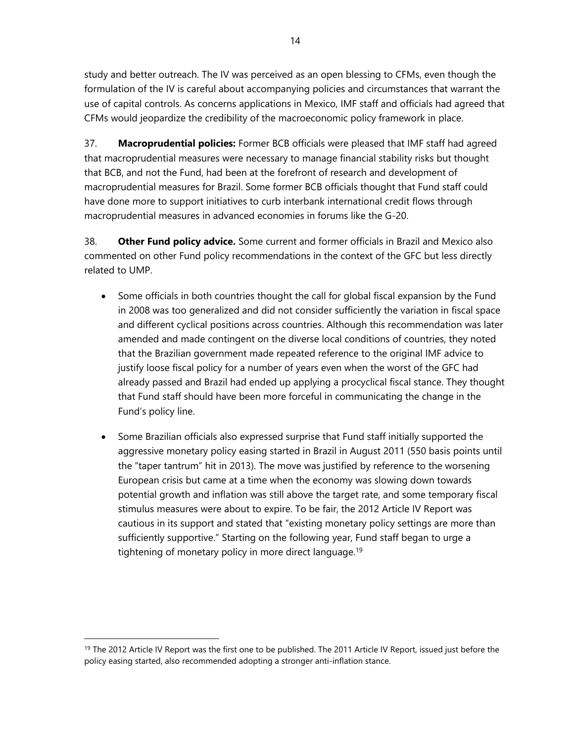study and better outreach. The IV was perceived as an open blessing to CFMs, even though the formulation of the IV is careful about accompanying policies and circumstances that warrant the use of capital controls. As concerns applications in Mexico, IMF staff and officials had agreed that CFMs would jeopardize the credibility of the macroeconomic policy framework in place.

37. **Macroprudential policies:** Former BCB officials were pleased that IMF staff had agreed that macroprudential measures were necessary to manage financial stability risks but thought that BCB, and not the Fund, had been at the forefront of research and development of macroprudential measures for Brazil. Some former BCB officials thought that Fund staff could have done more to support initiatives to curb interbank international credit flows through macroprudential measures in advanced economies in forums like the G-20.

38. **Other Fund policy advice.** Some current and former officials in Brazil and Mexico also commented on other Fund policy recommendations in the context of the GFC but less directly related to UMP.

- Some officials in both countries thought the call for global fiscal expansion by the Fund in 2008 was too generalized and did not consider sufficiently the variation in fiscal space and different cyclical positions across countries. Although this recommendation was later amended and made contingent on the diverse local conditions of countries, they noted that the Brazilian government made repeated reference to the original IMF advice to justify loose fiscal policy for a number of years even when the worst of the GFC had already passed and Brazil had ended up applying a procyclical fiscal stance. They thought that Fund staff should have been more forceful in communicating the change in the Fund's policy line.

- Some Brazilian officials also expressed surprise that Fund staff initially supported the aggressive monetary policy easing started in Brazil in August 2011 (550 basis points until the "taper tantrum" hit in 2013). The move was justified by reference to the worsening European crisis but came at a time when the economy was slowing down towards potential growth and inflation was still above the target rate, and some temporary fiscal stimulus measures were about to expire. To be fair, the 2012 Article IV Report was cautious in its support and stated that "existing monetary policy settings are more than sufficiently supportive." Starting on the following year, Fund staff began to urge a tightening of monetary policy in more direct language.[19]

[19] The 2012 Article IV Report was the first one to be published. The 2011 Article IV Report, issued just before the policy easing started, also recommended adopting a stronger anti-inflation stance.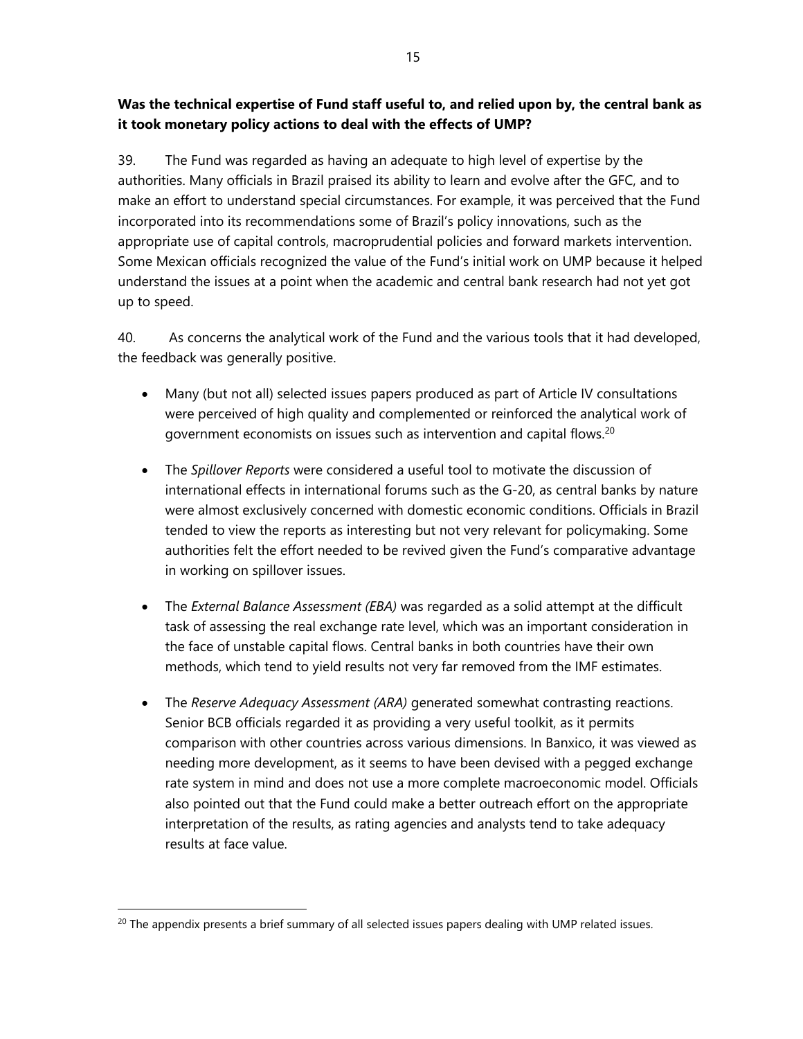**Was the technical expertise of Fund staff useful to, and relied upon by, the central bank as it took monetary policy actions to deal with the effects of UMP?**

39. The Fund was regarded as having an adequate to high level of expertise by the authorities. Many officials in Brazil praised its ability to learn and evolve after the GFC, and to make an effort to understand special circumstances. For example, it was perceived that the Fund incorporated into its recommendations some of Brazil's policy innovations, such as the appropriate use of capital controls, macroprudential policies and forward markets intervention. Some Mexican officials recognized the value of the Fund's initial work on UMP because it helped understand the issues at a point when the academic and central bank research had not yet got up to speed.

40. As concerns the analytical work of the Fund and the various tools that it had developed, the feedback was generally positive.

- Many (but not all) selected issues papers produced as part of Article IV consultations were perceived of high quality and complemented or reinforced the analytical work of government economists on issues such as intervention and capital flows.[20]
- The *Spillover Reports* were considered a useful tool to motivate the discussion of international effects in international forums such as the G-20, as central banks by nature were almost exclusively concerned with domestic economic conditions. Officials in Brazil tended to view the reports as interesting but not very relevant for policymaking. Some authorities felt the effort needed to be revived given the Fund's comparative advantage in working on spillover issues.
- The *External Balance Assessment (EBA)* was regarded as a solid attempt at the difficult task of assessing the real exchange rate level, which was an important consideration in the face of unstable capital flows. Central banks in both countries have their own methods, which tend to yield results not very far removed from the IMF estimates.
- The *Reserve Adequacy Assessment (ARA)* generated somewhat contrasting reactions. Senior BCB officials regarded it as providing a very useful toolkit, as it permits comparison with other countries across various dimensions. In Banxico, it was viewed as needing more development, as it seems to have been devised with a pegged exchange rate system in mind and does not use a more complete macroeconomic model. Officials also pointed out that the Fund could make a better outreach effort on the appropriate interpretation of the results, as rating agencies and analysts tend to take adequacy results at face value.

[20] The appendix presents a brief summary of all selected issues papers dealing with UMP related issues.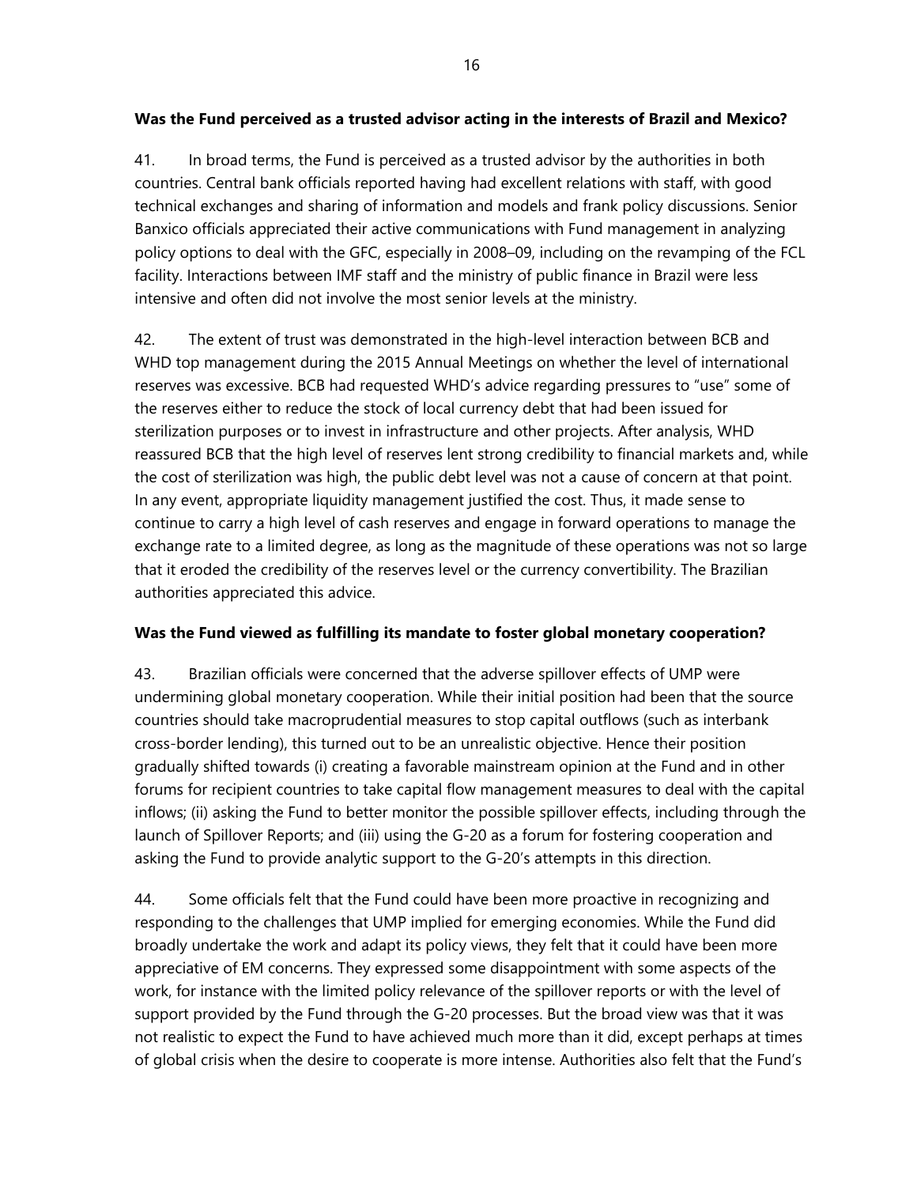**Was the Fund perceived as a trusted advisor acting in the interests of Brazil and Mexico?**

41. In broad terms, the Fund is perceived as a trusted advisor by the authorities in both countries. Central bank officials reported having had excellent relations with staff, with good technical exchanges and sharing of information and models and frank policy discussions. Senior Banxico officials appreciated their active communications with Fund management in analyzing policy options to deal with the GFC, especially in 2008–09, including on the revamping of the FCL facility. Interactions between IMF staff and the ministry of public finance in Brazil were less intensive and often did not involve the most senior levels at the ministry.

42. The extent of trust was demonstrated in the high-level interaction between BCB and WHD top management during the 2015 Annual Meetings on whether the level of international reserves was excessive. BCB had requested WHD's advice regarding pressures to "use" some of the reserves either to reduce the stock of local currency debt that had been issued for sterilization purposes or to invest in infrastructure and other projects. After analysis, WHD reassured BCB that the high level of reserves lent strong credibility to financial markets and, while the cost of sterilization was high, the public debt level was not a cause of concern at that point. In any event, appropriate liquidity management justified the cost. Thus, it made sense to continue to carry a high level of cash reserves and engage in forward operations to manage the exchange rate to a limited degree, as long as the magnitude of these operations was not so large that it eroded the credibility of the reserves level or the currency convertibility. The Brazilian authorities appreciated this advice.

**Was the Fund viewed as fulfilling its mandate to foster global monetary cooperation?**

43. Brazilian officials were concerned that the adverse spillover effects of UMP were undermining global monetary cooperation. While their initial position had been that the source countries should take macroprudential measures to stop capital outflows (such as interbank cross-border lending), this turned out to be an unrealistic objective. Hence their position gradually shifted towards (i) creating a favorable mainstream opinion at the Fund and in other forums for recipient countries to take capital flow management measures to deal with the capital inflows; (ii) asking the Fund to better monitor the possible spillover effects, including through the launch of Spillover Reports; and (iii) using the G-20 as a forum for fostering cooperation and asking the Fund to provide analytic support to the G-20's attempts in this direction.

44. Some officials felt that the Fund could have been more proactive in recognizing and responding to the challenges that UMP implied for emerging economies. While the Fund did broadly undertake the work and adapt its policy views, they felt that it could have been more appreciative of EM concerns. They expressed some disappointment with some aspects of the work, for instance with the limited policy relevance of the spillover reports or with the level of support provided by the Fund through the G-20 processes. But the broad view was that it was not realistic to expect the Fund to have achieved much more than it did, except perhaps at times of global crisis when the desire to cooperate is more intense. Authorities also felt that the Fund's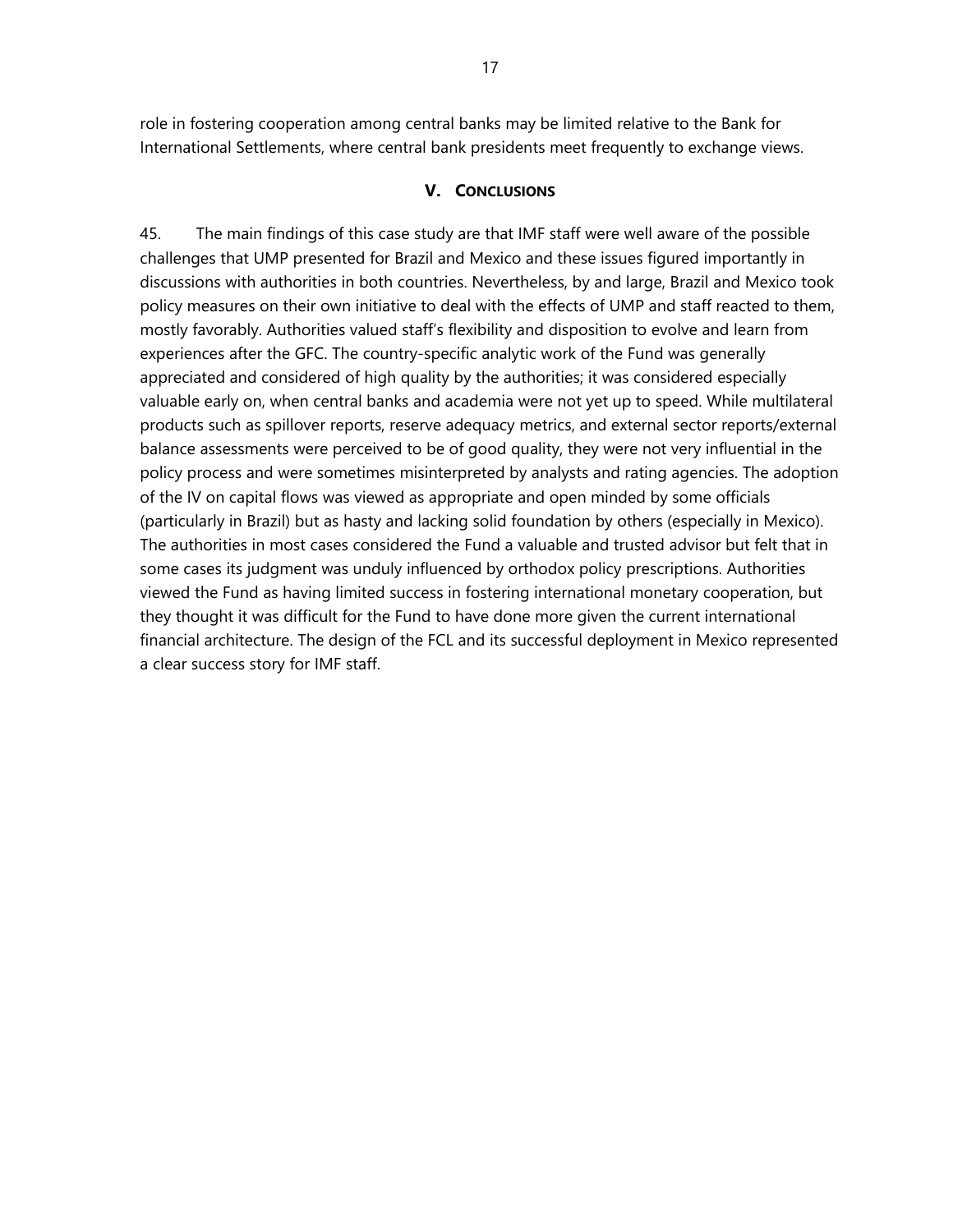role in fostering cooperation among central banks may be limited relative to the Bank for International Settlements, where central bank presidents meet frequently to exchange views.

## V. CONCLUSIONS

45. The main findings of this case study are that IMF staff were well aware of the possible challenges that UMP presented for Brazil and Mexico and these issues figured importantly in discussions with authorities in both countries. Nevertheless, by and large, Brazil and Mexico took policy measures on their own initiative to deal with the effects of UMP and staff reacted to them, mostly favorably. Authorities valued staff's flexibility and disposition to evolve and learn from experiences after the GFC. The country-specific analytic work of the Fund was generally appreciated and considered of high quality by the authorities; it was considered especially valuable early on, when central banks and academia were not yet up to speed. While multilateral products such as spillover reports, reserve adequacy metrics, and external sector reports/external balance assessments were perceived to be of good quality, they were not very influential in the policy process and were sometimes misinterpreted by analysts and rating agencies. The adoption of the IV on capital flows was viewed as appropriate and open minded by some officials (particularly in Brazil) but as hasty and lacking solid foundation by others (especially in Mexico). The authorities in most cases considered the Fund a valuable and trusted advisor but felt that in some cases its judgment was unduly influenced by orthodox policy prescriptions. Authorities viewed the Fund as having limited success in fostering international monetary cooperation, but they thought it was difficult for the Fund to have done more given the current international financial architecture. The design of the FCL and its successful deployment in Mexico represented a clear success story for IMF staff.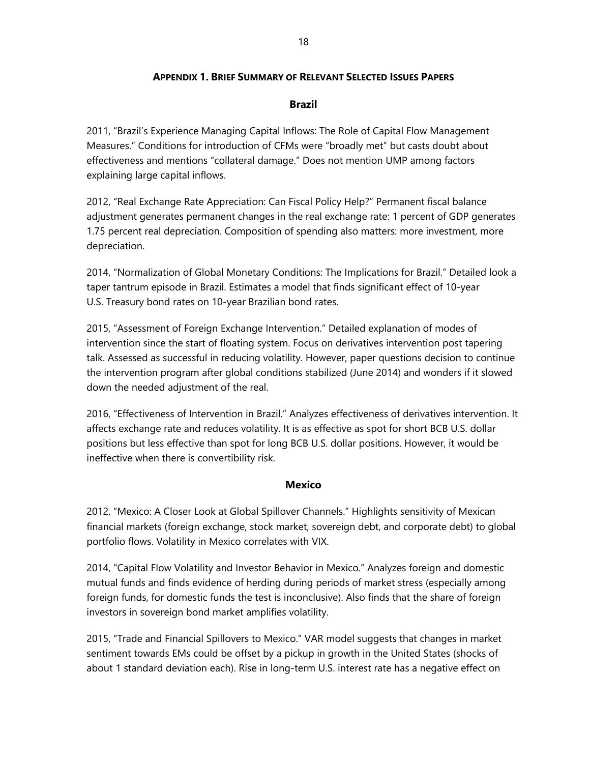## Appendix 1. Brief Summary of Relevant Selected Issues Papers

### Brazil

2011, "Brazil's Experience Managing Capital Inflows: The Role of Capital Flow Management Measures." Conditions for introduction of CFMs were "broadly met" but casts doubt about effectiveness and mentions "collateral damage." Does not mention UMP among factors explaining large capital inflows.

2012, "Real Exchange Rate Appreciation: Can Fiscal Policy Help?" Permanent fiscal balance adjustment generates permanent changes in the real exchange rate: 1 percent of GDP generates 1.75 percent real depreciation. Composition of spending also matters: more investment, more depreciation.

2014, "Normalization of Global Monetary Conditions: The Implications for Brazil." Detailed look a taper tantrum episode in Brazil. Estimates a model that finds significant effect of 10-year U.S. Treasury bond rates on 10-year Brazilian bond rates.

2015, "Assessment of Foreign Exchange Intervention." Detailed explanation of modes of intervention since the start of floating system. Focus on derivatives intervention post tapering talk. Assessed as successful in reducing volatility. However, paper questions decision to continue the intervention program after global conditions stabilized (June 2014) and wonders if it slowed down the needed adjustment of the real.

2016, "Effectiveness of Intervention in Brazil." Analyzes effectiveness of derivatives intervention. It affects exchange rate and reduces volatility. It is as effective as spot for short BCB U.S. dollar positions but less effective than spot for long BCB U.S. dollar positions. However, it would be ineffective when there is convertibility risk.

### Mexico

2012, "Mexico: A Closer Look at Global Spillover Channels." Highlights sensitivity of Mexican financial markets (foreign exchange, stock market, sovereign debt, and corporate debt) to global portfolio flows. Volatility in Mexico correlates with VIX.

2014, "Capital Flow Volatility and Investor Behavior in Mexico." Analyzes foreign and domestic mutual funds and finds evidence of herding during periods of market stress (especially among foreign funds, for domestic funds the test is inconclusive). Also finds that the share of foreign investors in sovereign bond market amplifies volatility.

2015, "Trade and Financial Spillovers to Mexico." VAR model suggests that changes in market sentiment towards EMs could be offset by a pickup in growth in the United States (shocks of about 1 standard deviation each). Rise in long-term U.S. interest rate has a negative effect on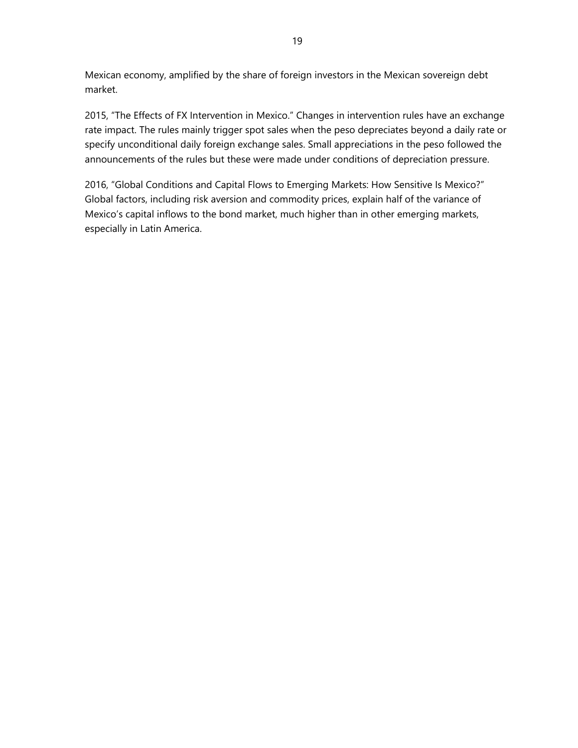Mexican economy, amplified by the share of foreign investors in the Mexican sovereign debt market.

2015, "The Effects of FX Intervention in Mexico." Changes in intervention rules have an exchange rate impact. The rules mainly trigger spot sales when the peso depreciates beyond a daily rate or specify unconditional daily foreign exchange sales. Small appreciations in the peso followed the announcements of the rules but these were made under conditions of depreciation pressure.

2016, "Global Conditions and Capital Flows to Emerging Markets: How Sensitive Is Mexico?" Global factors, including risk aversion and commodity prices, explain half of the variance of Mexico's capital inflows to the bond market, much higher than in other emerging markets, especially in Latin America.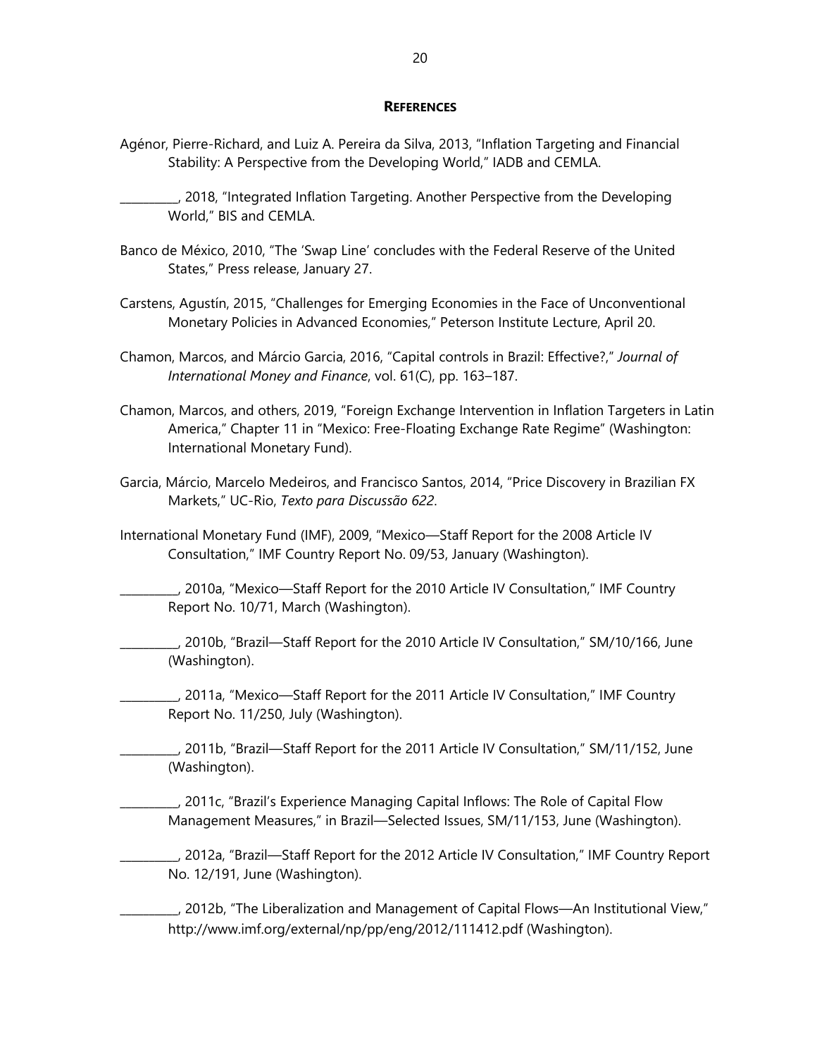## References

Agénor, Pierre-Richard, and Luiz A. Pereira da Silva, 2013, "Inflation Targeting and Financial Stability: A Perspective from the Developing World," IADB and CEMLA.

__________, 2018, "Integrated Inflation Targeting. Another Perspective from the Developing World," BIS and CEMLA.

Banco de México, 2010, "The 'Swap Line' concludes with the Federal Reserve of the United States," Press release, January 27.

Carstens, Agustín, 2015, "Challenges for Emerging Economies in the Face of Unconventional Monetary Policies in Advanced Economies," Peterson Institute Lecture, April 20.

Chamon, Marcos, and Márcio Garcia, 2016, "Capital controls in Brazil: Effective?," *Journal of International Money and Finance*, vol. 61(C), pp. 163–187.

Chamon, Marcos, and others, 2019, "Foreign Exchange Intervention in Inflation Targeters in Latin America," Chapter 11 in "Mexico: Free-Floating Exchange Rate Regime" (Washington: International Monetary Fund).

Garcia, Márcio, Marcelo Medeiros, and Francisco Santos, 2014, "Price Discovery in Brazilian FX Markets," UC-Rio, *Texto para Discussão 622*.

International Monetary Fund (IMF), 2009, "Mexico—Staff Report for the 2008 Article IV Consultation," IMF Country Report No. 09/53, January (Washington).

__________, 2010a, "Mexico—Staff Report for the 2010 Article IV Consultation," IMF Country Report No. 10/71, March (Washington).

__________, 2010b, "Brazil—Staff Report for the 2010 Article IV Consultation," SM/10/166, June (Washington).

__________, 2011a, "Mexico—Staff Report for the 2011 Article IV Consultation," IMF Country Report No. 11/250, July (Washington).

__________, 2011b, "Brazil—Staff Report for the 2011 Article IV Consultation," SM/11/152, June (Washington).

__________, 2011c, "Brazil's Experience Managing Capital Inflows: The Role of Capital Flow Management Measures," in Brazil—Selected Issues, SM/11/153, June (Washington).

__________, 2012a, "Brazil—Staff Report for the 2012 Article IV Consultation," IMF Country Report No. 12/191, June (Washington).

__________, 2012b, "The Liberalization and Management of Capital Flows—An Institutional View," http://www.imf.org/external/np/pp/eng/2012/111412.pdf (Washington).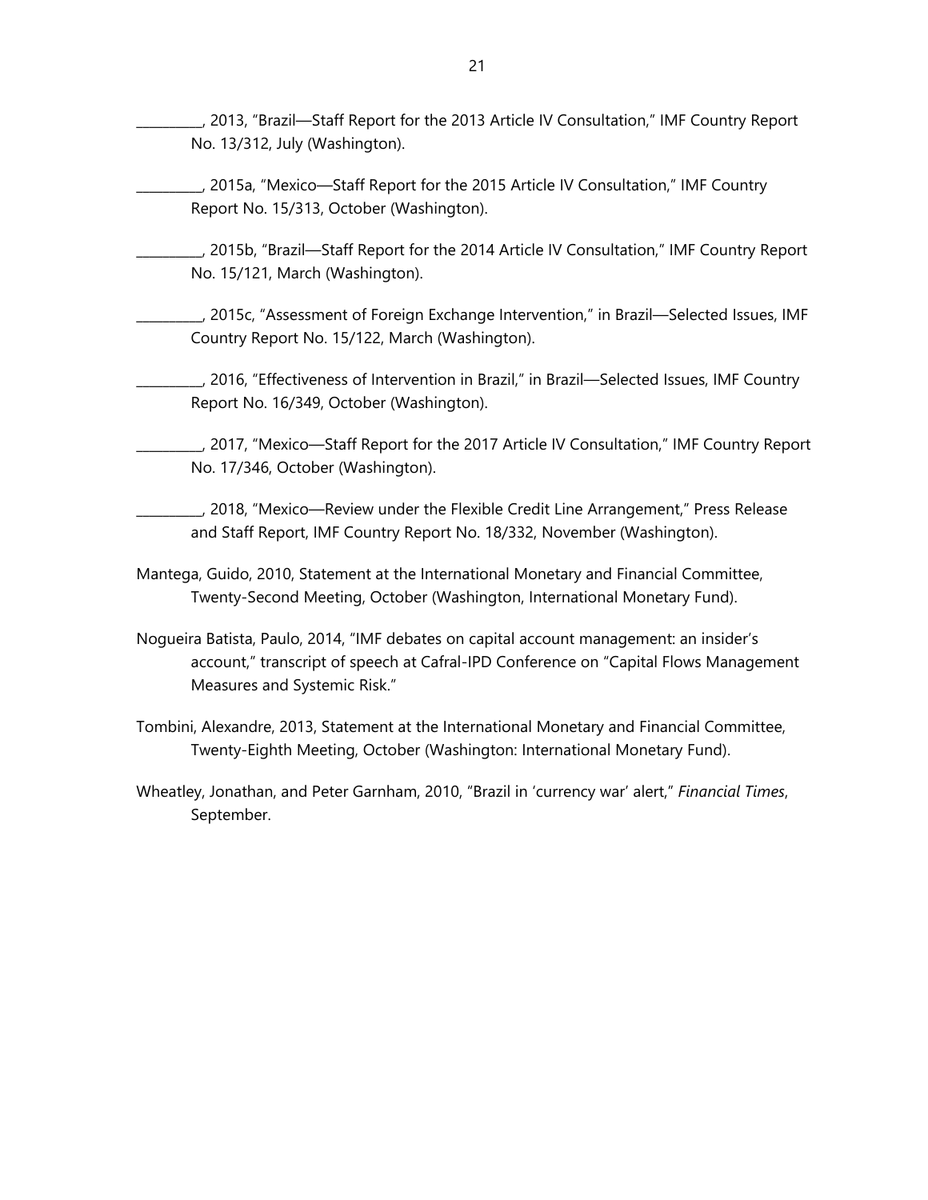__________, 2013, "Brazil—Staff Report for the 2013 Article IV Consultation," IMF Country Report No. 13/312, July (Washington).

__________, 2015a, "Mexico—Staff Report for the 2015 Article IV Consultation," IMF Country Report No. 15/313, October (Washington).

__________, 2015b, "Brazil—Staff Report for the 2014 Article IV Consultation," IMF Country Report No. 15/121, March (Washington).

__________, 2015c, "Assessment of Foreign Exchange Intervention," in Brazil—Selected Issues, IMF Country Report No. 15/122, March (Washington).

__________, 2016, "Effectiveness of Intervention in Brazil," in Brazil—Selected Issues, IMF Country Report No. 16/349, October (Washington).

__________, 2017, "Mexico—Staff Report for the 2017 Article IV Consultation," IMF Country Report No. 17/346, October (Washington).

__________, 2018, "Mexico—Review under the Flexible Credit Line Arrangement," Press Release and Staff Report, IMF Country Report No. 18/332, November (Washington).

Mantega, Guido, 2010, Statement at the International Monetary and Financial Committee, Twenty-Second Meeting, October (Washington, International Monetary Fund).

Nogueira Batista, Paulo, 2014, "IMF debates on capital account management: an insider's account," transcript of speech at Cafral-IPD Conference on "Capital Flows Management Measures and Systemic Risk."

Tombini, Alexandre, 2013, Statement at the International Monetary and Financial Committee, Twenty-Eighth Meeting, October (Washington: International Monetary Fund).

Wheatley, Jonathan, and Peter Garnham, 2010, "Brazil in 'currency war' alert," *Financial Times*, September.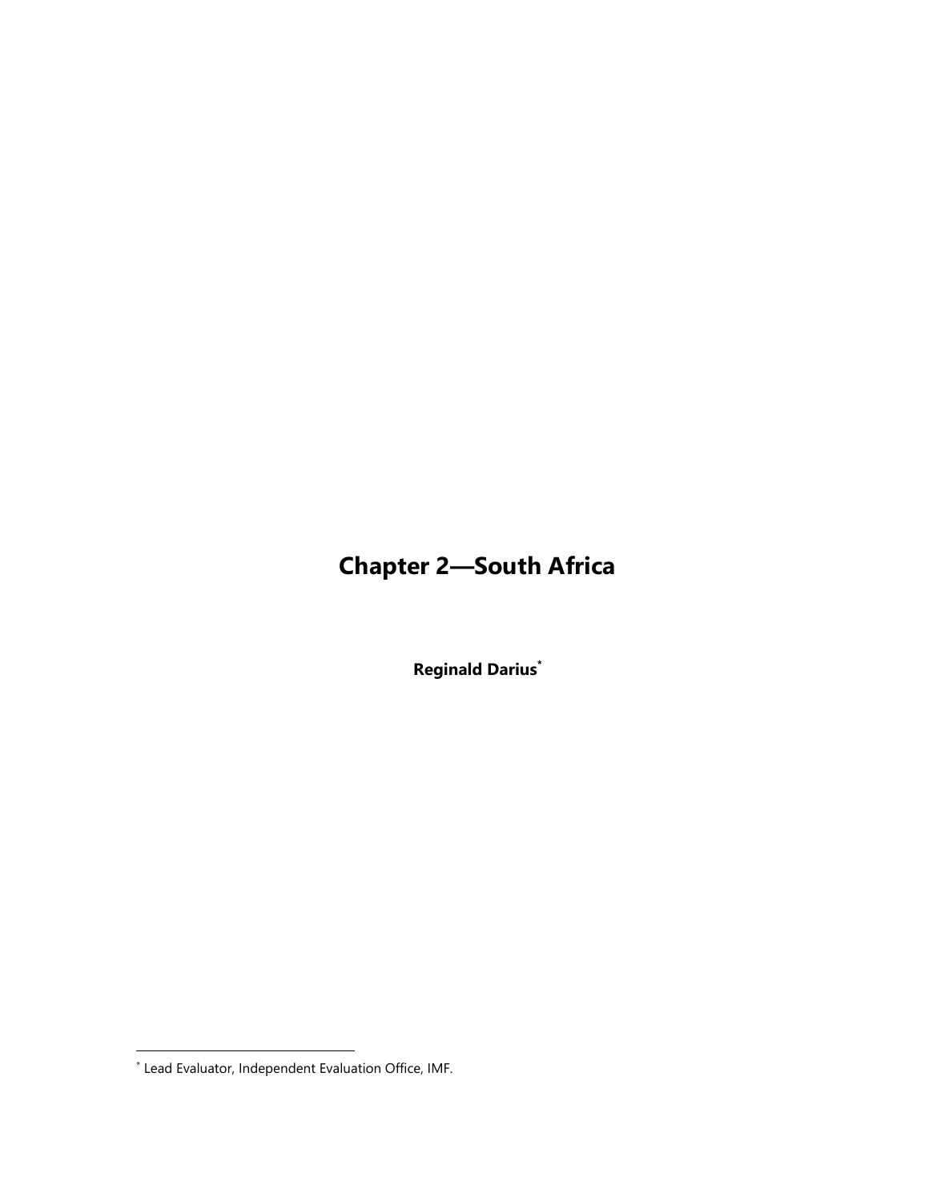# Chapter 2—South Africa

**Reginald Darius**[*]

[*] Lead Evaluator, Independent Evaluation Office, IMF.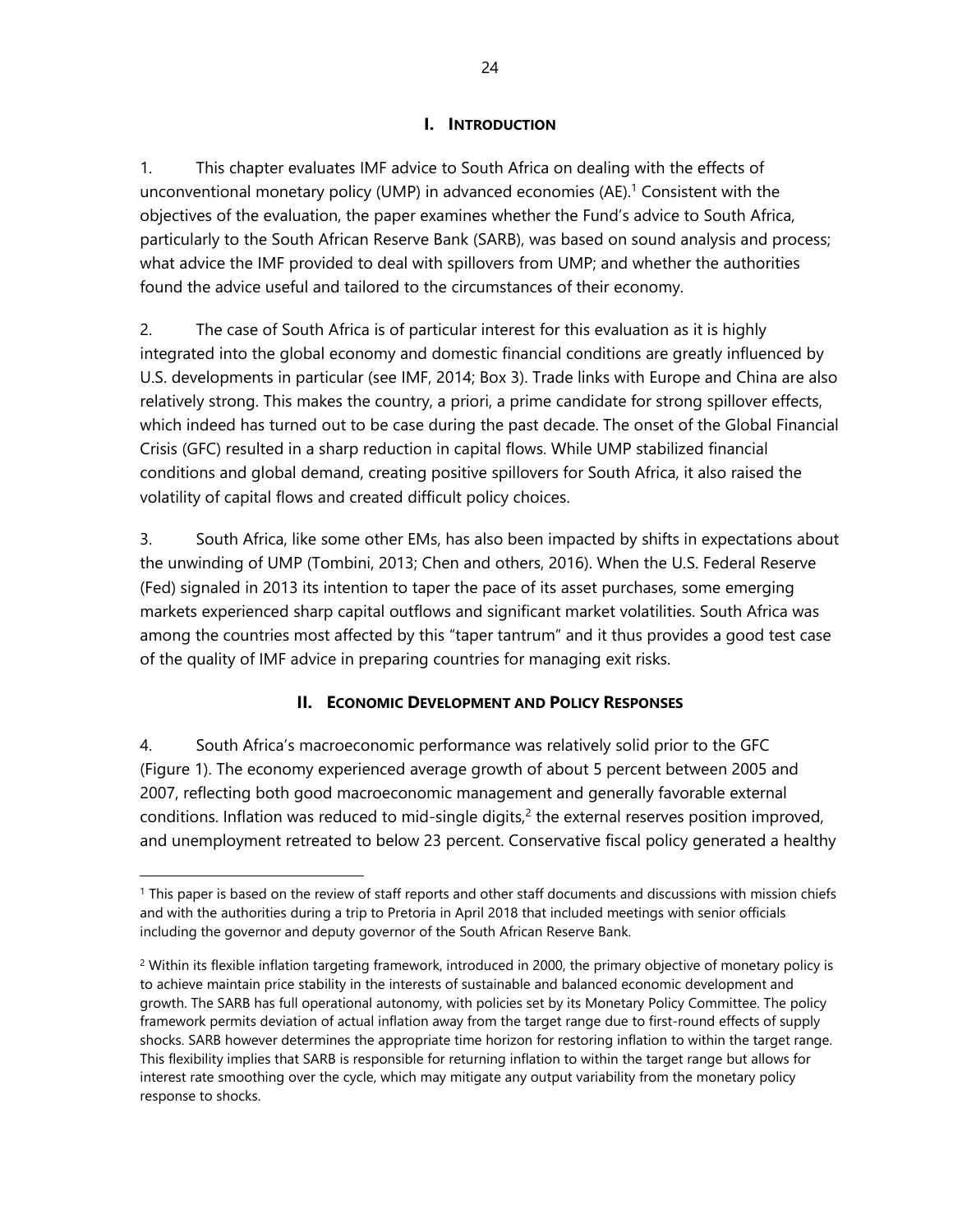## I. INTRODUCTION

1. This chapter evaluates IMF advice to South Africa on dealing with the effects of unconventional monetary policy (UMP) in advanced economies (AE).[1] Consistent with the objectives of the evaluation, the paper examines whether the Fund's advice to South Africa, particularly to the South African Reserve Bank (SARB), was based on sound analysis and process; what advice the IMF provided to deal with spillovers from UMP; and whether the authorities found the advice useful and tailored to the circumstances of their economy.

2. The case of South Africa is of particular interest for this evaluation as it is highly integrated into the global economy and domestic financial conditions are greatly influenced by U.S. developments in particular (see IMF, 2014; Box 3). Trade links with Europe and China are also relatively strong. This makes the country, a priori, a prime candidate for strong spillover effects, which indeed has turned out to be case during the past decade. The onset of the Global Financial Crisis (GFC) resulted in a sharp reduction in capital flows. While UMP stabilized financial conditions and global demand, creating positive spillovers for South Africa, it also raised the volatility of capital flows and created difficult policy choices.

3. South Africa, like some other EMs, has also been impacted by shifts in expectations about the unwinding of UMP (Tombini, 2013; Chen and others, 2016). When the U.S. Federal Reserve (Fed) signaled in 2013 its intention to taper the pace of its asset purchases, some emerging markets experienced sharp capital outflows and significant market volatilities. South Africa was among the countries most affected by this "taper tantrum" and it thus provides a good test case of the quality of IMF advice in preparing countries for managing exit risks.

## II. ECONOMIC DEVELOPMENT AND POLICY RESPONSES

4. South Africa's macroeconomic performance was relatively solid prior to the GFC (Figure 1). The economy experienced average growth of about 5 percent between 2005 and 2007, reflecting both good macroeconomic management and generally favorable external conditions. Inflation was reduced to mid-single digits,[2] the external reserves position improved, and unemployment retreated to below 23 percent. Conservative fiscal policy generated a healthy

---

[1] This paper is based on the review of staff reports and other staff documents and discussions with mission chiefs and with the authorities during a trip to Pretoria in April 2018 that included meetings with senior officials including the governor and deputy governor of the South African Reserve Bank.

[2] Within its flexible inflation targeting framework, introduced in 2000, the primary objective of monetary policy is to achieve maintain price stability in the interests of sustainable and balanced economic development and growth. The SARB has full operational autonomy, with policies set by its Monetary Policy Committee. The policy framework permits deviation of actual inflation away from the target range due to first-round effects of supply shocks. SARB however determines the appropriate time horizon for restoring inflation to within the target range. This flexibility implies that SARB is responsible for returning inflation to within the target range but allows for interest rate smoothing over the cycle, which may mitigate any output variability from the monetary policy response to shocks.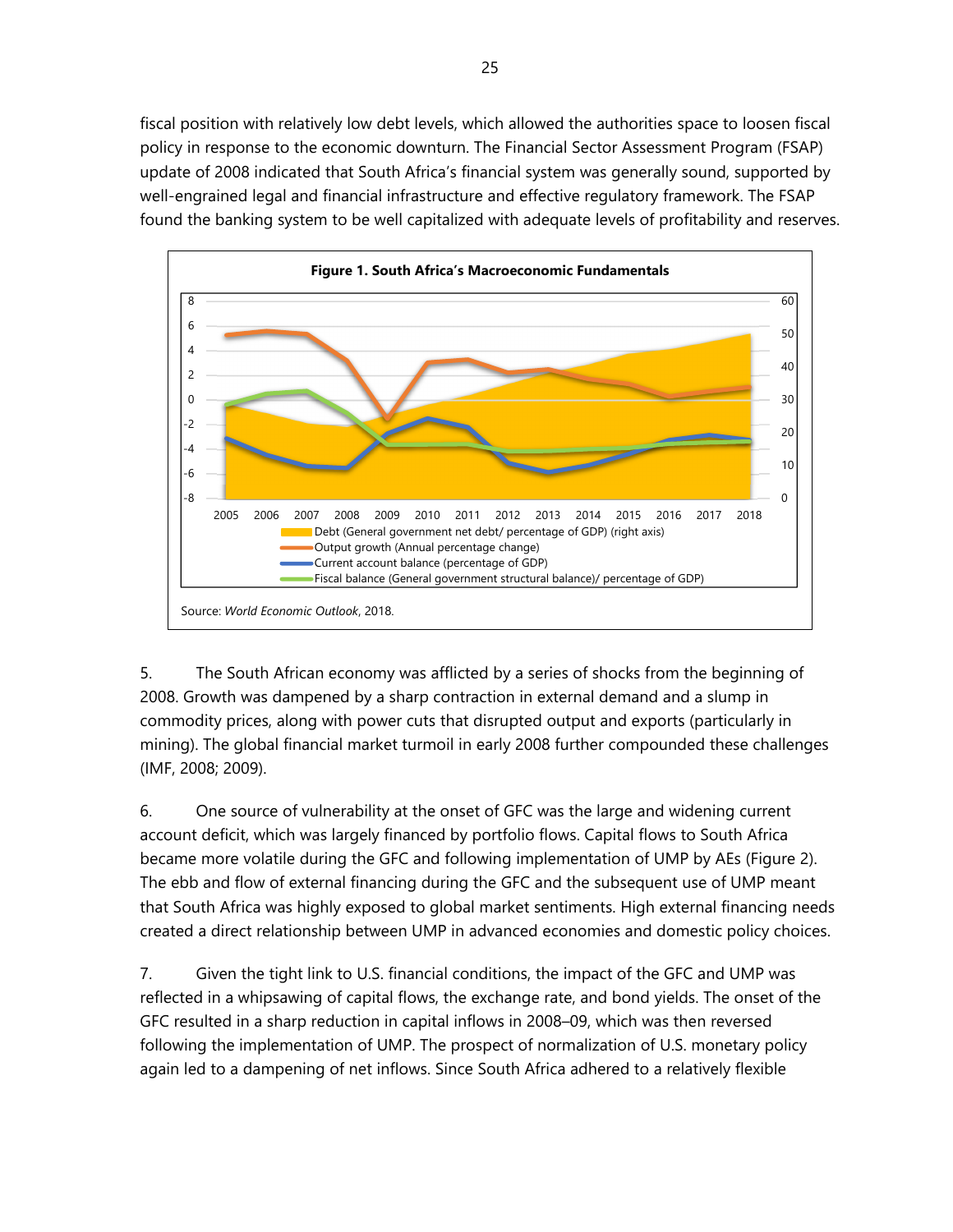fiscal position with relatively low debt levels, which allowed the authorities space to loosen fiscal policy in response to the economic downturn. The Financial Sector Assessment Program (FSAP) update of 2008 indicated that South Africa's financial system was generally sound, supported by well-engrained legal and financial infrastructure and effective regulatory framework. The FSAP found the banking system to be well capitalized with adequate levels of profitability and reserves.

**Figure 1. South Africa's Macroeconomic Fundamentals**

Source: *World Economic Outlook*, 2018.

5. The South African economy was afflicted by a series of shocks from the beginning of 2008. Growth was dampened by a sharp contraction in external demand and a slump in commodity prices, along with power cuts that disrupted output and exports (particularly in mining). The global financial market turmoil in early 2008 further compounded these challenges (IMF, 2008; 2009).

6. One source of vulnerability at the onset of GFC was the large and widening current account deficit, which was largely financed by portfolio flows. Capital flows to South Africa became more volatile during the GFC and following implementation of UMP by AEs (Figure 2). The ebb and flow of external financing during the GFC and the subsequent use of UMP meant that South Africa was highly exposed to global market sentiments. High external financing needs created a direct relationship between UMP in advanced economies and domestic policy choices.

7. Given the tight link to U.S. financial conditions, the impact of the GFC and UMP was reflected in a whipsawing of capital flows, the exchange rate, and bond yields. The onset of the GFC resulted in a sharp reduction in capital inflows in 2008–09, which was then reversed following the implementation of UMP. The prospect of normalization of U.S. monetary policy again led to a dampening of net inflows. Since South Africa adhered to a relatively flexible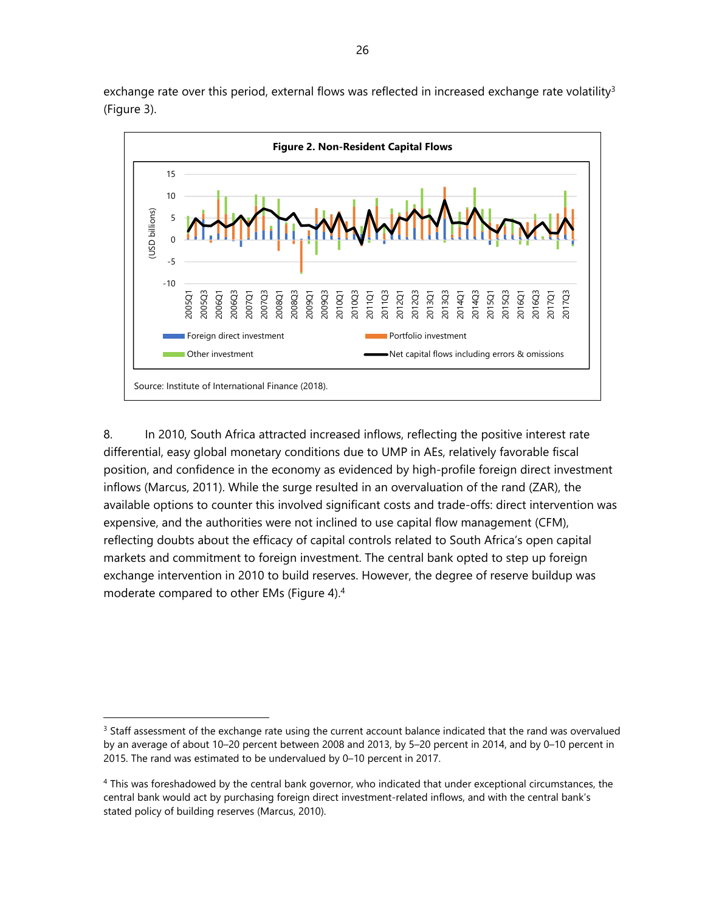exchange rate over this period, external flows was reflected in increased exchange rate volatility[3] (Figure 3).

**Figure 2. Non-Resident Capital Flows**

Source: Institute of International Finance (2018).

8. In 2010, South Africa attracted increased inflows, reflecting the positive interest rate differential, easy global monetary conditions due to UMP in AEs, relatively favorable fiscal position, and confidence in the economy as evidenced by high-profile foreign direct investment inflows (Marcus, 2011). While the surge resulted in an overvaluation of the rand (ZAR), the available options to counter this involved significant costs and trade-offs: direct intervention was expensive, and the authorities were not inclined to use capital flow management (CFM), reflecting doubts about the efficacy of capital controls related to South Africa's open capital markets and commitment to foreign investment. The central bank opted to step up foreign exchange intervention in 2010 to build reserves. However, the degree of reserve buildup was moderate compared to other EMs (Figure 4).[4]

---

[3] Staff assessment of the exchange rate using the current account balance indicated that the rand was overvalued by an average of about 10–20 percent between 2008 and 2013, by 5–20 percent in 2014, and by 0–10 percent in 2015. The rand was estimated to be undervalued by 0–10 percent in 2017.

[4] This was foreshadowed by the central bank governor, who indicated that under exceptional circumstances, the central bank would act by purchasing foreign direct investment-related inflows, and with the central bank's stated policy of building reserves (Marcus, 2010).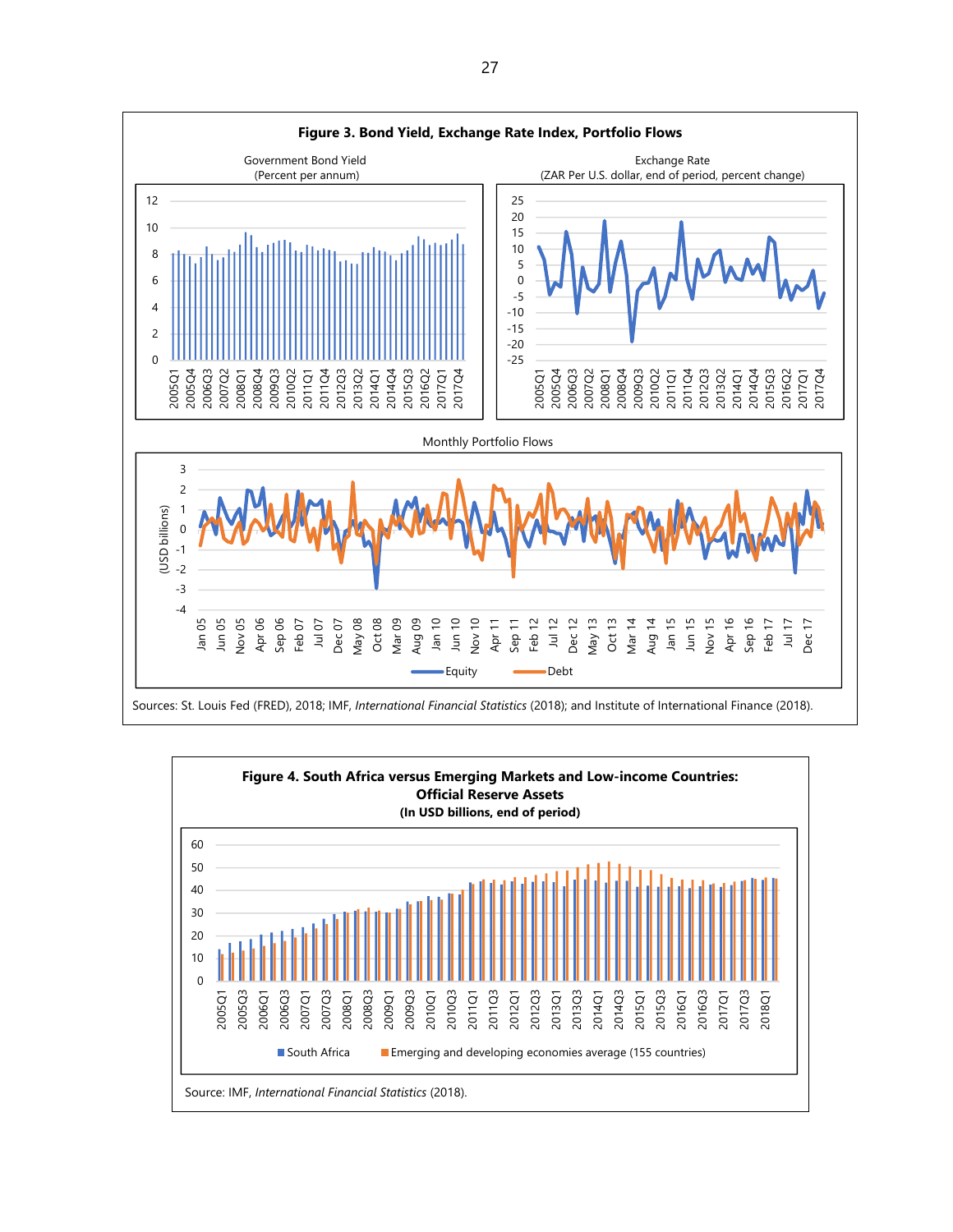**Figure 3. Bond Yield, Exchange Rate Index, Portfolio Flows**

Government Bond Yield
(Percent per annum)

Exchange Rate
(ZAR Per U.S. dollar, end of period, percent change)

Monthly Portfolio Flows

Sources: St. Louis Fed (FRED), 2018; IMF, *International Financial Statistics* (2018); and Institute of International Finance (2018).

**Figure 4. South Africa versus Emerging Markets and Low-income Countries: Official Reserve Assets**
**(In USD billions, end of period)**

Source: IMF, *International Financial Statistics* (2018).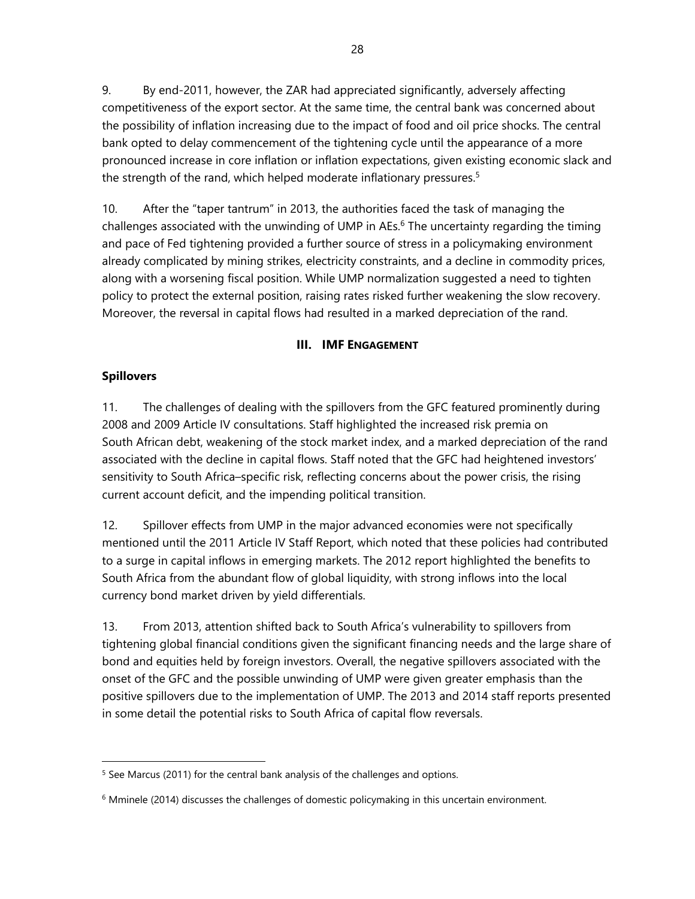9. By end-2011, however, the ZAR had appreciated significantly, adversely affecting competitiveness of the export sector. At the same time, the central bank was concerned about the possibility of inflation increasing due to the impact of food and oil price shocks. The central bank opted to delay commencement of the tightening cycle until the appearance of a more pronounced increase in core inflation or inflation expectations, given existing economic slack and the strength of the rand, which helped moderate inflationary pressures.[5]

10. After the "taper tantrum" in 2013, the authorities faced the task of managing the challenges associated with the unwinding of UMP in AEs.[6] The uncertainty regarding the timing and pace of Fed tightening provided a further source of stress in a policymaking environment already complicated by mining strikes, electricity constraints, and a decline in commodity prices, along with a worsening fiscal position. While UMP normalization suggested a need to tighten policy to protect the external position, raising rates risked further weakening the slow recovery. Moreover, the reversal in capital flows had resulted in a marked depreciation of the rand.

## III. IMF ENGAGEMENT

### Spillovers

11. The challenges of dealing with the spillovers from the GFC featured prominently during 2008 and 2009 Article IV consultations. Staff highlighted the increased risk premia on South African debt, weakening of the stock market index, and a marked depreciation of the rand associated with the decline in capital flows. Staff noted that the GFC had heightened investors' sensitivity to South Africa–specific risk, reflecting concerns about the power crisis, the rising current account deficit, and the impending political transition.

12. Spillover effects from UMP in the major advanced economies were not specifically mentioned until the 2011 Article IV Staff Report, which noted that these policies had contributed to a surge in capital inflows in emerging markets. The 2012 report highlighted the benefits to South Africa from the abundant flow of global liquidity, with strong inflows into the local currency bond market driven by yield differentials.

13. From 2013, attention shifted back to South Africa's vulnerability to spillovers from tightening global financial conditions given the significant financing needs and the large share of bond and equities held by foreign investors. Overall, the negative spillovers associated with the onset of the GFC and the possible unwinding of UMP were given greater emphasis than the positive spillovers due to the implementation of UMP. The 2013 and 2014 staff reports presented in some detail the potential risks to South Africa of capital flow reversals.

---

[5] See Marcus (2011) for the central bank analysis of the challenges and options.

[6] Mminele (2014) discusses the challenges of domestic policymaking in this uncertain environment.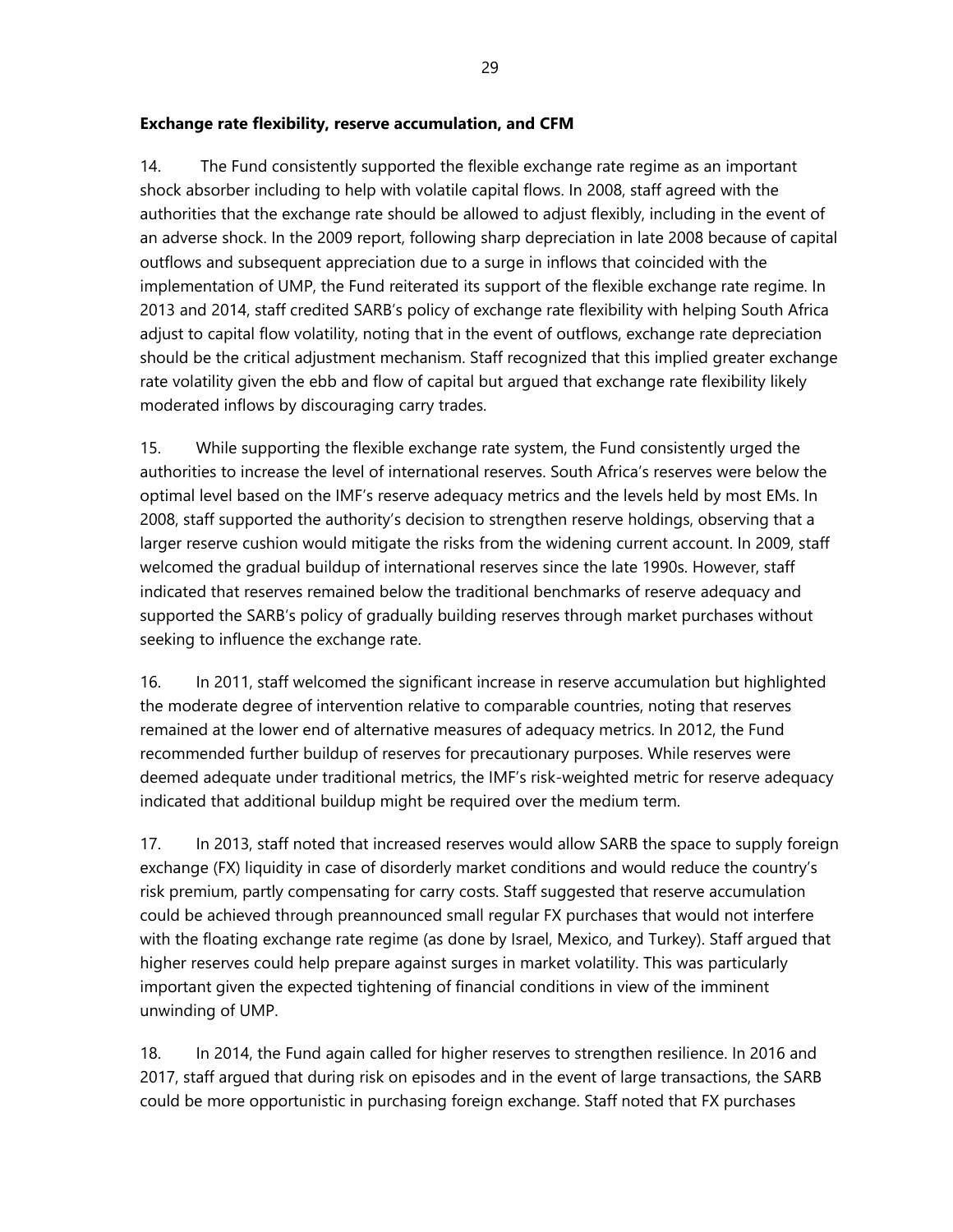**Exchange rate flexibility, reserve accumulation, and CFM**

14. The Fund consistently supported the flexible exchange rate regime as an important shock absorber including to help with volatile capital flows. In 2008, staff agreed with the authorities that the exchange rate should be allowed to adjust flexibly, including in the event of an adverse shock. In the 2009 report, following sharp depreciation in late 2008 because of capital outflows and subsequent appreciation due to a surge in inflows that coincided with the implementation of UMP, the Fund reiterated its support of the flexible exchange rate regime. In 2013 and 2014, staff credited SARB's policy of exchange rate flexibility with helping South Africa adjust to capital flow volatility, noting that in the event of outflows, exchange rate depreciation should be the critical adjustment mechanism. Staff recognized that this implied greater exchange rate volatility given the ebb and flow of capital but argued that exchange rate flexibility likely moderated inflows by discouraging carry trades.

15. While supporting the flexible exchange rate system, the Fund consistently urged the authorities to increase the level of international reserves. South Africa's reserves were below the optimal level based on the IMF's reserve adequacy metrics and the levels held by most EMs. In 2008, staff supported the authority's decision to strengthen reserve holdings, observing that a larger reserve cushion would mitigate the risks from the widening current account. In 2009, staff welcomed the gradual buildup of international reserves since the late 1990s. However, staff indicated that reserves remained below the traditional benchmarks of reserve adequacy and supported the SARB's policy of gradually building reserves through market purchases without seeking to influence the exchange rate.

16. In 2011, staff welcomed the significant increase in reserve accumulation but highlighted the moderate degree of intervention relative to comparable countries, noting that reserves remained at the lower end of alternative measures of adequacy metrics. In 2012, the Fund recommended further buildup of reserves for precautionary purposes. While reserves were deemed adequate under traditional metrics, the IMF's risk-weighted metric for reserve adequacy indicated that additional buildup might be required over the medium term.

17. In 2013, staff noted that increased reserves would allow SARB the space to supply foreign exchange (FX) liquidity in case of disorderly market conditions and would reduce the country's risk premium, partly compensating for carry costs. Staff suggested that reserve accumulation could be achieved through preannounced small regular FX purchases that would not interfere with the floating exchange rate regime (as done by Israel, Mexico, and Turkey). Staff argued that higher reserves could help prepare against surges in market volatility. This was particularly important given the expected tightening of financial conditions in view of the imminent unwinding of UMP.

18. In 2014, the Fund again called for higher reserves to strengthen resilience. In 2016 and 2017, staff argued that during risk on episodes and in the event of large transactions, the SARB could be more opportunistic in purchasing foreign exchange. Staff noted that FX purchases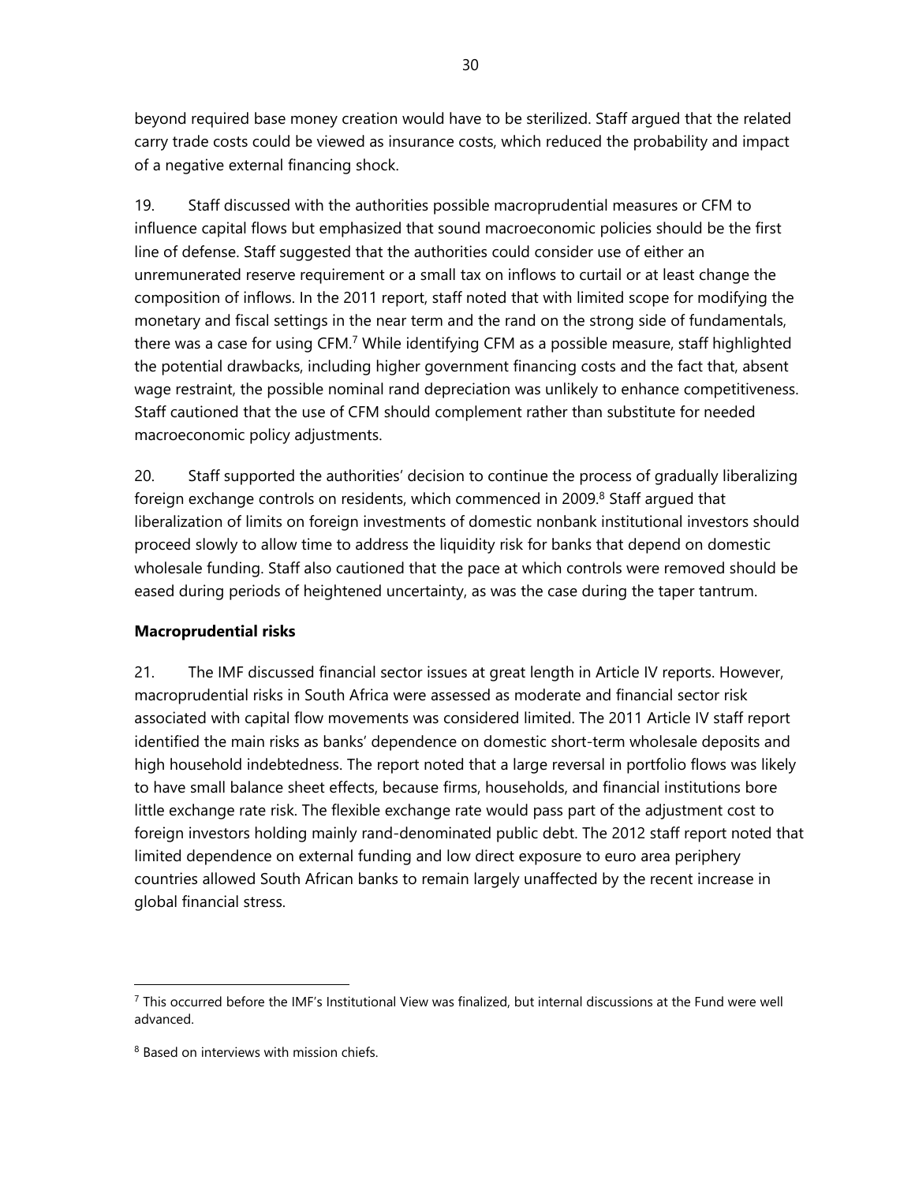beyond required base money creation would have to be sterilized. Staff argued that the related carry trade costs could be viewed as insurance costs, which reduced the probability and impact of a negative external financing shock.

19. Staff discussed with the authorities possible macroprudential measures or CFM to influence capital flows but emphasized that sound macroeconomic policies should be the first line of defense. Staff suggested that the authorities could consider use of either an unremunerated reserve requirement or a small tax on inflows to curtail or at least change the composition of inflows. In the 2011 report, staff noted that with limited scope for modifying the monetary and fiscal settings in the near term and the rand on the strong side of fundamentals, there was a case for using CFM.[7] While identifying CFM as a possible measure, staff highlighted the potential drawbacks, including higher government financing costs and the fact that, absent wage restraint, the possible nominal rand depreciation was unlikely to enhance competitiveness. Staff cautioned that the use of CFM should complement rather than substitute for needed macroeconomic policy adjustments.

20. Staff supported the authorities' decision to continue the process of gradually liberalizing foreign exchange controls on residents, which commenced in 2009.[8] Staff argued that liberalization of limits on foreign investments of domestic nonbank institutional investors should proceed slowly to allow time to address the liquidity risk for banks that depend on domestic wholesale funding. Staff also cautioned that the pace at which controls were removed should be eased during periods of heightened uncertainty, as was the case during the taper tantrum.

**Macroprudential risks**

21. The IMF discussed financial sector issues at great length in Article IV reports. However, macroprudential risks in South Africa were assessed as moderate and financial sector risk associated with capital flow movements was considered limited. The 2011 Article IV staff report identified the main risks as banks' dependence on domestic short-term wholesale deposits and high household indebtedness. The report noted that a large reversal in portfolio flows was likely to have small balance sheet effects, because firms, households, and financial institutions bore little exchange rate risk. The flexible exchange rate would pass part of the adjustment cost to foreign investors holding mainly rand-denominated public debt. The 2012 staff report noted that limited dependence on external funding and low direct exposure to euro area periphery countries allowed South African banks to remain largely unaffected by the recent increase in global financial stress.

[7] This occurred before the IMF's Institutional View was finalized, but internal discussions at the Fund were well advanced.

[8] Based on interviews with mission chiefs.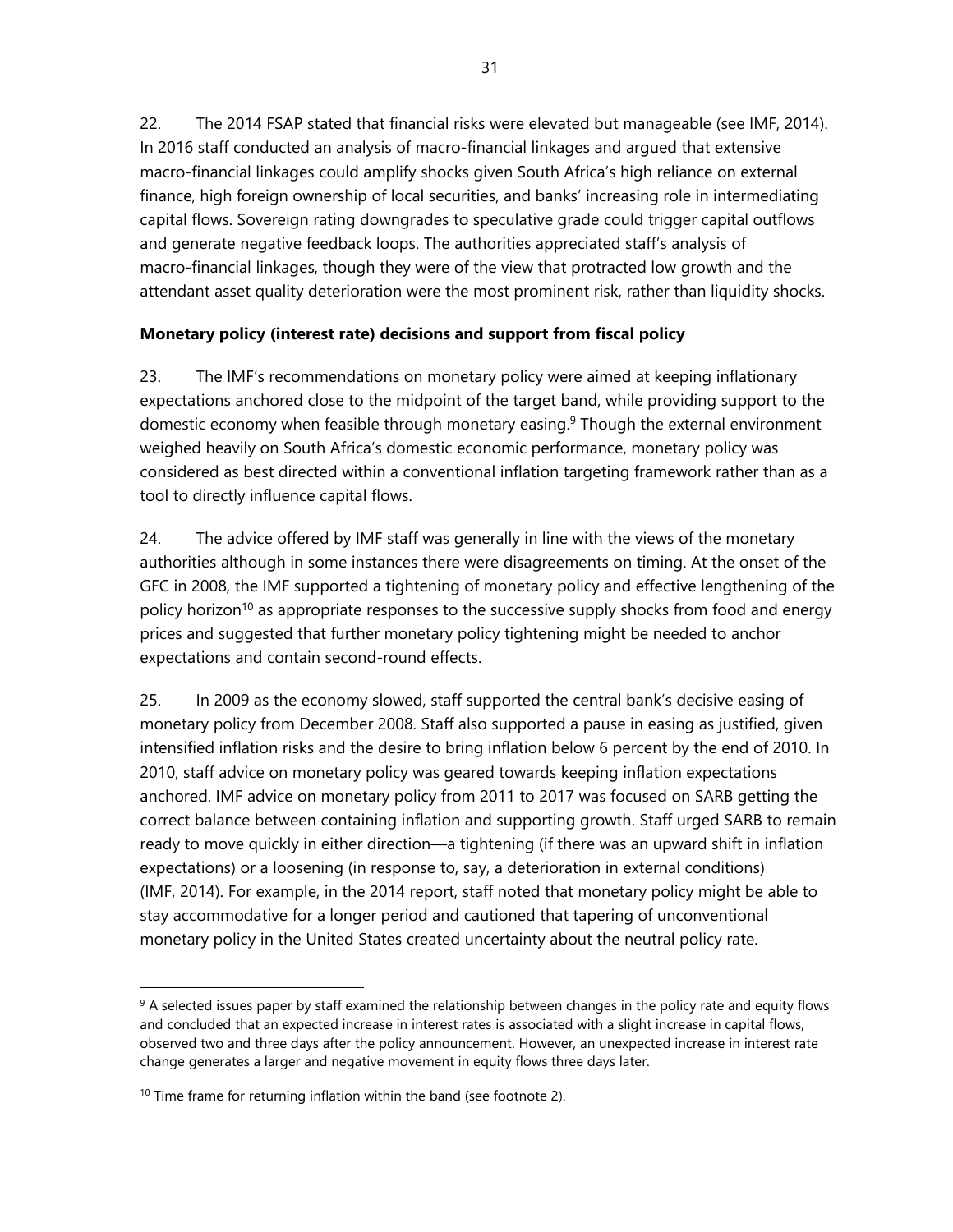22. The 2014 FSAP stated that financial risks were elevated but manageable (see IMF, 2014). In 2016 staff conducted an analysis of macro-financial linkages and argued that extensive macro-financial linkages could amplify shocks given South Africa's high reliance on external finance, high foreign ownership of local securities, and banks' increasing role in intermediating capital flows. Sovereign rating downgrades to speculative grade could trigger capital outflows and generate negative feedback loops. The authorities appreciated staff's analysis of macro-financial linkages, though they were of the view that protracted low growth and the attendant asset quality deterioration were the most prominent risk, rather than liquidity shocks.

### Monetary policy (interest rate) decisions and support from fiscal policy

23. The IMF's recommendations on monetary policy were aimed at keeping inflationary expectations anchored close to the midpoint of the target band, while providing support to the domestic economy when feasible through monetary easing.[9] Though the external environment weighed heavily on South Africa's domestic economic performance, monetary policy was considered as best directed within a conventional inflation targeting framework rather than as a tool to directly influence capital flows.

24. The advice offered by IMF staff was generally in line with the views of the monetary authorities although in some instances there were disagreements on timing. At the onset of the GFC in 2008, the IMF supported a tightening of monetary policy and effective lengthening of the policy horizon[10] as appropriate responses to the successive supply shocks from food and energy prices and suggested that further monetary policy tightening might be needed to anchor expectations and contain second-round effects.

25. In 2009 as the economy slowed, staff supported the central bank's decisive easing of monetary policy from December 2008. Staff also supported a pause in easing as justified, given intensified inflation risks and the desire to bring inflation below 6 percent by the end of 2010. In 2010, staff advice on monetary policy was geared towards keeping inflation expectations anchored. IMF advice on monetary policy from 2011 to 2017 was focused on SARB getting the correct balance between containing inflation and supporting growth. Staff urged SARB to remain ready to move quickly in either direction—a tightening (if there was an upward shift in inflation expectations) or a loosening (in response to, say, a deterioration in external conditions) (IMF, 2014). For example, in the 2014 report, staff noted that monetary policy might be able to stay accommodative for a longer period and cautioned that tapering of unconventional monetary policy in the United States created uncertainty about the neutral policy rate.

---

[9] A selected issues paper by staff examined the relationship between changes in the policy rate and equity flows and concluded that an expected increase in interest rates is associated with a slight increase in capital flows, observed two and three days after the policy announcement. However, an unexpected increase in interest rate change generates a larger and negative movement in equity flows three days later.

[10] Time frame for returning inflation within the band (see footnote 2).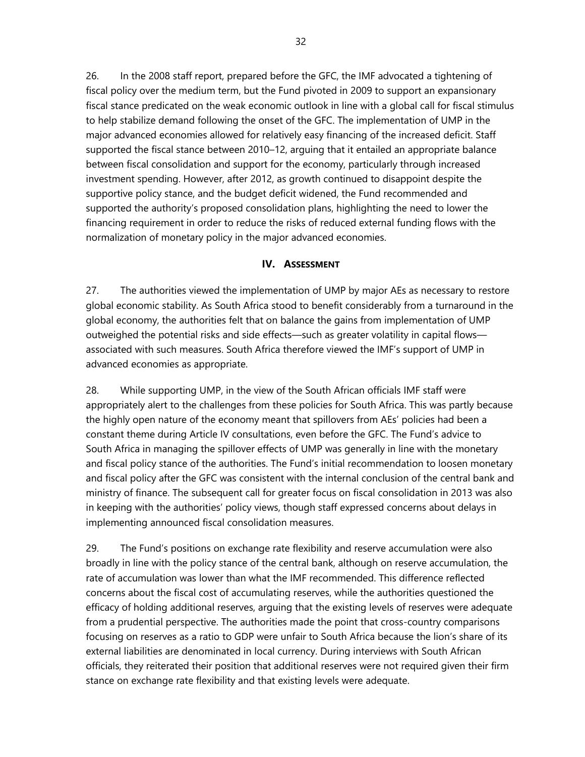26. In the 2008 staff report, prepared before the GFC, the IMF advocated a tightening of fiscal policy over the medium term, but the Fund pivoted in 2009 to support an expansionary fiscal stance predicated on the weak economic outlook in line with a global call for fiscal stimulus to help stabilize demand following the onset of the GFC. The implementation of UMP in the major advanced economies allowed for relatively easy financing of the increased deficit. Staff supported the fiscal stance between 2010–12, arguing that it entailed an appropriate balance between fiscal consolidation and support for the economy, particularly through increased investment spending. However, after 2012, as growth continued to disappoint despite the supportive policy stance, and the budget deficit widened, the Fund recommended and supported the authority's proposed consolidation plans, highlighting the need to lower the financing requirement in order to reduce the risks of reduced external funding flows with the normalization of monetary policy in the major advanced economies.

## IV. ASSESSMENT

27. The authorities viewed the implementation of UMP by major AEs as necessary to restore global economic stability. As South Africa stood to benefit considerably from a turnaround in the global economy, the authorities felt that on balance the gains from implementation of UMP outweighed the potential risks and side effects—such as greater volatility in capital flows—associated with such measures. South Africa therefore viewed the IMF's support of UMP in advanced economies as appropriate.

28. While supporting UMP, in the view of the South African officials IMF staff were appropriately alert to the challenges from these policies for South Africa. This was partly because the highly open nature of the economy meant that spillovers from AEs' policies had been a constant theme during Article IV consultations, even before the GFC. The Fund's advice to South Africa in managing the spillover effects of UMP was generally in line with the monetary and fiscal policy stance of the authorities. The Fund's initial recommendation to loosen monetary and fiscal policy after the GFC was consistent with the internal conclusion of the central bank and ministry of finance. The subsequent call for greater focus on fiscal consolidation in 2013 was also in keeping with the authorities' policy views, though staff expressed concerns about delays in implementing announced fiscal consolidation measures.

29. The Fund's positions on exchange rate flexibility and reserve accumulation were also broadly in line with the policy stance of the central bank, although on reserve accumulation, the rate of accumulation was lower than what the IMF recommended. This difference reflected concerns about the fiscal cost of accumulating reserves, while the authorities questioned the efficacy of holding additional reserves, arguing that the existing levels of reserves were adequate from a prudential perspective. The authorities made the point that cross-country comparisons focusing on reserves as a ratio to GDP were unfair to South Africa because the lion's share of its external liabilities are denominated in local currency. During interviews with South African officials, they reiterated their position that additional reserves were not required given their firm stance on exchange rate flexibility and that existing levels were adequate.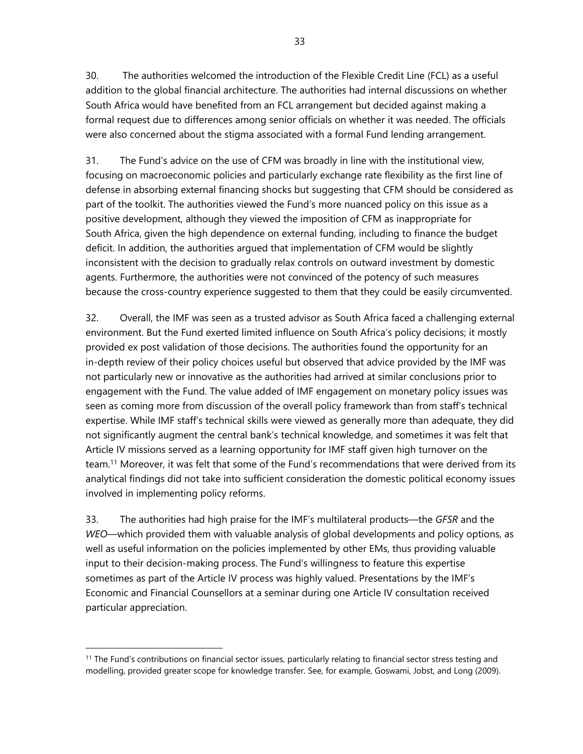30. The authorities welcomed the introduction of the Flexible Credit Line (FCL) as a useful addition to the global financial architecture. The authorities had internal discussions on whether South Africa would have benefited from an FCL arrangement but decided against making a formal request due to differences among senior officials on whether it was needed. The officials were also concerned about the stigma associated with a formal Fund lending arrangement.

31. The Fund's advice on the use of CFM was broadly in line with the institutional view, focusing on macroeconomic policies and particularly exchange rate flexibility as the first line of defense in absorbing external financing shocks but suggesting that CFM should be considered as part of the toolkit. The authorities viewed the Fund's more nuanced policy on this issue as a positive development, although they viewed the imposition of CFM as inappropriate for South Africa, given the high dependence on external funding, including to finance the budget deficit. In addition, the authorities argued that implementation of CFM would be slightly inconsistent with the decision to gradually relax controls on outward investment by domestic agents. Furthermore, the authorities were not convinced of the potency of such measures because the cross-country experience suggested to them that they could be easily circumvented.

32. Overall, the IMF was seen as a trusted advisor as South Africa faced a challenging external environment. But the Fund exerted limited influence on South Africa's policy decisions; it mostly provided ex post validation of those decisions. The authorities found the opportunity for an in-depth review of their policy choices useful but observed that advice provided by the IMF was not particularly new or innovative as the authorities had arrived at similar conclusions prior to engagement with the Fund. The value added of IMF engagement on monetary policy issues was seen as coming more from discussion of the overall policy framework than from staff's technical expertise. While IMF staff's technical skills were viewed as generally more than adequate, they did not significantly augment the central bank's technical knowledge, and sometimes it was felt that Article IV missions served as a learning opportunity for IMF staff given high turnover on the team.[11] Moreover, it was felt that some of the Fund's recommendations that were derived from its analytical findings did not take into sufficient consideration the domestic political economy issues involved in implementing policy reforms.

33. The authorities had high praise for the IMF's multilateral products—the *GFSR* and the *WEO*—which provided them with valuable analysis of global developments and policy options, as well as useful information on the policies implemented by other EMs, thus providing valuable input to their decision-making process. The Fund's willingness to feature this expertise sometimes as part of the Article IV process was highly valued. Presentations by the IMF's Economic and Financial Counsellors at a seminar during one Article IV consultation received particular appreciation.

---

[11] The Fund's contributions on financial sector issues, particularly relating to financial sector stress testing and modelling, provided greater scope for knowledge transfer. See, for example, Goswami, Jobst, and Long (2009).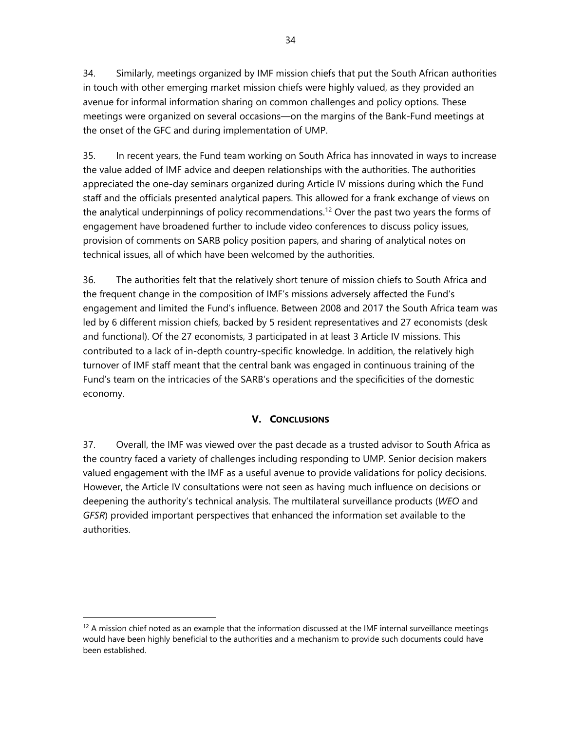34. Similarly, meetings organized by IMF mission chiefs that put the South African authorities in touch with other emerging market mission chiefs were highly valued, as they provided an avenue for informal information sharing on common challenges and policy options. These meetings were organized on several occasions—on the margins of the Bank-Fund meetings at the onset of the GFC and during implementation of UMP.

35. In recent years, the Fund team working on South Africa has innovated in ways to increase the value added of IMF advice and deepen relationships with the authorities. The authorities appreciated the one-day seminars organized during Article IV missions during which the Fund staff and the officials presented analytical papers. This allowed for a frank exchange of views on the analytical underpinnings of policy recommendations.[12] Over the past two years the forms of engagement have broadened further to include video conferences to discuss policy issues, provision of comments on SARB policy position papers, and sharing of analytical notes on technical issues, all of which have been welcomed by the authorities.

36. The authorities felt that the relatively short tenure of mission chiefs to South Africa and the frequent change in the composition of IMF's missions adversely affected the Fund's engagement and limited the Fund's influence. Between 2008 and 2017 the South Africa team was led by 6 different mission chiefs, backed by 5 resident representatives and 27 economists (desk and functional). Of the 27 economists, 3 participated in at least 3 Article IV missions. This contributed to a lack of in-depth country-specific knowledge. In addition, the relatively high turnover of IMF staff meant that the central bank was engaged in continuous training of the Fund's team on the intricacies of the SARB's operations and the specificities of the domestic economy.

## V. CONCLUSIONS

37. Overall, the IMF was viewed over the past decade as a trusted advisor to South Africa as the country faced a variety of challenges including responding to UMP. Senior decision makers valued engagement with the IMF as a useful avenue to provide validations for policy decisions. However, the Article IV consultations were not seen as having much influence on decisions or deepening the authority's technical analysis. The multilateral surveillance products (*WEO* and *GFSR*) provided important perspectives that enhanced the information set available to the authorities.

[12] A mission chief noted as an example that the information discussed at the IMF internal surveillance meetings would have been highly beneficial to the authorities and a mechanism to provide such documents could have been established.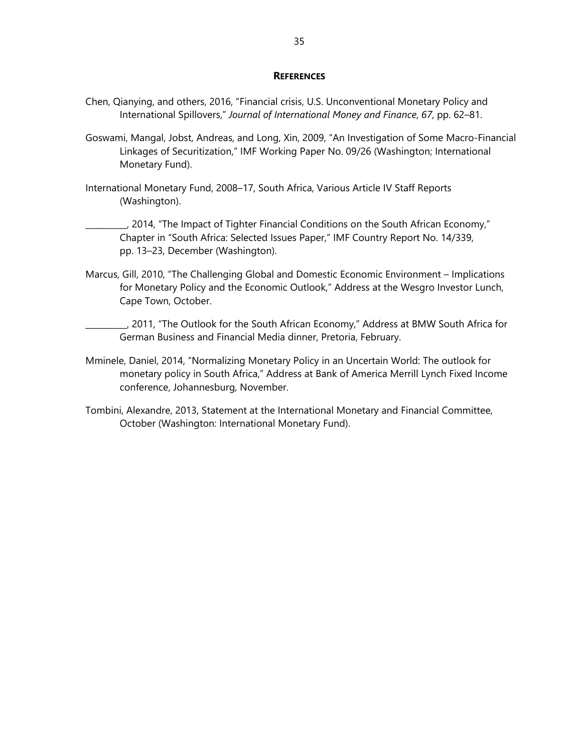## REFERENCES

Chen, Qianying, and others, 2016, "Financial crisis, U.S. Unconventional Monetary Policy and International Spillovers," *Journal of International Money and Finance*, *67*, pp. 62–81.

Goswami, Mangal, Jobst, Andreas, and Long, Xin, 2009, "An Investigation of Some Macro-Financial Linkages of Securitization," IMF Working Paper No. 09/26 (Washington; International Monetary Fund).

International Monetary Fund, 2008–17, South Africa, Various Article IV Staff Reports (Washington).

__________, 2014, "The Impact of Tighter Financial Conditions on the South African Economy," Chapter in "South Africa: Selected Issues Paper," IMF Country Report No. 14/339, pp. 13–23, December (Washington).

Marcus, Gill, 2010, "The Challenging Global and Domestic Economic Environment – Implications for Monetary Policy and the Economic Outlook," Address at the Wesgro Investor Lunch, Cape Town, October.

__________, 2011, "The Outlook for the South African Economy," Address at BMW South Africa for German Business and Financial Media dinner, Pretoria, February.

Mminele, Daniel, 2014, "Normalizing Monetary Policy in an Uncertain World: The outlook for monetary policy in South Africa," Address at Bank of America Merrill Lynch Fixed Income conference, Johannesburg, November.

Tombini, Alexandre, 2013, Statement at the International Monetary and Financial Committee, October (Washington: International Monetary Fund).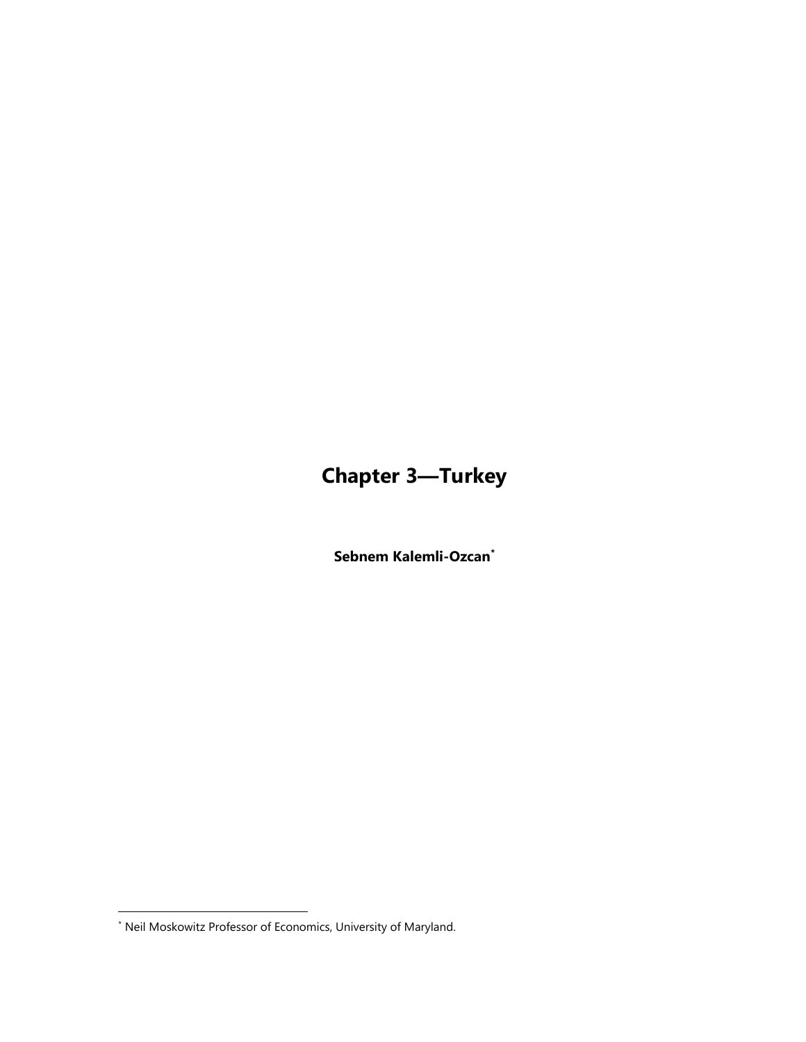# Chapter 3—Turkey

**Sebnem Kalemli-Ozcan***

* Neil Moskowitz Professor of Economics, University of Maryland.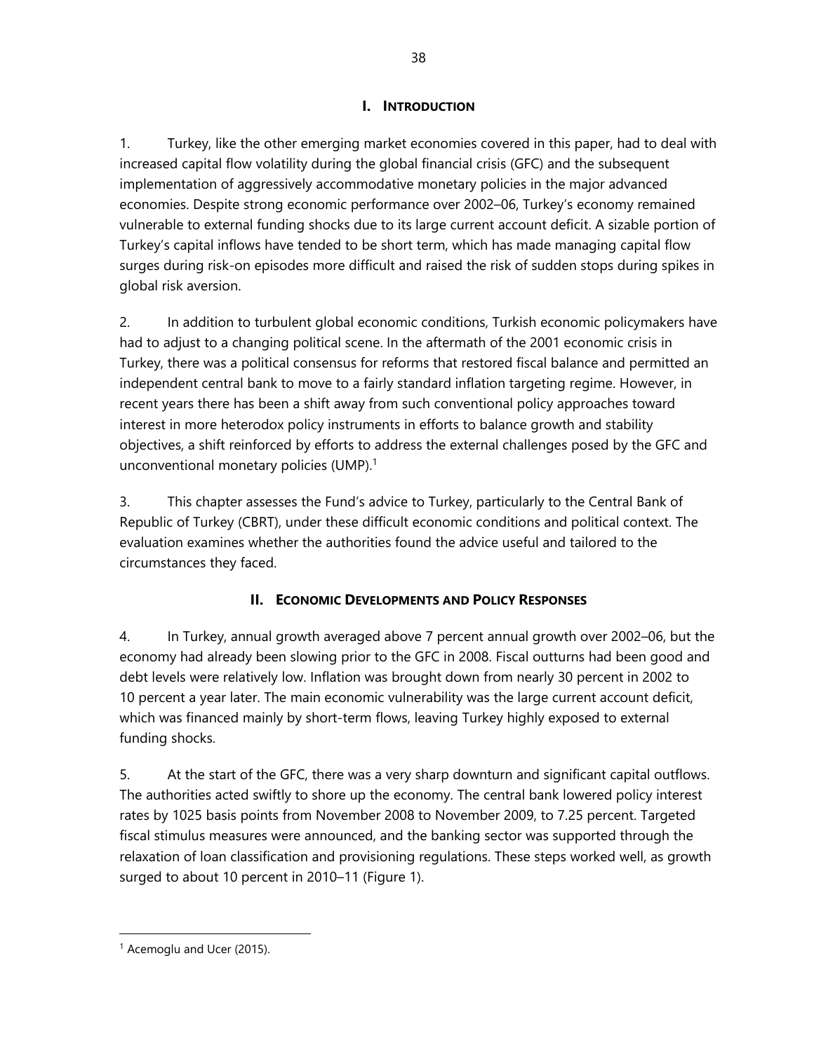## I. INTRODUCTION

1. Turkey, like the other emerging market economies covered in this paper, had to deal with increased capital flow volatility during the global financial crisis (GFC) and the subsequent implementation of aggressively accommodative monetary policies in the major advanced economies. Despite strong economic performance over 2002–06, Turkey's economy remained vulnerable to external funding shocks due to its large current account deficit. A sizable portion of Turkey's capital inflows have tended to be short term, which has made managing capital flow surges during risk-on episodes more difficult and raised the risk of sudden stops during spikes in global risk aversion.

2. In addition to turbulent global economic conditions, Turkish economic policymakers have had to adjust to a changing political scene. In the aftermath of the 2001 economic crisis in Turkey, there was a political consensus for reforms that restored fiscal balance and permitted an independent central bank to move to a fairly standard inflation targeting regime. However, in recent years there has been a shift away from such conventional policy approaches toward interest in more heterodox policy instruments in efforts to balance growth and stability objectives, a shift reinforced by efforts to address the external challenges posed by the GFC and unconventional monetary policies (UMP).[1]

3. This chapter assesses the Fund's advice to Turkey, particularly to the Central Bank of Republic of Turkey (CBRT), under these difficult economic conditions and political context. The evaluation examines whether the authorities found the advice useful and tailored to the circumstances they faced.

## II. ECONOMIC DEVELOPMENTS AND POLICY RESPONSES

4. In Turkey, annual growth averaged above 7 percent annual growth over 2002–06, but the economy had already been slowing prior to the GFC in 2008. Fiscal outturns had been good and debt levels were relatively low. Inflation was brought down from nearly 30 percent in 2002 to 10 percent a year later. The main economic vulnerability was the large current account deficit, which was financed mainly by short-term flows, leaving Turkey highly exposed to external funding shocks.

5. At the start of the GFC, there was a very sharp downturn and significant capital outflows. The authorities acted swiftly to shore up the economy. The central bank lowered policy interest rates by 1025 basis points from November 2008 to November 2009, to 7.25 percent. Targeted fiscal stimulus measures were announced, and the banking sector was supported through the relaxation of loan classification and provisioning regulations. These steps worked well, as growth surged to about 10 percent in 2010–11 (Figure 1).

---

[1] Acemoglu and Ucer (2015).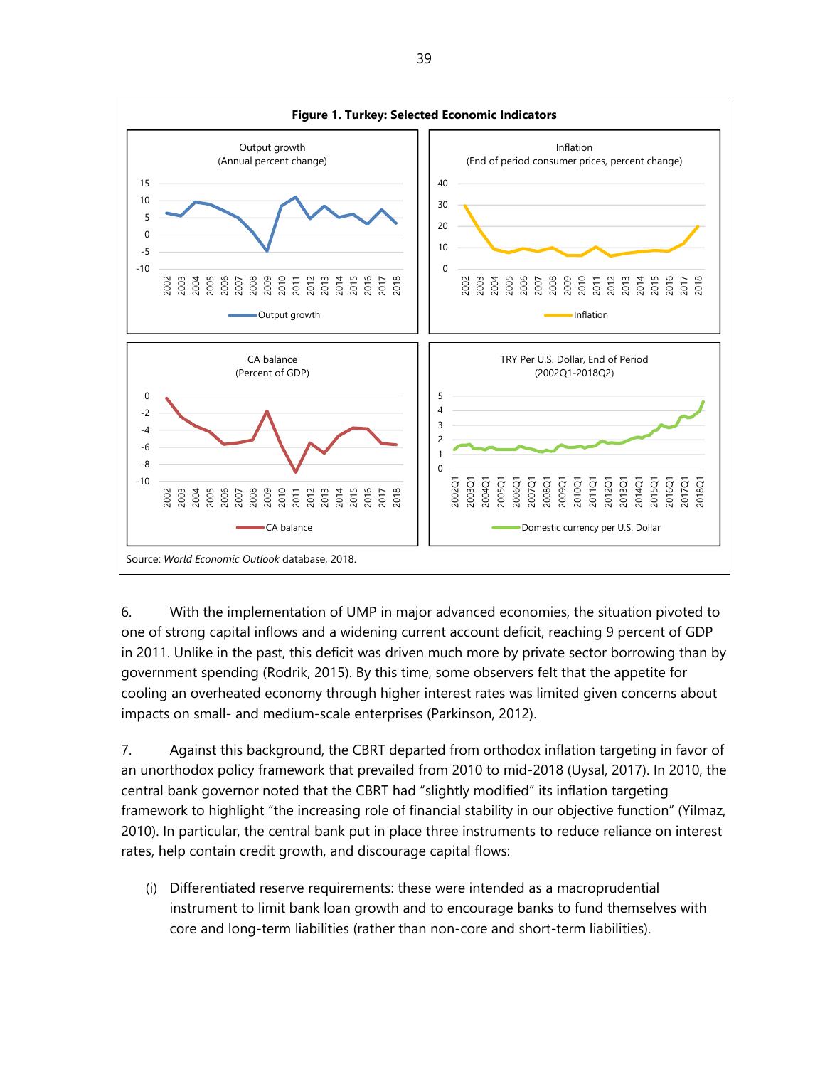**Figure 1. Turkey: Selected Economic Indicators**

Source: *World Economic Outlook* database, 2018.

6. With the implementation of UMP in major advanced economies, the situation pivoted to one of strong capital inflows and a widening current account deficit, reaching 9 percent of GDP in 2011. Unlike in the past, this deficit was driven much more by private sector borrowing than by government spending (Rodrik, 2015). By this time, some observers felt that the appetite for cooling an overheated economy through higher interest rates was limited given concerns about impacts on small- and medium-scale enterprises (Parkinson, 2012).

7. Against this background, the CBRT departed from orthodox inflation targeting in favor of an unorthodox policy framework that prevailed from 2010 to mid-2018 (Uysal, 2017). In 2010, the central bank governor noted that the CBRT had "slightly modified" its inflation targeting framework to highlight "the increasing role of financial stability in our objective function" (Yilmaz, 2010). In particular, the central bank put in place three instruments to reduce reliance on interest rates, help contain credit growth, and discourage capital flows:

(i) Differentiated reserve requirements: these were intended as a macroprudential instrument to limit bank loan growth and to encourage banks to fund themselves with core and long-term liabilities (rather than non-core and short-term liabilities).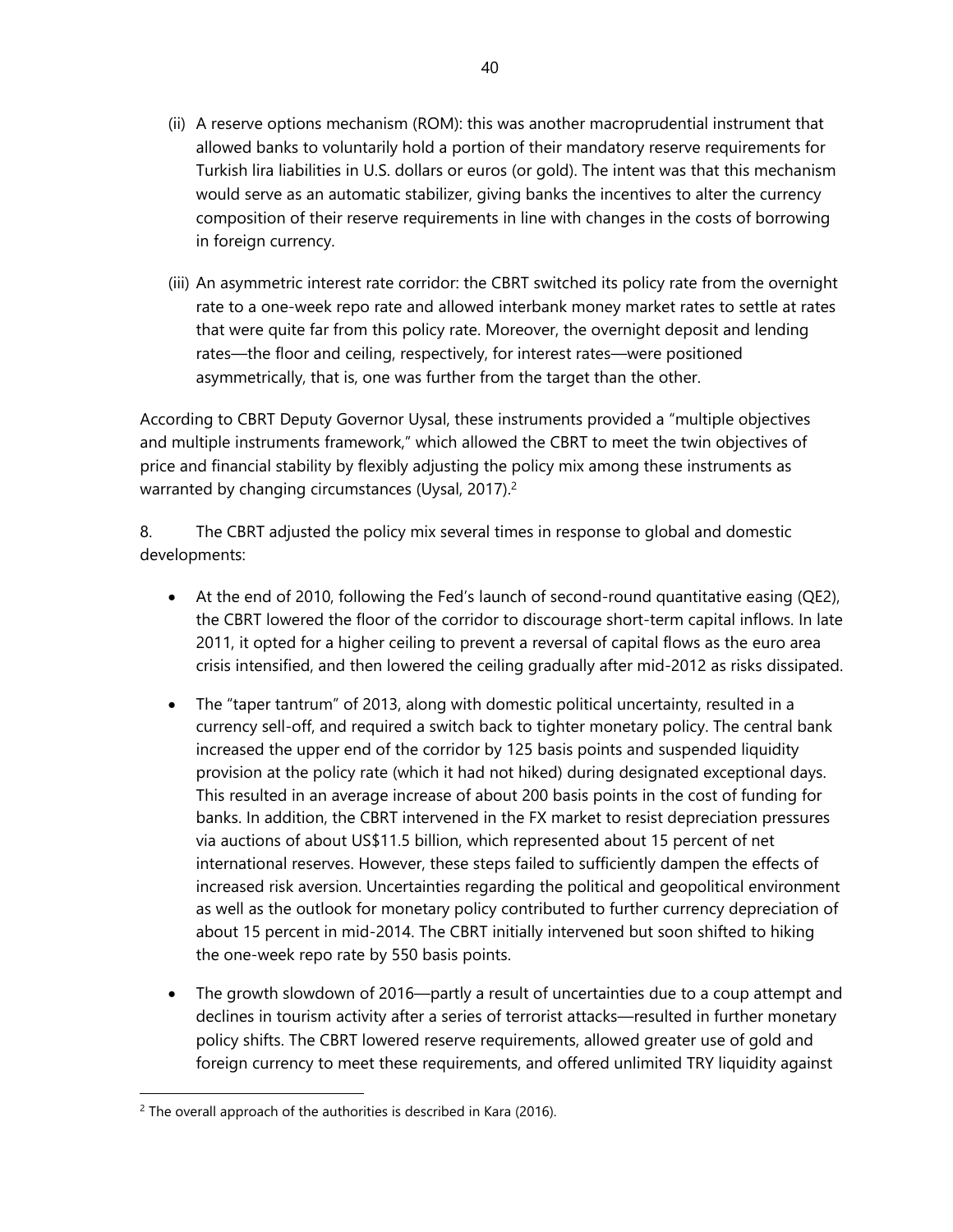(ii) A reserve options mechanism (ROM): this was another macroprudential instrument that allowed banks to voluntarily hold a portion of their mandatory reserve requirements for Turkish lira liabilities in U.S. dollars or euros (or gold). The intent was that this mechanism would serve as an automatic stabilizer, giving banks the incentives to alter the currency composition of their reserve requirements in line with changes in the costs of borrowing in foreign currency.

(iii) An asymmetric interest rate corridor: the CBRT switched its policy rate from the overnight rate to a one-week repo rate and allowed interbank money market rates to settle at rates that were quite far from this policy rate. Moreover, the overnight deposit and lending rates—the floor and ceiling, respectively, for interest rates—were positioned asymmetrically, that is, one was further from the target than the other.

According to CBRT Deputy Governor Uysal, these instruments provided a "multiple objectives and multiple instruments framework," which allowed the CBRT to meet the twin objectives of price and financial stability by flexibly adjusting the policy mix among these instruments as warranted by changing circumstances (Uysal, 2017).[2]

8. The CBRT adjusted the policy mix several times in response to global and domestic developments:

- At the end of 2010, following the Fed's launch of second-round quantitative easing (QE2), the CBRT lowered the floor of the corridor to discourage short-term capital inflows. In late 2011, it opted for a higher ceiling to prevent a reversal of capital flows as the euro area crisis intensified, and then lowered the ceiling gradually after mid-2012 as risks dissipated.
- The "taper tantrum" of 2013, along with domestic political uncertainty, resulted in a currency sell-off, and required a switch back to tighter monetary policy. The central bank increased the upper end of the corridor by 125 basis points and suspended liquidity provision at the policy rate (which it had not hiked) during designated exceptional days. This resulted in an average increase of about 200 basis points in the cost of funding for banks. In addition, the CBRT intervened in the FX market to resist depreciation pressures via auctions of about US$11.5 billion, which represented about 15 percent of net international reserves. However, these steps failed to sufficiently dampen the effects of increased risk aversion. Uncertainties regarding the political and geopolitical environment as well as the outlook for monetary policy contributed to further currency depreciation of about 15 percent in mid-2014. The CBRT initially intervened but soon shifted to hiking the one-week repo rate by 550 basis points.
- The growth slowdown of 2016—partly a result of uncertainties due to a coup attempt and declines in tourism activity after a series of terrorist attacks—resulted in further monetary policy shifts. The CBRT lowered reserve requirements, allowed greater use of gold and foreign currency to meet these requirements, and offered unlimited TRY liquidity against

[2] The overall approach of the authorities is described in Kara (2016).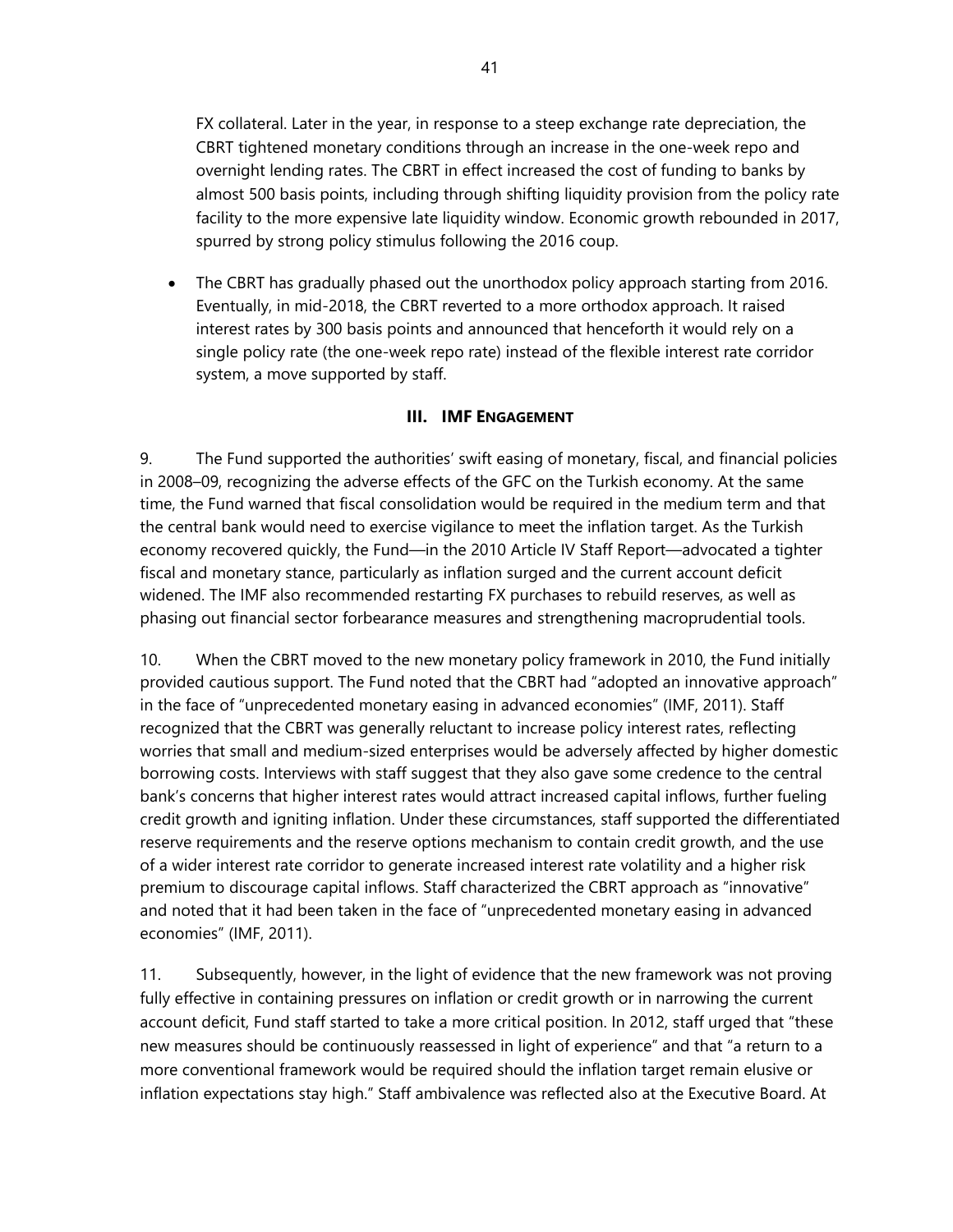FX collateral. Later in the year, in response to a steep exchange rate depreciation, the CBRT tightened monetary conditions through an increase in the one-week repo and overnight lending rates. The CBRT in effect increased the cost of funding to banks by almost 500 basis points, including through shifting liquidity provision from the policy rate facility to the more expensive late liquidity window. Economic growth rebounded in 2017, spurred by strong policy stimulus following the 2016 coup.

- The CBRT has gradually phased out the unorthodox policy approach starting from 2016. Eventually, in mid-2018, the CBRT reverted to a more orthodox approach. It raised interest rates by 300 basis points and announced that henceforth it would rely on a single policy rate (the one-week repo rate) instead of the flexible interest rate corridor system, a move supported by staff.

## III. IMF ENGAGEMENT

9. The Fund supported the authorities' swift easing of monetary, fiscal, and financial policies in 2008–09, recognizing the adverse effects of the GFC on the Turkish economy. At the same time, the Fund warned that fiscal consolidation would be required in the medium term and that the central bank would need to exercise vigilance to meet the inflation target. As the Turkish economy recovered quickly, the Fund—in the 2010 Article IV Staff Report—advocated a tighter fiscal and monetary stance, particularly as inflation surged and the current account deficit widened. The IMF also recommended restarting FX purchases to rebuild reserves, as well as phasing out financial sector forbearance measures and strengthening macroprudential tools.

10. When the CBRT moved to the new monetary policy framework in 2010, the Fund initially provided cautious support. The Fund noted that the CBRT had "adopted an innovative approach" in the face of "unprecedented monetary easing in advanced economies" (IMF, 2011). Staff recognized that the CBRT was generally reluctant to increase policy interest rates, reflecting worries that small and medium-sized enterprises would be adversely affected by higher domestic borrowing costs. Interviews with staff suggest that they also gave some credence to the central bank's concerns that higher interest rates would attract increased capital inflows, further fueling credit growth and igniting inflation. Under these circumstances, staff supported the differentiated reserve requirements and the reserve options mechanism to contain credit growth, and the use of a wider interest rate corridor to generate increased interest rate volatility and a higher risk premium to discourage capital inflows. Staff characterized the CBRT approach as "innovative" and noted that it had been taken in the face of "unprecedented monetary easing in advanced economies" (IMF, 2011).

11. Subsequently, however, in the light of evidence that the new framework was not proving fully effective in containing pressures on inflation or credit growth or in narrowing the current account deficit, Fund staff started to take a more critical position. In 2012, staff urged that "these new measures should be continuously reassessed in light of experience" and that "a return to a more conventional framework would be required should the inflation target remain elusive or inflation expectations stay high." Staff ambivalence was reflected also at the Executive Board. At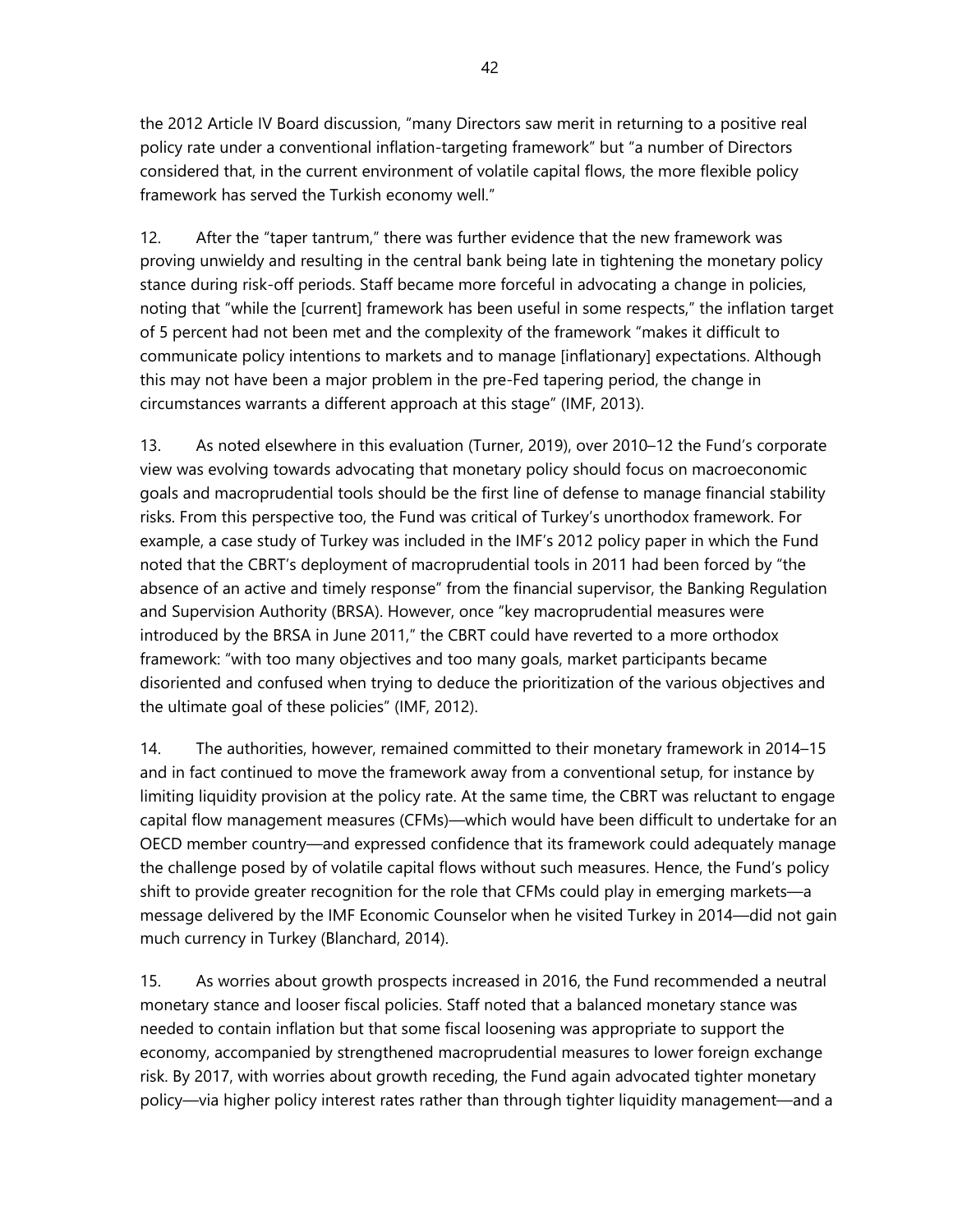the 2012 Article IV Board discussion, "many Directors saw merit in returning to a positive real policy rate under a conventional inflation-targeting framework" but "a number of Directors considered that, in the current environment of volatile capital flows, the more flexible policy framework has served the Turkish economy well."

12. After the "taper tantrum," there was further evidence that the new framework was proving unwieldy and resulting in the central bank being late in tightening the monetary policy stance during risk-off periods. Staff became more forceful in advocating a change in policies, noting that "while the [current] framework has been useful in some respects," the inflation target of 5 percent had not been met and the complexity of the framework "makes it difficult to communicate policy intentions to markets and to manage [inflationary] expectations. Although this may not have been a major problem in the pre-Fed tapering period, the change in circumstances warrants a different approach at this stage" (IMF, 2013).

13. As noted elsewhere in this evaluation (Turner, 2019), over 2010–12 the Fund's corporate view was evolving towards advocating that monetary policy should focus on macroeconomic goals and macroprudential tools should be the first line of defense to manage financial stability risks. From this perspective too, the Fund was critical of Turkey's unorthodox framework. For example, a case study of Turkey was included in the IMF's 2012 policy paper in which the Fund noted that the CBRT's deployment of macroprudential tools in 2011 had been forced by "the absence of an active and timely response" from the financial supervisor, the Banking Regulation and Supervision Authority (BRSA). However, once "key macroprudential measures were introduced by the BRSA in June 2011," the CBRT could have reverted to a more orthodox framework: "with too many objectives and too many goals, market participants became disoriented and confused when trying to deduce the prioritization of the various objectives and the ultimate goal of these policies" (IMF, 2012).

14. The authorities, however, remained committed to their monetary framework in 2014–15 and in fact continued to move the framework away from a conventional setup, for instance by limiting liquidity provision at the policy rate. At the same time, the CBRT was reluctant to engage capital flow management measures (CFMs)—which would have been difficult to undertake for an OECD member country—and expressed confidence that its framework could adequately manage the challenge posed by of volatile capital flows without such measures. Hence, the Fund's policy shift to provide greater recognition for the role that CFMs could play in emerging markets—a message delivered by the IMF Economic Counselor when he visited Turkey in 2014—did not gain much currency in Turkey (Blanchard, 2014).

15. As worries about growth prospects increased in 2016, the Fund recommended a neutral monetary stance and looser fiscal policies. Staff noted that a balanced monetary stance was needed to contain inflation but that some fiscal loosening was appropriate to support the economy, accompanied by strengthened macroprudential measures to lower foreign exchange risk. By 2017, with worries about growth receding, the Fund again advocated tighter monetary policy—via higher policy interest rates rather than through tighter liquidity management—and a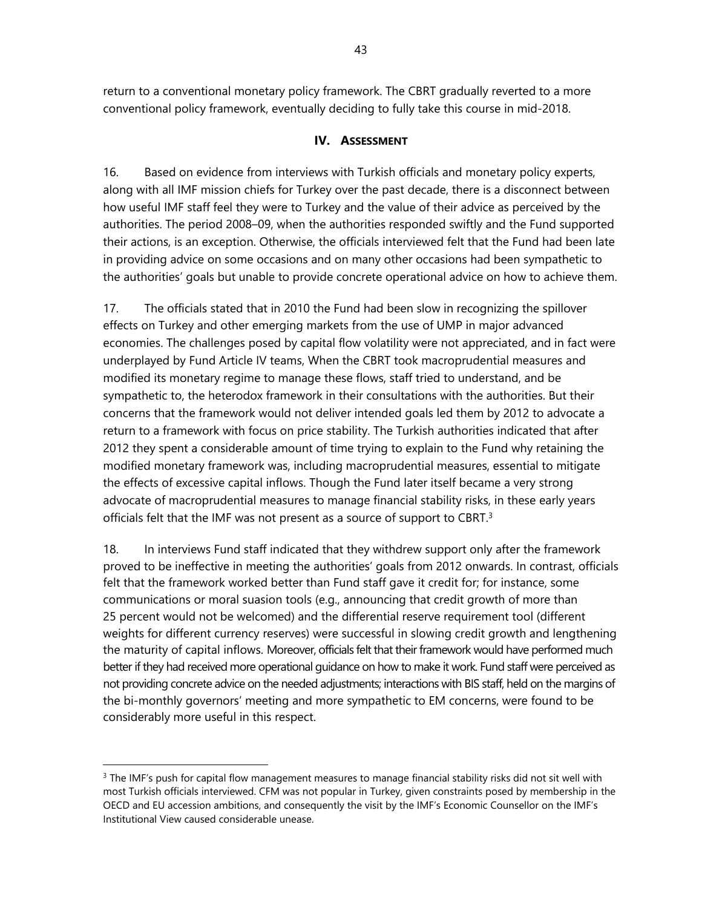return to a conventional monetary policy framework. The CBRT gradually reverted to a more conventional policy framework, eventually deciding to fully take this course in mid-2018.

## IV. ASSESSMENT

16. Based on evidence from interviews with Turkish officials and monetary policy experts, along with all IMF mission chiefs for Turkey over the past decade, there is a disconnect between how useful IMF staff feel they were to Turkey and the value of their advice as perceived by the authorities. The period 2008–09, when the authorities responded swiftly and the Fund supported their actions, is an exception. Otherwise, the officials interviewed felt that the Fund had been late in providing advice on some occasions and on many other occasions had been sympathetic to the authorities' goals but unable to provide concrete operational advice on how to achieve them.

17. The officials stated that in 2010 the Fund had been slow in recognizing the spillover effects on Turkey and other emerging markets from the use of UMP in major advanced economies. The challenges posed by capital flow volatility were not appreciated, and in fact were underplayed by Fund Article IV teams, When the CBRT took macroprudential measures and modified its monetary regime to manage these flows, staff tried to understand, and be sympathetic to, the heterodox framework in their consultations with the authorities. But their concerns that the framework would not deliver intended goals led them by 2012 to advocate a return to a framework with focus on price stability. The Turkish authorities indicated that after 2012 they spent a considerable amount of time trying to explain to the Fund why retaining the modified monetary framework was, including macroprudential measures, essential to mitigate the effects of excessive capital inflows. Though the Fund later itself became a very strong advocate of macroprudential measures to manage financial stability risks, in these early years officials felt that the IMF was not present as a source of support to CBRT.[3]

18. In interviews Fund staff indicated that they withdrew support only after the framework proved to be ineffective in meeting the authorities' goals from 2012 onwards. In contrast, officials felt that the framework worked better than Fund staff gave it credit for; for instance, some communications or moral suasion tools (e.g., announcing that credit growth of more than 25 percent would not be welcomed) and the differential reserve requirement tool (different weights for different currency reserves) were successful in slowing credit growth and lengthening the maturity of capital inflows. Moreover, officials felt that their framework would have performed much better if they had received more operational guidance on how to make it work. Fund staff were perceived as not providing concrete advice on the needed adjustments; interactions with BIS staff, held on the margins of the bi-monthly governors' meeting and more sympathetic to EM concerns, were found to be considerably more useful in this respect.

[3] The IMF's push for capital flow management measures to manage financial stability risks did not sit well with most Turkish officials interviewed. CFM was not popular in Turkey, given constraints posed by membership in the OECD and EU accession ambitions, and consequently the visit by the IMF's Economic Counsellor on the IMF's Institutional View caused considerable unease.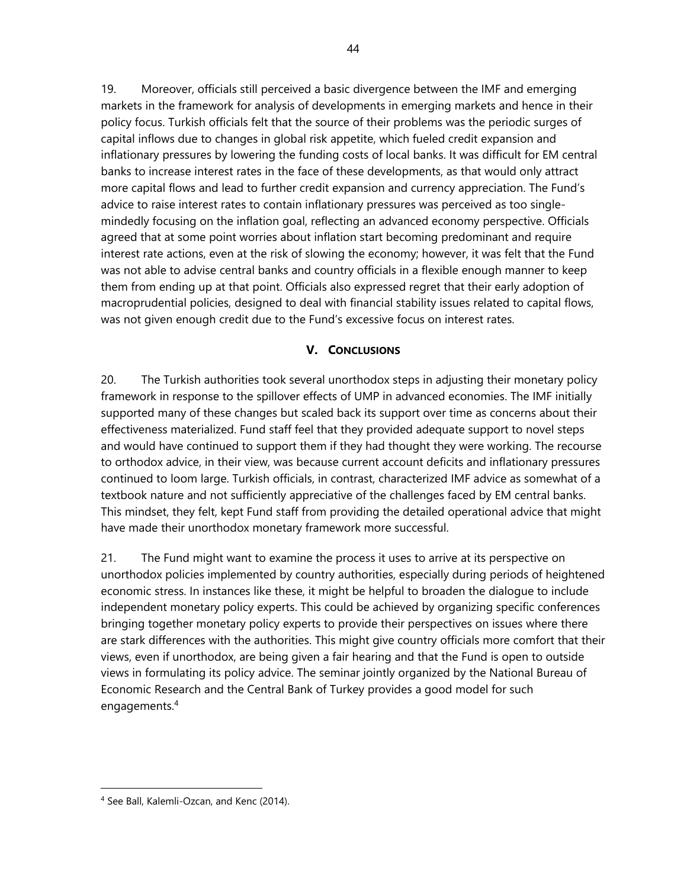19. Moreover, officials still perceived a basic divergence between the IMF and emerging markets in the framework for analysis of developments in emerging markets and hence in their policy focus. Turkish officials felt that the source of their problems was the periodic surges of capital inflows due to changes in global risk appetite, which fueled credit expansion and inflationary pressures by lowering the funding costs of local banks. It was difficult for EM central banks to increase interest rates in the face of these developments, as that would only attract more capital flows and lead to further credit expansion and currency appreciation. The Fund's advice to raise interest rates to contain inflationary pressures was perceived as too single-mindedly focusing on the inflation goal, reflecting an advanced economy perspective. Officials agreed that at some point worries about inflation start becoming predominant and require interest rate actions, even at the risk of slowing the economy; however, it was felt that the Fund was not able to advise central banks and country officials in a flexible enough manner to keep them from ending up at that point. Officials also expressed regret that their early adoption of macroprudential policies, designed to deal with financial stability issues related to capital flows, was not given enough credit due to the Fund's excessive focus on interest rates.

## V. CONCLUSIONS

20. The Turkish authorities took several unorthodox steps in adjusting their monetary policy framework in response to the spillover effects of UMP in advanced economies. The IMF initially supported many of these changes but scaled back its support over time as concerns about their effectiveness materialized. Fund staff feel that they provided adequate support to novel steps and would have continued to support them if they had thought they were working. The recourse to orthodox advice, in their view, was because current account deficits and inflationary pressures continued to loom large. Turkish officials, in contrast, characterized IMF advice as somewhat of a textbook nature and not sufficiently appreciative of the challenges faced by EM central banks. This mindset, they felt, kept Fund staff from providing the detailed operational advice that might have made their unorthodox monetary framework more successful.

21. The Fund might want to examine the process it uses to arrive at its perspective on unorthodox policies implemented by country authorities, especially during periods of heightened economic stress. In instances like these, it might be helpful to broaden the dialogue to include independent monetary policy experts. This could be achieved by organizing specific conferences bringing together monetary policy experts to provide their perspectives on issues where there are stark differences with the authorities. This might give country officials more comfort that their views, even if unorthodox, are being given a fair hearing and that the Fund is open to outside views in formulating its policy advice. The seminar jointly organized by the National Bureau of Economic Research and the Central Bank of Turkey provides a good model for such engagements.[4]

---

[4] See Ball, Kalemli-Ozcan, and Kenc (2014).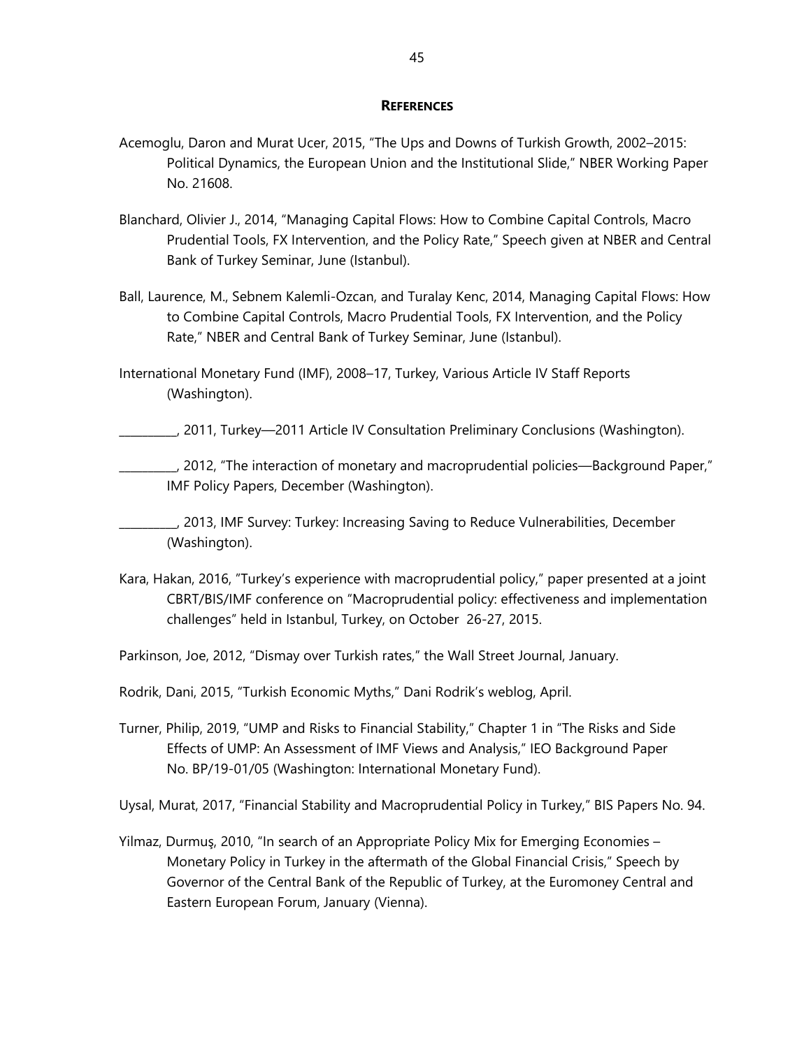## REFERENCES

Acemoglu, Daron and Murat Ucer, 2015, "The Ups and Downs of Turkish Growth, 2002–2015: Political Dynamics, the European Union and the Institutional Slide," NBER Working Paper No. 21608.

Blanchard, Olivier J., 2014, "Managing Capital Flows: How to Combine Capital Controls, Macro Prudential Tools, FX Intervention, and the Policy Rate," Speech given at NBER and Central Bank of Turkey Seminar, June (Istanbul).

Ball, Laurence, M., Sebnem Kalemli-Ozcan, and Turalay Kenc, 2014, Managing Capital Flows: How to Combine Capital Controls, Macro Prudential Tools, FX Intervention, and the Policy Rate," NBER and Central Bank of Turkey Seminar, June (Istanbul).

International Monetary Fund (IMF), 2008–17, Turkey, Various Article IV Staff Reports (Washington).

__________, 2011, Turkey—2011 Article IV Consultation Preliminary Conclusions (Washington).

__________, 2012, "The interaction of monetary and macroprudential policies—Background Paper," IMF Policy Papers, December (Washington).

__________, 2013, IMF Survey: Turkey: Increasing Saving to Reduce Vulnerabilities, December (Washington).

Kara, Hakan, 2016, "Turkey's experience with macroprudential policy," paper presented at a joint CBRT/BIS/IMF conference on "Macroprudential policy: effectiveness and implementation challenges" held in Istanbul, Turkey, on October 26-27, 2015.

Parkinson, Joe, 2012, "Dismay over Turkish rates," the Wall Street Journal, January.

Rodrik, Dani, 2015, "Turkish Economic Myths," Dani Rodrik's weblog, April.

Turner, Philip, 2019, "UMP and Risks to Financial Stability," Chapter 1 in "The Risks and Side Effects of UMP: An Assessment of IMF Views and Analysis," IEO Background Paper No. BP/19-01/05 (Washington: International Monetary Fund).

Uysal, Murat, 2017, "Financial Stability and Macroprudential Policy in Turkey," BIS Papers No. 94.

Yilmaz, Durmuş, 2010, "In search of an Appropriate Policy Mix for Emerging Economies – Monetary Policy in Turkey in the aftermath of the Global Financial Crisis," Speech by Governor of the Central Bank of the Republic of Turkey, at the Euromoney Central and Eastern European Forum, January (Vienna).